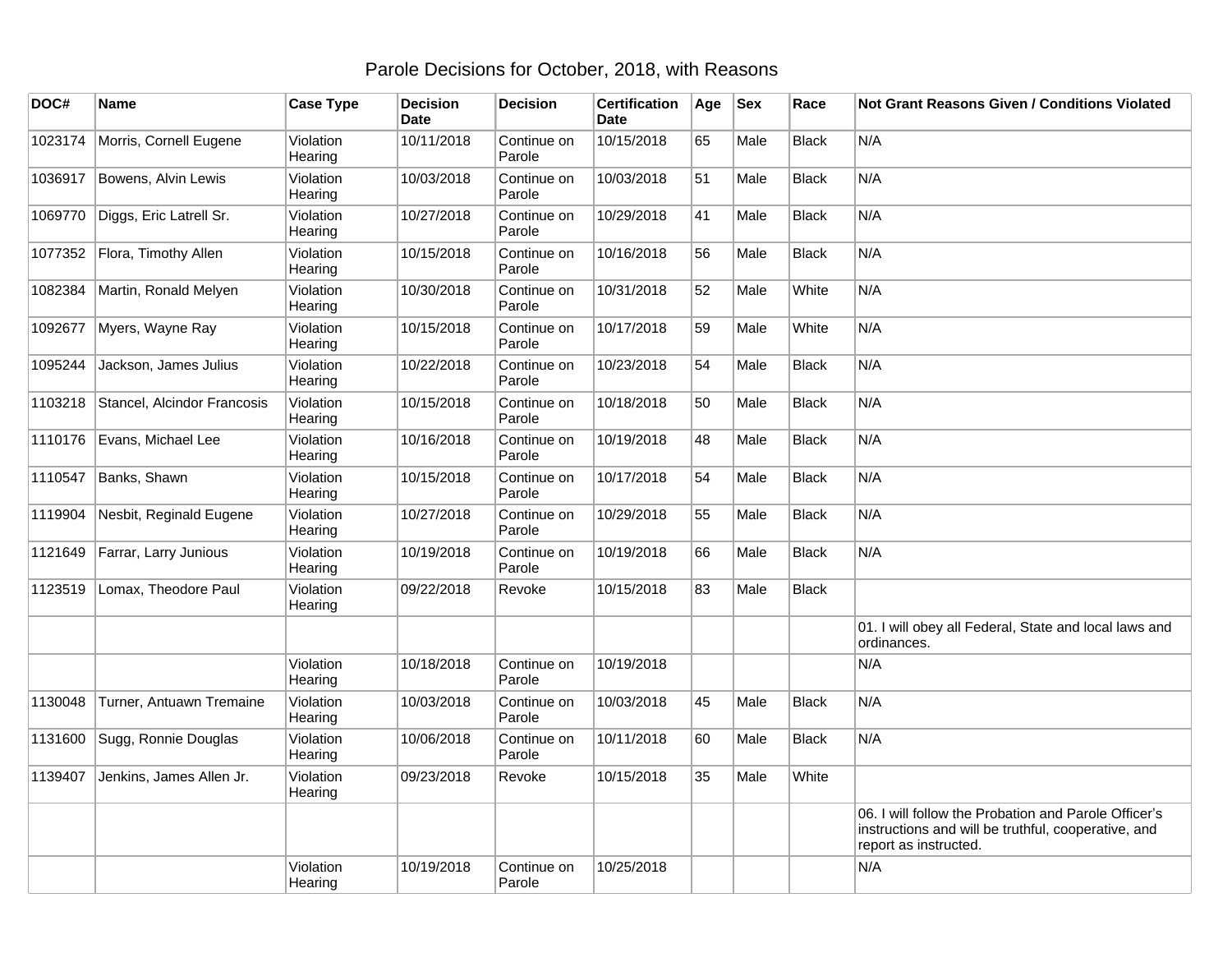# Parole Decisions for October, 2018, with Reasons

| DOC# | Name | Case Type | Decision Date | Decision | Certification Date | Age | Sex | Race | Not Grant Reasons Given / Conditions Violated |
|---|---|---|---|---|---|---|---|---|---|
| 1023174 | Morris, Cornell Eugene | Violation Hearing | 10/11/2018 | Continue on Parole | 10/15/2018 | 65 | Male | Black | N/A |
| 1036917 | Bowens, Alvin Lewis | Violation Hearing | 10/03/2018 | Continue on Parole | 10/03/2018 | 51 | Male | Black | N/A |
| 1069770 | Diggs, Eric Latrell Sr. | Violation Hearing | 10/27/2018 | Continue on Parole | 10/29/2018 | 41 | Male | Black | N/A |
| 1077352 | Flora, Timothy Allen | Violation Hearing | 10/15/2018 | Continue on Parole | 10/16/2018 | 56 | Male | Black | N/A |
| 1082384 | Martin, Ronald Melyen | Violation Hearing | 10/30/2018 | Continue on Parole | 10/31/2018 | 52 | Male | White | N/A |
| 1092677 | Myers, Wayne Ray | Violation Hearing | 10/15/2018 | Continue on Parole | 10/17/2018 | 59 | Male | White | N/A |
| 1095244 | Jackson, James Julius | Violation Hearing | 10/22/2018 | Continue on Parole | 10/23/2018 | 54 | Male | Black | N/A |
| 1103218 | Stancel, Alcindor Francosis | Violation Hearing | 10/15/2018 | Continue on Parole | 10/18/2018 | 50 | Male | Black | N/A |
| 1110176 | Evans, Michael Lee | Violation Hearing | 10/16/2018 | Continue on Parole | 10/19/2018 | 48 | Male | Black | N/A |
| 1110547 | Banks, Shawn | Violation Hearing | 10/15/2018 | Continue on Parole | 10/17/2018 | 54 | Male | Black | N/A |
| 1119904 | Nesbit, Reginald Eugene | Violation Hearing | 10/27/2018 | Continue on Parole | 10/29/2018 | 55 | Male | Black | N/A |
| 1121649 | Farrar, Larry Junious | Violation Hearing | 10/19/2018 | Continue on Parole | 10/19/2018 | 66 | Male | Black | N/A |
| 1123519 | Lomax, Theodore Paul | Violation Hearing | 09/22/2018 | Revoke | 10/15/2018 | 83 | Male | Black | |
| | | | | | | | | | 01. I will obey all Federal, State and local laws and ordinances. |
| | | Violation Hearing | 10/18/2018 | Continue on Parole | 10/19/2018 | | | | N/A |
| 1130048 | Turner, Antuawn Tremaine | Violation Hearing | 10/03/2018 | Continue on Parole | 10/03/2018 | 45 | Male | Black | N/A |
| 1131600 | Sugg, Ronnie Douglas | Violation Hearing | 10/06/2018 | Continue on Parole | 10/11/2018 | 60 | Male | Black | N/A |
| 1139407 | Jenkins, James Allen Jr. | Violation Hearing | 09/23/2018 | Revoke | 10/15/2018 | 35 | Male | White | |
| | | | | | | | | | 06. I will follow the Probation and Parole Officer's instructions and will be truthful, cooperative, and report as instructed. |
| | | Violation Hearing | 10/19/2018 | Continue on Parole | 10/25/2018 | | | | N/A |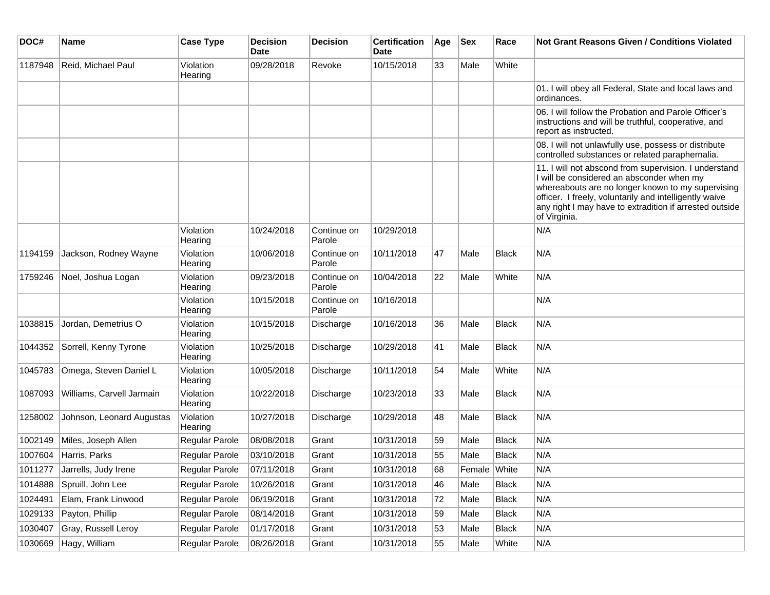| DOC# | Name | Case Type | Decision Date | Decision | Certification Date | Age | Sex | Race | Not Grant Reasons Given / Conditions Violated |
|---|---|---|---|---|---|---|---|---|---|
| 1187948 | Reid, Michael Paul | Violation Hearing | 09/28/2018 | Revoke | 10/15/2018 | 33 | Male | White | |
| | | | | | | | | | 01. I will obey all Federal, State and local laws and ordinances. |
| | | | | | | | | | 06. I will follow the Probation and Parole Officer's instructions and will be truthful, cooperative, and report as instructed. |
| | | | | | | | | | 08. I will not unlawfully use, possess or distribute controlled substances or related paraphernalia. |
| | | | | | | | | | 11. I will not abscond from supervision. I understand I will be considered an absconder when my whereabouts are no longer known to my supervising officer. I freely, voluntarily and intelligently waive any right I may have to extradition if arrested outside of Virginia. |
| | | Violation Hearing | 10/24/2018 | Continue on Parole | 10/29/2018 | | | | N/A |
| 1194159 | Jackson, Rodney Wayne | Violation Hearing | 10/06/2018 | Continue on Parole | 10/11/2018 | 47 | Male | Black | N/A |
| 1759246 | Noel, Joshua Logan | Violation Hearing | 09/23/2018 | Continue on Parole | 10/04/2018 | 22 | Male | White | N/A |
| | | Violation Hearing | 10/15/2018 | Continue on Parole | 10/16/2018 | | | | N/A |
| 1038815 | Jordan, Demetrius O | Violation Hearing | 10/15/2018 | Discharge | 10/16/2018 | 36 | Male | Black | N/A |
| 1044352 | Sorrell, Kenny Tyrone | Violation Hearing | 10/25/2018 | Discharge | 10/29/2018 | 41 | Male | Black | N/A |
| 1045783 | Omega, Steven Daniel L | Violation Hearing | 10/05/2018 | Discharge | 10/11/2018 | 54 | Male | White | N/A |
| 1087093 | Williams, Carvell Jarmain | Violation Hearing | 10/22/2018 | Discharge | 10/23/2018 | 33 | Male | Black | N/A |
| 1258002 | Johnson, Leonard Augustas | Violation Hearing | 10/27/2018 | Discharge | 10/29/2018 | 48 | Male | Black | N/A |
| 1002149 | Miles, Joseph Allen | Regular Parole | 08/08/2018 | Grant | 10/31/2018 | 59 | Male | Black | N/A |
| 1007604 | Harris, Parks | Regular Parole | 03/10/2018 | Grant | 10/31/2018 | 55 | Male | Black | N/A |
| 1011277 | Jarrells, Judy Irene | Regular Parole | 07/11/2018 | Grant | 10/31/2018 | 68 | Female | White | N/A |
| 1014888 | Spruill, John Lee | Regular Parole | 10/26/2018 | Grant | 10/31/2018 | 46 | Male | Black | N/A |
| 1024491 | Elam, Frank Linwood | Regular Parole | 06/19/2018 | Grant | 10/31/2018 | 72 | Male | Black | N/A |
| 1029133 | Payton, Phillip | Regular Parole | 08/14/2018 | Grant | 10/31/2018 | 59 | Male | Black | N/A |
| 1030407 | Gray, Russell Leroy | Regular Parole | 01/17/2018 | Grant | 10/31/2018 | 53 | Male | Black | N/A |
| 1030669 | Hagy, William | Regular Parole | 08/26/2018 | Grant | 10/31/2018 | 55 | Male | White | N/A |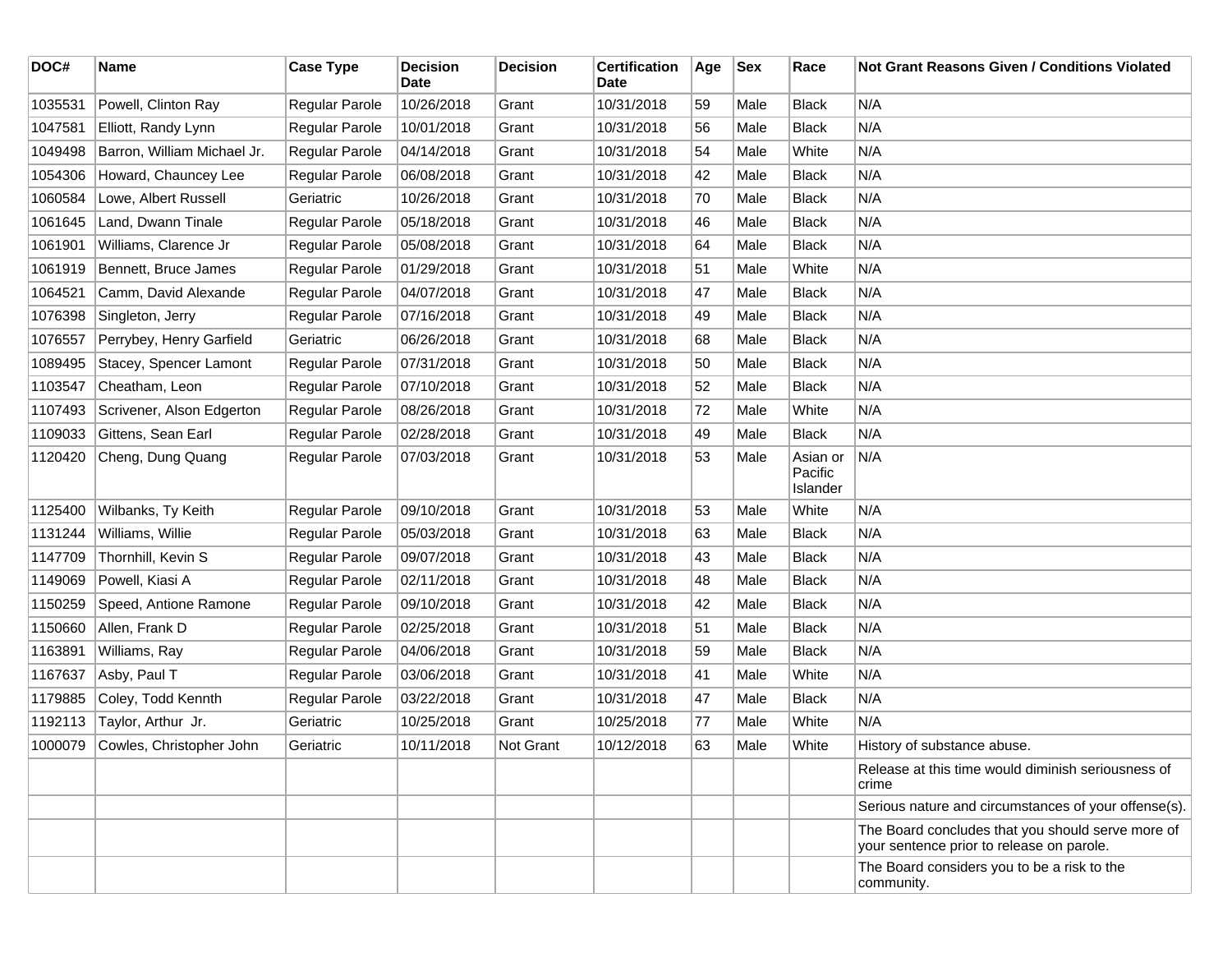| DOC# | Name | Case Type | Decision Date | Decision | Certification Date | Age | Sex | Race | Not Grant Reasons Given / Conditions Violated |
|---|---|---|---|---|---|---|---|---|---|
| 1035531 | Powell, Clinton Ray | Regular Parole | 10/26/2018 | Grant | 10/31/2018 | 59 | Male | Black | N/A |
| 1047581 | Elliott, Randy Lynn | Regular Parole | 10/01/2018 | Grant | 10/31/2018 | 56 | Male | Black | N/A |
| 1049498 | Barron, William Michael Jr. | Regular Parole | 04/14/2018 | Grant | 10/31/2018 | 54 | Male | White | N/A |
| 1054306 | Howard, Chauncey Lee | Regular Parole | 06/08/2018 | Grant | 10/31/2018 | 42 | Male | Black | N/A |
| 1060584 | Lowe, Albert Russell | Geriatric | 10/26/2018 | Grant | 10/31/2018 | 70 | Male | Black | N/A |
| 1061645 | Land, Dwann Tinale | Regular Parole | 05/18/2018 | Grant | 10/31/2018 | 46 | Male | Black | N/A |
| 1061901 | Williams, Clarence Jr | Regular Parole | 05/08/2018 | Grant | 10/31/2018 | 64 | Male | Black | N/A |
| 1061919 | Bennett, Bruce James | Regular Parole | 01/29/2018 | Grant | 10/31/2018 | 51 | Male | White | N/A |
| 1064521 | Camm, David Alexande | Regular Parole | 04/07/2018 | Grant | 10/31/2018 | 47 | Male | Black | N/A |
| 1076398 | Singleton, Jerry | Regular Parole | 07/16/2018 | Grant | 10/31/2018 | 49 | Male | Black | N/A |
| 1076557 | Perrybey, Henry Garfield | Geriatric | 06/26/2018 | Grant | 10/31/2018 | 68 | Male | Black | N/A |
| 1089495 | Stacey, Spencer Lamont | Regular Parole | 07/31/2018 | Grant | 10/31/2018 | 50 | Male | Black | N/A |
| 1103547 | Cheatham, Leon | Regular Parole | 07/10/2018 | Grant | 10/31/2018 | 52 | Male | Black | N/A |
| 1107493 | Scrivener, Alson Edgerton | Regular Parole | 08/26/2018 | Grant | 10/31/2018 | 72 | Male | White | N/A |
| 1109033 | Gittens, Sean Earl | Regular Parole | 02/28/2018 | Grant | 10/31/2018 | 49 | Male | Black | N/A |
| 1120420 | Cheng, Dung Quang | Regular Parole | 07/03/2018 | Grant | 10/31/2018 | 53 | Male | Asian or Pacific Islander | N/A |
| 1125400 | Wilbanks, Ty Keith | Regular Parole | 09/10/2018 | Grant | 10/31/2018 | 53 | Male | White | N/A |
| 1131244 | Williams, Willie | Regular Parole | 05/03/2018 | Grant | 10/31/2018 | 63 | Male | Black | N/A |
| 1147709 | Thornhill, Kevin S | Regular Parole | 09/07/2018 | Grant | 10/31/2018 | 43 | Male | Black | N/A |
| 1149069 | Powell, Kiasi A | Regular Parole | 02/11/2018 | Grant | 10/31/2018 | 48 | Male | Black | N/A |
| 1150259 | Speed, Antione Ramone | Regular Parole | 09/10/2018 | Grant | 10/31/2018 | 42 | Male | Black | N/A |
| 1150660 | Allen, Frank D | Regular Parole | 02/25/2018 | Grant | 10/31/2018 | 51 | Male | Black | N/A |
| 1163891 | Williams, Ray | Regular Parole | 04/06/2018 | Grant | 10/31/2018 | 59 | Male | Black | N/A |
| 1167637 | Asby, Paul T | Regular Parole | 03/06/2018 | Grant | 10/31/2018 | 41 | Male | White | N/A |
| 1179885 | Coley, Todd Kennth | Regular Parole | 03/22/2018 | Grant | 10/31/2018 | 47 | Male | Black | N/A |
| 1192113 | Taylor, Arthur Jr. | Geriatric | 10/25/2018 | Grant | 10/25/2018 | 77 | Male | White | N/A |
| 1000079 | Cowles, Christopher John | Geriatric | 10/11/2018 | Not Grant | 10/12/2018 | 63 | Male | White | History of substance abuse. |
| | | | | | | | | | Release at this time would diminish seriousness of crime |
| | | | | | | | | | Serious nature and circumstances of your offense(s). |
| | | | | | | | | | The Board concludes that you should serve more of your sentence prior to release on parole. |
| | | | | | | | | | The Board considers you to be a risk to the community. |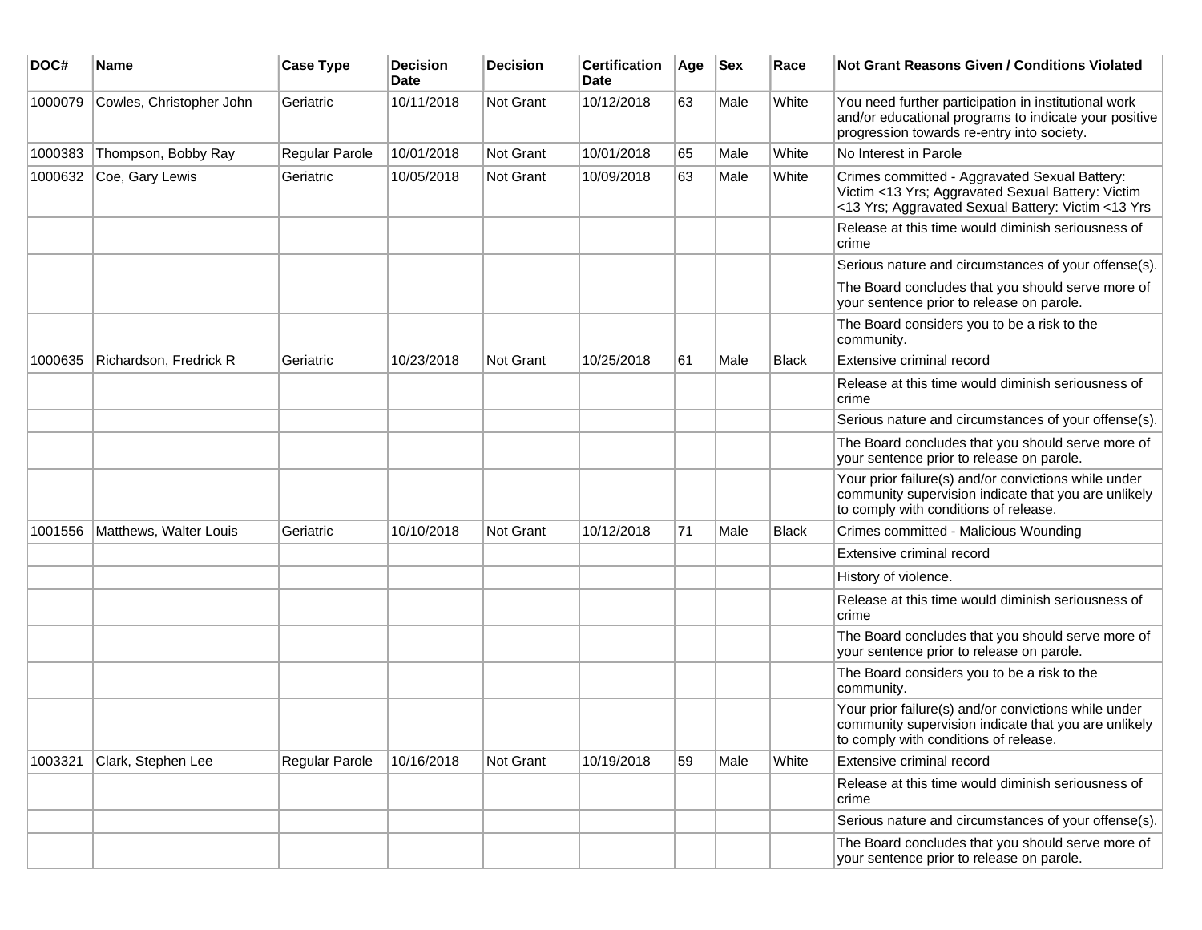| DOC# | Name | Case Type | Decision Date | Decision | Certification Date | Age | Sex | Race | Not Grant Reasons Given / Conditions Violated |
|---|---|---|---|---|---|---|---|---|---|
| 1000079 | Cowles, Christopher John | Geriatric | 10/11/2018 | Not Grant | 10/12/2018 | 63 | Male | White | You need further participation in institutional work and/or educational programs to indicate your positive progression towards re-entry into society. |
| 1000383 | Thompson, Bobby Ray | Regular Parole | 10/01/2018 | Not Grant | 10/01/2018 | 65 | Male | White | No Interest in Parole |
| 1000632 | Coe, Gary Lewis | Geriatric | 10/05/2018 | Not Grant | 10/09/2018 | 63 | Male | White | Crimes committed - Aggravated Sexual Battery: Victim <13 Yrs; Aggravated Sexual Battery: Victim <13 Yrs; Aggravated Sexual Battery: Victim <13 Yrs |
| | | | | | | | | | Release at this time would diminish seriousness of crime |
| | | | | | | | | | Serious nature and circumstances of your offense(s). |
| | | | | | | | | | The Board concludes that you should serve more of your sentence prior to release on parole. |
| | | | | | | | | | The Board considers you to be a risk to the community. |
| 1000635 | Richardson, Fredrick R | Geriatric | 10/23/2018 | Not Grant | 10/25/2018 | 61 | Male | Black | Extensive criminal record |
| | | | | | | | | | Release at this time would diminish seriousness of crime |
| | | | | | | | | | Serious nature and circumstances of your offense(s). |
| | | | | | | | | | The Board concludes that you should serve more of your sentence prior to release on parole. |
| | | | | | | | | | Your prior failure(s) and/or convictions while under community supervision indicate that you are unlikely to comply with conditions of release. |
| 1001556 | Matthews, Walter Louis | Geriatric | 10/10/2018 | Not Grant | 10/12/2018 | 71 | Male | Black | Crimes committed - Malicious Wounding |
| | | | | | | | | | Extensive criminal record |
| | | | | | | | | | History of violence. |
| | | | | | | | | | Release at this time would diminish seriousness of crime |
| | | | | | | | | | The Board concludes that you should serve more of your sentence prior to release on parole. |
| | | | | | | | | | The Board considers you to be a risk to the community. |
| | | | | | | | | | Your prior failure(s) and/or convictions while under community supervision indicate that you are unlikely to comply with conditions of release. |
| 1003321 | Clark, Stephen Lee | Regular Parole | 10/16/2018 | Not Grant | 10/19/2018 | 59 | Male | White | Extensive criminal record |
| | | | | | | | | | Release at this time would diminish seriousness of crime |
| | | | | | | | | | Serious nature and circumstances of your offense(s). |
| | | | | | | | | | The Board concludes that you should serve more of your sentence prior to release on parole. |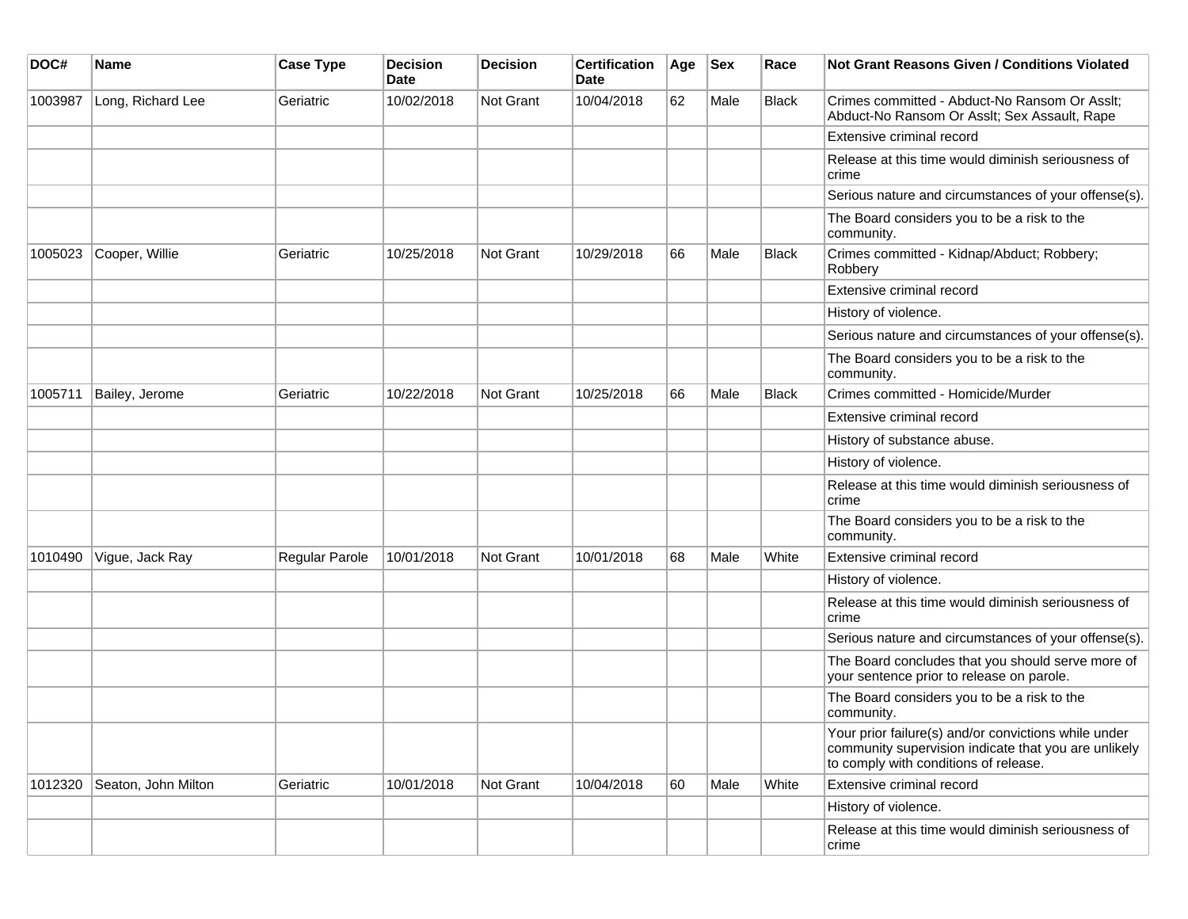| DOC# | Name | Case Type | Decision Date | Decision | Certification Date | Age | Sex | Race | Not Grant Reasons Given / Conditions Violated |
|---|---|---|---|---|---|---|---|---|---|
| 1003987 | Long, Richard Lee | Geriatric | 10/02/2018 | Not Grant | 10/04/2018 | 62 | Male | Black | Crimes committed - Abduct-No Ransom Or Asslt; Abduct-No Ransom Or Asslt; Sex Assault, Rape |
| | | | | | | | | | Extensive criminal record |
| | | | | | | | | | Release at this time would diminish seriousness of crime |
| | | | | | | | | | Serious nature and circumstances of your offense(s). |
| | | | | | | | | | The Board considers you to be a risk to the community. |
| 1005023 | Cooper, Willie | Geriatric | 10/25/2018 | Not Grant | 10/29/2018 | 66 | Male | Black | Crimes committed - Kidnap/Abduct; Robbery; Robbery |
| | | | | | | | | | Extensive criminal record |
| | | | | | | | | | History of violence. |
| | | | | | | | | | Serious nature and circumstances of your offense(s). |
| | | | | | | | | | The Board considers you to be a risk to the community. |
| 1005711 | Bailey, Jerome | Geriatric | 10/22/2018 | Not Grant | 10/25/2018 | 66 | Male | Black | Crimes committed - Homicide/Murder |
| | | | | | | | | | Extensive criminal record |
| | | | | | | | | | History of substance abuse. |
| | | | | | | | | | History of violence. |
| | | | | | | | | | Release at this time would diminish seriousness of crime |
| | | | | | | | | | The Board considers you to be a risk to the community. |
| 1010490 | Vigue, Jack Ray | Regular Parole | 10/01/2018 | Not Grant | 10/01/2018 | 68 | Male | White | Extensive criminal record |
| | | | | | | | | | History of violence. |
| | | | | | | | | | Release at this time would diminish seriousness of crime |
| | | | | | | | | | Serious nature and circumstances of your offense(s). |
| | | | | | | | | | The Board concludes that you should serve more of your sentence prior to release on parole. |
| | | | | | | | | | The Board considers you to be a risk to the community. |
| | | | | | | | | | Your prior failure(s) and/or convictions while under community supervision indicate that you are unlikely to comply with conditions of release. |
| 1012320 | Seaton, John Milton | Geriatric | 10/01/2018 | Not Grant | 10/04/2018 | 60 | Male | White | Extensive criminal record |
| | | | | | | | | | History of violence. |
| | | | | | | | | | Release at this time would diminish seriousness of crime |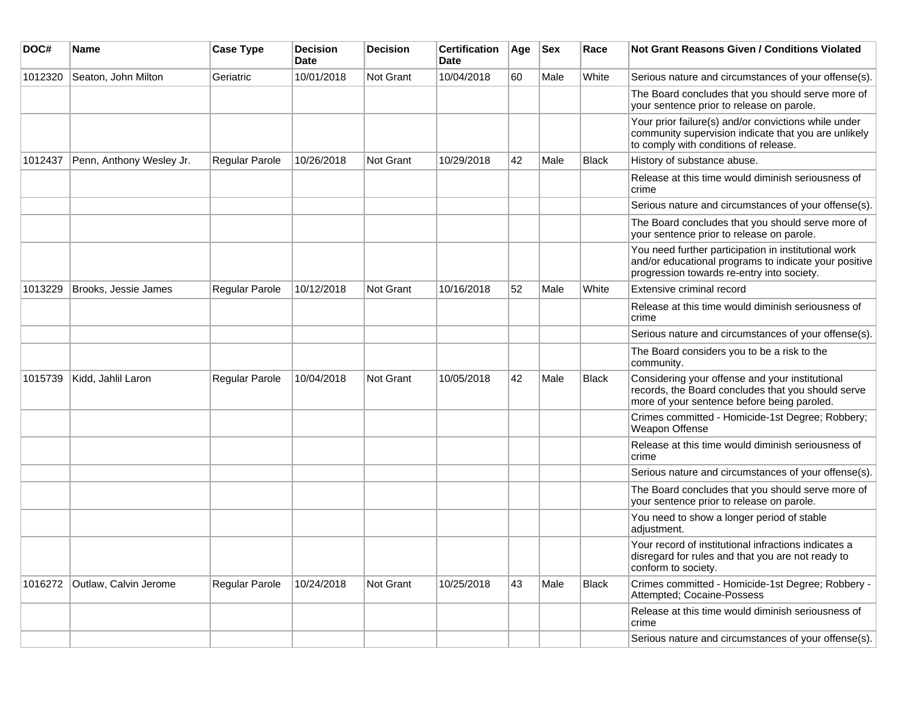| DOC# | Name | Case Type | Decision Date | Decision | Certification Date | Age | Sex | Race | Not Grant Reasons Given / Conditions Violated |
|---|---|---|---|---|---|---|---|---|---|
| 1012320 | Seaton, John Milton | Geriatric | 10/01/2018 | Not Grant | 10/04/2018 | 60 | Male | White | Serious nature and circumstances of your offense(s). |
| | | | | | | | | | The Board concludes that you should serve more of your sentence prior to release on parole. |
| | | | | | | | | | Your prior failure(s) and/or convictions while under community supervision indicate that you are unlikely to comply with conditions of release. |
| 1012437 | Penn, Anthony Wesley Jr. | Regular Parole | 10/26/2018 | Not Grant | 10/29/2018 | 42 | Male | Black | History of substance abuse. |
| | | | | | | | | | Release at this time would diminish seriousness of crime |
| | | | | | | | | | Serious nature and circumstances of your offense(s). |
| | | | | | | | | | The Board concludes that you should serve more of your sentence prior to release on parole. |
| | | | | | | | | | You need further participation in institutional work and/or educational programs to indicate your positive progression towards re-entry into society. |
| 1013229 | Brooks, Jessie James | Regular Parole | 10/12/2018 | Not Grant | 10/16/2018 | 52 | Male | White | Extensive criminal record |
| | | | | | | | | | Release at this time would diminish seriousness of crime |
| | | | | | | | | | Serious nature and circumstances of your offense(s). |
| | | | | | | | | | The Board considers you to be a risk to the community. |
| 1015739 | Kidd, Jahlil Laron | Regular Parole | 10/04/2018 | Not Grant | 10/05/2018 | 42 | Male | Black | Considering your offense and your institutional records, the Board concludes that you should serve more of your sentence before being paroled. |
| | | | | | | | | | Crimes committed - Homicide-1st Degree; Robbery; Weapon Offense |
| | | | | | | | | | Release at this time would diminish seriousness of crime |
| | | | | | | | | | Serious nature and circumstances of your offense(s). |
| | | | | | | | | | The Board concludes that you should serve more of your sentence prior to release on parole. |
| | | | | | | | | | You need to show a longer period of stable adjustment. |
| | | | | | | | | | Your record of institutional infractions indicates a disregard for rules and that you are not ready to conform to society. |
| 1016272 | Outlaw, Calvin Jerome | Regular Parole | 10/24/2018 | Not Grant | 10/25/2018 | 43 | Male | Black | Crimes committed - Homicide-1st Degree; Robbery - Attempted; Cocaine-Possess |
| | | | | | | | | | Release at this time would diminish seriousness of crime |
| | | | | | | | | | Serious nature and circumstances of your offense(s). |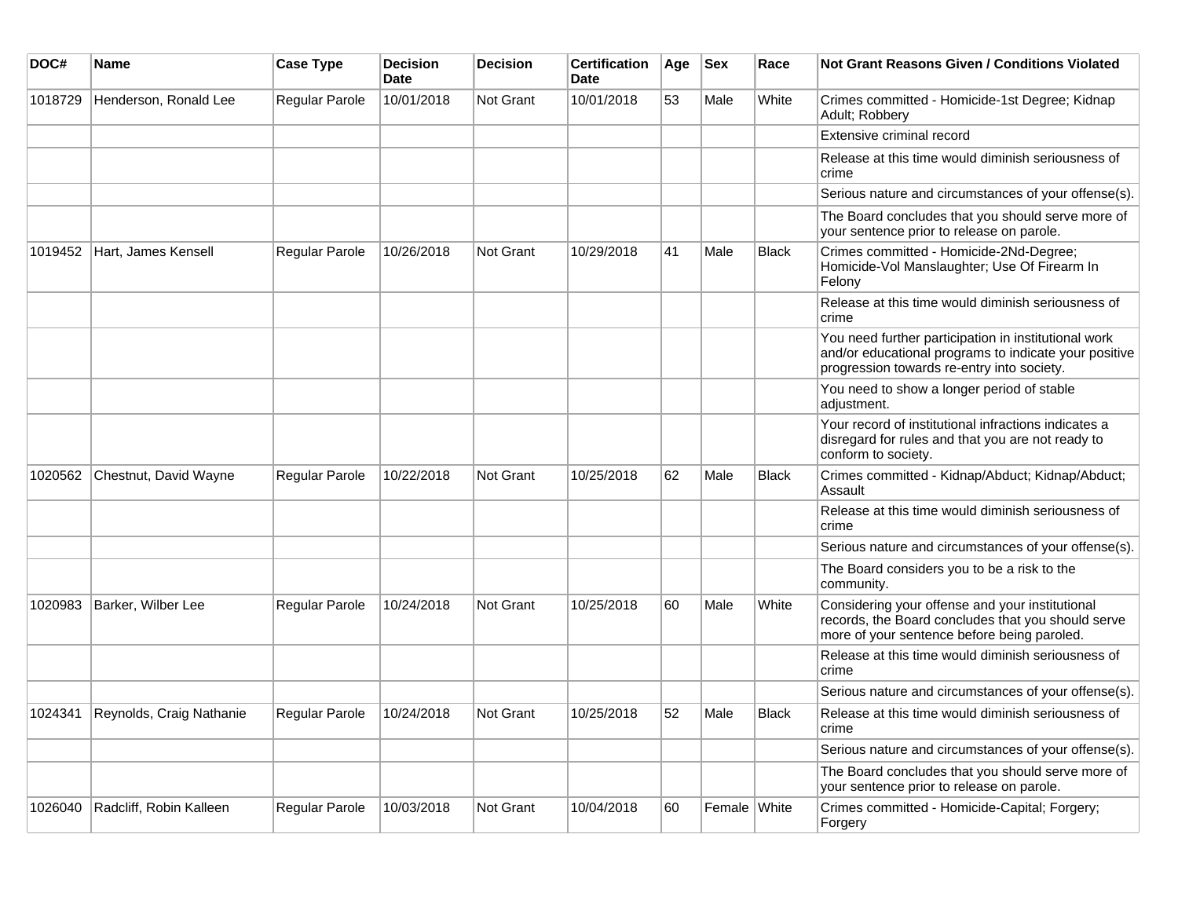| DOC# | Name | Case Type | Decision Date | Decision | Certification Date | Age | Sex | Race | Not Grant Reasons Given / Conditions Violated |
|---|---|---|---|---|---|---|---|---|---|
| 1018729 | Henderson, Ronald Lee | Regular Parole | 10/01/2018 | Not Grant | 10/01/2018 | 53 | Male | White | Crimes committed - Homicide-1st Degree; Kidnap Adult; Robbery |
| | | | | | | | | | Extensive criminal record |
| | | | | | | | | | Release at this time would diminish seriousness of crime |
| | | | | | | | | | Serious nature and circumstances of your offense(s). |
| | | | | | | | | | The Board concludes that you should serve more of your sentence prior to release on parole. |
| 1019452 | Hart, James Kensell | Regular Parole | 10/26/2018 | Not Grant | 10/29/2018 | 41 | Male | Black | Crimes committed - Homicide-2Nd-Degree; Homicide-Vol Manslaughter; Use Of Firearm In Felony |
| | | | | | | | | | Release at this time would diminish seriousness of crime |
| | | | | | | | | | You need further participation in institutional work and/or educational programs to indicate your positive progression towards re-entry into society. |
| | | | | | | | | | You need to show a longer period of stable adjustment. |
| | | | | | | | | | Your record of institutional infractions indicates a disregard for rules and that you are not ready to conform to society. |
| 1020562 | Chestnut, David Wayne | Regular Parole | 10/22/2018 | Not Grant | 10/25/2018 | 62 | Male | Black | Crimes committed - Kidnap/Abduct; Kidnap/Abduct; Assault |
| | | | | | | | | | Release at this time would diminish seriousness of crime |
| | | | | | | | | | Serious nature and circumstances of your offense(s). |
| | | | | | | | | | The Board considers you to be a risk to the community. |
| 1020983 | Barker, Wilber Lee | Regular Parole | 10/24/2018 | Not Grant | 10/25/2018 | 60 | Male | White | Considering your offense and your institutional records, the Board concludes that you should serve more of your sentence before being paroled. |
| | | | | | | | | | Release at this time would diminish seriousness of crime |
| | | | | | | | | | Serious nature and circumstances of your offense(s). |
| 1024341 | Reynolds, Craig Nathanie | Regular Parole | 10/24/2018 | Not Grant | 10/25/2018 | 52 | Male | Black | Release at this time would diminish seriousness of crime |
| | | | | | | | | | Serious nature and circumstances of your offense(s). |
| | | | | | | | | | The Board concludes that you should serve more of your sentence prior to release on parole. |
| 1026040 | Radcliff, Robin Kalleen | Regular Parole | 10/03/2018 | Not Grant | 10/04/2018 | 60 | Female | White | Crimes committed - Homicide-Capital; Forgery; Forgery |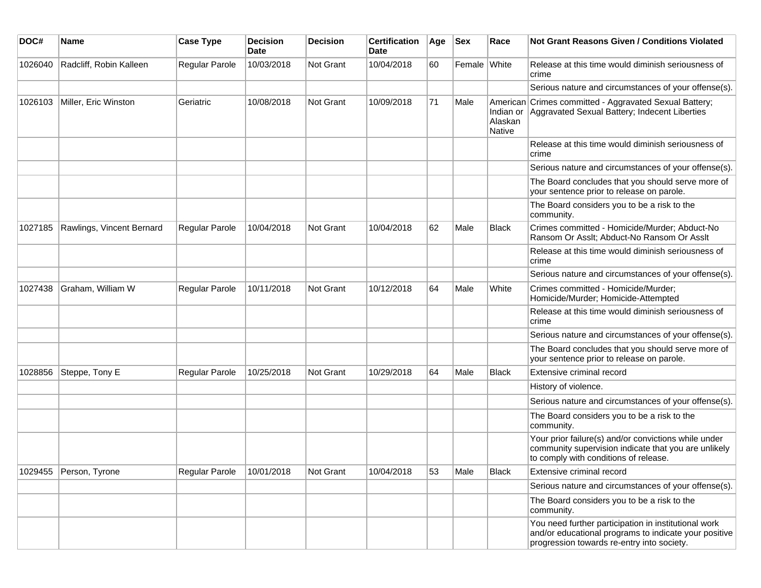| DOC# | Name | Case Type | Decision Date | Decision | Certification Date | Age | Sex | Race | Not Grant Reasons Given / Conditions Violated |
|---|---|---|---|---|---|---|---|---|---|
| 1026040 | Radcliff, Robin Kalleen | Regular Parole | 10/03/2018 | Not Grant | 10/04/2018 | 60 | Female | White | Release at this time would diminish seriousness of crime |
| | | | | | | | | | Serious nature and circumstances of your offense(s). |
| 1026103 | Miller, Eric Winston | Geriatric | 10/08/2018 | Not Grant | 10/09/2018 | 71 | Male | American Indian or Alaskan Native | Crimes committed - Aggravated Sexual Battery; Aggravated Sexual Battery; Indecent Liberties |
| | | | | | | | | | Release at this time would diminish seriousness of crime |
| | | | | | | | | | Serious nature and circumstances of your offense(s). |
| | | | | | | | | | The Board concludes that you should serve more of your sentence prior to release on parole. |
| | | | | | | | | | The Board considers you to be a risk to the community. |
| 1027185 | Rawlings, Vincent Bernard | Regular Parole | 10/04/2018 | Not Grant | 10/04/2018 | 62 | Male | Black | Crimes committed - Homicide/Murder; Abduct-No Ransom Or Asslt; Abduct-No Ransom Or Asslt |
| | | | | | | | | | Release at this time would diminish seriousness of crime |
| | | | | | | | | | Serious nature and circumstances of your offense(s). |
| 1027438 | Graham, William W | Regular Parole | 10/11/2018 | Not Grant | 10/12/2018 | 64 | Male | White | Crimes committed - Homicide/Murder; Homicide/Murder; Homicide-Attempted |
| | | | | | | | | | Release at this time would diminish seriousness of crime |
| | | | | | | | | | Serious nature and circumstances of your offense(s). |
| | | | | | | | | | The Board concludes that you should serve more of your sentence prior to release on parole. |
| 1028856 | Steppe, Tony E | Regular Parole | 10/25/2018 | Not Grant | 10/29/2018 | 64 | Male | Black | Extensive criminal record |
| | | | | | | | | | History of violence. |
| | | | | | | | | | Serious nature and circumstances of your offense(s). |
| | | | | | | | | | The Board considers you to be a risk to the community. |
| | | | | | | | | | Your prior failure(s) and/or convictions while under community supervision indicate that you are unlikely to comply with conditions of release. |
| 1029455 | Person, Tyrone | Regular Parole | 10/01/2018 | Not Grant | 10/04/2018 | 53 | Male | Black | Extensive criminal record |
| | | | | | | | | | Serious nature and circumstances of your offense(s). |
| | | | | | | | | | The Board considers you to be a risk to the community. |
| | | | | | | | | | You need further participation in institutional work and/or educational programs to indicate your positive progression towards re-entry into society. |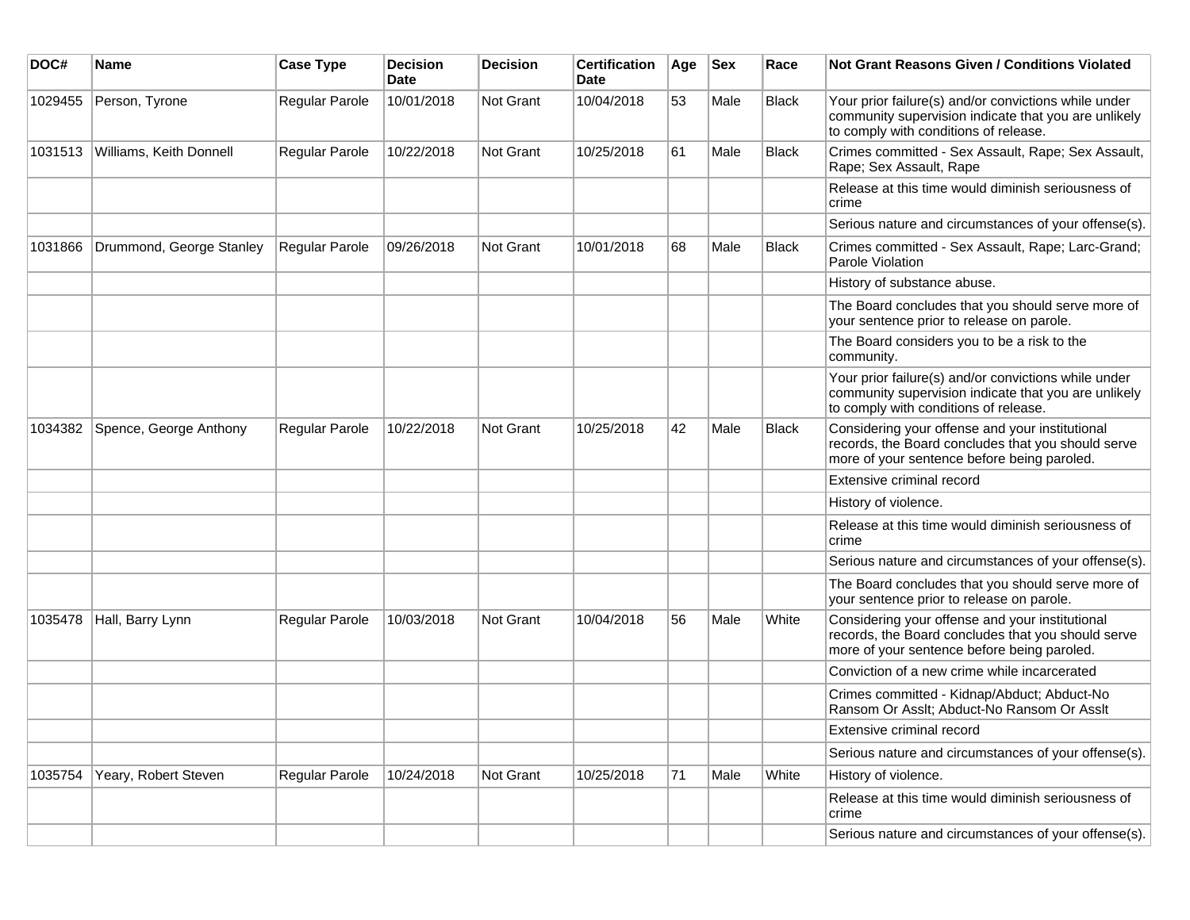| DOC# | Name | Case Type | Decision Date | Decision | Certification Date | Age | Sex | Race | Not Grant Reasons Given / Conditions Violated |
|---|---|---|---|---|---|---|---|---|---|
| 1029455 | Person, Tyrone | Regular Parole | 10/01/2018 | Not Grant | 10/04/2018 | 53 | Male | Black | Your prior failure(s) and/or convictions while under community supervision indicate that you are unlikely to comply with conditions of release. |
| 1031513 | Williams, Keith Donnell | Regular Parole | 10/22/2018 | Not Grant | 10/25/2018 | 61 | Male | Black | Crimes committed - Sex Assault, Rape; Sex Assault, Rape; Sex Assault, Rape |
| | | | | | | | | | Release at this time would diminish seriousness of crime |
| | | | | | | | | | Serious nature and circumstances of your offense(s). |
| 1031866 | Drummond, George Stanley | Regular Parole | 09/26/2018 | Not Grant | 10/01/2018 | 68 | Male | Black | Crimes committed - Sex Assault, Rape; Larc-Grand; Parole Violation |
| | | | | | | | | | History of substance abuse. |
| | | | | | | | | | The Board concludes that you should serve more of your sentence prior to release on parole. |
| | | | | | | | | | The Board considers you to be a risk to the community. |
| | | | | | | | | | Your prior failure(s) and/or convictions while under community supervision indicate that you are unlikely to comply with conditions of release. |
| 1034382 | Spence, George Anthony | Regular Parole | 10/22/2018 | Not Grant | 10/25/2018 | 42 | Male | Black | Considering your offense and your institutional records, the Board concludes that you should serve more of your sentence before being paroled. |
| | | | | | | | | | Extensive criminal record |
| | | | | | | | | | History of violence. |
| | | | | | | | | | Release at this time would diminish seriousness of crime |
| | | | | | | | | | Serious nature and circumstances of your offense(s). |
| | | | | | | | | | The Board concludes that you should serve more of your sentence prior to release on parole. |
| 1035478 | Hall, Barry Lynn | Regular Parole | 10/03/2018 | Not Grant | 10/04/2018 | 56 | Male | White | Considering your offense and your institutional records, the Board concludes that you should serve more of your sentence before being paroled. |
| | | | | | | | | | Conviction of a new crime while incarcerated |
| | | | | | | | | | Crimes committed - Kidnap/Abduct; Abduct-No Ransom Or Asslt; Abduct-No Ransom Or Asslt |
| | | | | | | | | | Extensive criminal record |
| | | | | | | | | | Serious nature and circumstances of your offense(s). |
| 1035754 | Yeary, Robert Steven | Regular Parole | 10/24/2018 | Not Grant | 10/25/2018 | 71 | Male | White | History of violence. |
| | | | | | | | | | Release at this time would diminish seriousness of crime |
| | | | | | | | | | Serious nature and circumstances of your offense(s). |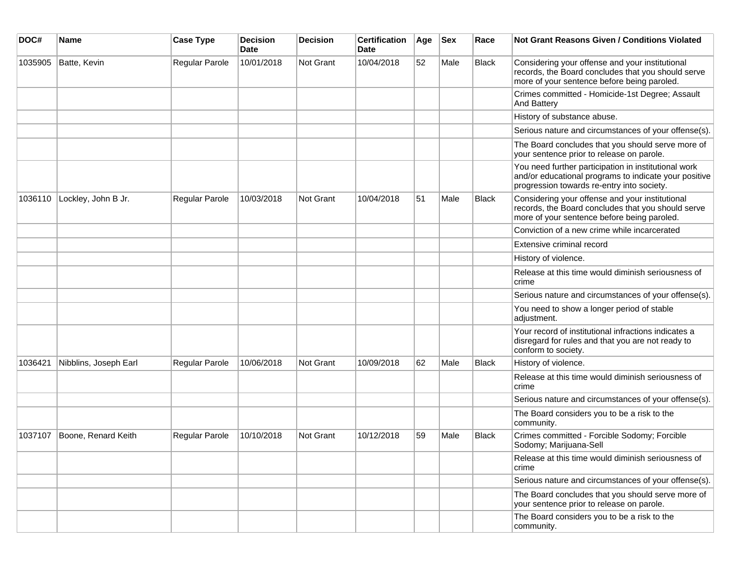| DOC# | Name | Case Type | Decision Date | Decision | Certification Date | Age | Sex | Race | Not Grant Reasons Given / Conditions Violated |
| --- | --- | --- | --- | --- | --- | --- | --- | --- | --- |
| 1035905 | Batte, Kevin | Regular Parole | 10/01/2018 | Not Grant | 10/04/2018 | 52 | Male | Black | Considering your offense and your institutional records, the Board concludes that you should serve more of your sentence before being paroled. |
| | | | | | | | | | Crimes committed - Homicide-1st Degree; Assault And Battery |
| | | | | | | | | | History of substance abuse. |
| | | | | | | | | | Serious nature and circumstances of your offense(s). |
| | | | | | | | | | The Board concludes that you should serve more of your sentence prior to release on parole. |
| | | | | | | | | | You need further participation in institutional work and/or educational programs to indicate your positive progression towards re-entry into society. |
| 1036110 | Lockley, John B Jr. | Regular Parole | 10/03/2018 | Not Grant | 10/04/2018 | 51 | Male | Black | Considering your offense and your institutional records, the Board concludes that you should serve more of your sentence before being paroled. |
| | | | | | | | | | Conviction of a new crime while incarcerated |
| | | | | | | | | | Extensive criminal record |
| | | | | | | | | | History of violence. |
| | | | | | | | | | Release at this time would diminish seriousness of crime |
| | | | | | | | | | Serious nature and circumstances of your offense(s). |
| | | | | | | | | | You need to show a longer period of stable adjustment. |
| | | | | | | | | | Your record of institutional infractions indicates a disregard for rules and that you are not ready to conform to society. |
| 1036421 | Nibblins, Joseph Earl | Regular Parole | 10/06/2018 | Not Grant | 10/09/2018 | 62 | Male | Black | History of violence. |
| | | | | | | | | | Release at this time would diminish seriousness of crime |
| | | | | | | | | | Serious nature and circumstances of your offense(s). |
| | | | | | | | | | The Board considers you to be a risk to the community. |
| 1037107 | Boone, Renard Keith | Regular Parole | 10/10/2018 | Not Grant | 10/12/2018 | 59 | Male | Black | Crimes committed - Forcible Sodomy; Forcible Sodomy; Marijuana-Sell |
| | | | | | | | | | Release at this time would diminish seriousness of crime |
| | | | | | | | | | Serious nature and circumstances of your offense(s). |
| | | | | | | | | | The Board concludes that you should serve more of your sentence prior to release on parole. |
| | | | | | | | | | The Board considers you to be a risk to the community. |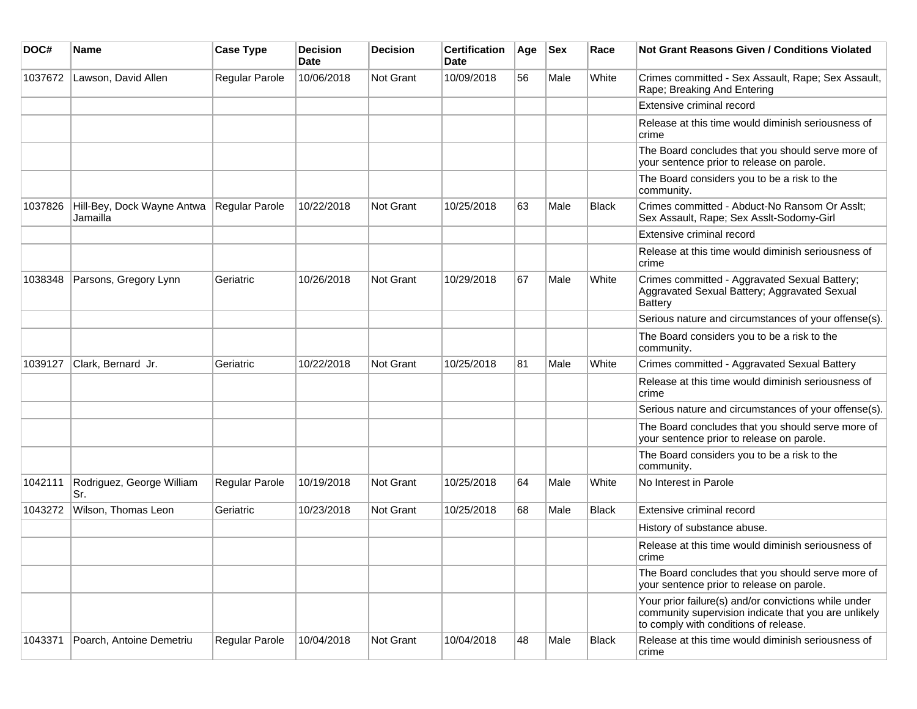| DOC# | Name | Case Type | Decision Date | Decision | Certification Date | Age | Sex | Race | Not Grant Reasons Given / Conditions Violated |
|---|---|---|---|---|---|---|---|---|---|
| 1037672 | Lawson, David Allen | Regular Parole | 10/06/2018 | Not Grant | 10/09/2018 | 56 | Male | White | Crimes committed - Sex Assault, Rape; Sex Assault, Rape; Breaking And Entering |
| | | | | | | | | | Extensive criminal record |
| | | | | | | | | | Release at this time would diminish seriousness of crime |
| | | | | | | | | | The Board concludes that you should serve more of your sentence prior to release on parole. |
| | | | | | | | | | The Board considers you to be a risk to the community. |
| 1037826 | Hill-Bey, Dock Wayne Antwa Jamailla | Regular Parole | 10/22/2018 | Not Grant | 10/25/2018 | 63 | Male | Black | Crimes committed - Abduct-No Ransom Or Asslt; Sex Assault, Rape; Sex Asslt-Sodomy-Girl |
| | | | | | | | | | Extensive criminal record |
| | | | | | | | | | Release at this time would diminish seriousness of crime |
| 1038348 | Parsons, Gregory Lynn | Geriatric | 10/26/2018 | Not Grant | 10/29/2018 | 67 | Male | White | Crimes committed - Aggravated Sexual Battery; Aggravated Sexual Battery; Aggravated Sexual Battery |
| | | | | | | | | | Serious nature and circumstances of your offense(s). |
| | | | | | | | | | The Board considers you to be a risk to the community. |
| 1039127 | Clark, Bernard Jr. | Geriatric | 10/22/2018 | Not Grant | 10/25/2018 | 81 | Male | White | Crimes committed - Aggravated Sexual Battery |
| | | | | | | | | | Release at this time would diminish seriousness of crime |
| | | | | | | | | | Serious nature and circumstances of your offense(s). |
| | | | | | | | | | The Board concludes that you should serve more of your sentence prior to release on parole. |
| | | | | | | | | | The Board considers you to be a risk to the community. |
| 1042111 | Rodriguez, George William Sr. | Regular Parole | 10/19/2018 | Not Grant | 10/25/2018 | 64 | Male | White | No Interest in Parole |
| 1043272 | Wilson, Thomas Leon | Geriatric | 10/23/2018 | Not Grant | 10/25/2018 | 68 | Male | Black | Extensive criminal record |
| | | | | | | | | | History of substance abuse. |
| | | | | | | | | | Release at this time would diminish seriousness of crime |
| | | | | | | | | | The Board concludes that you should serve more of your sentence prior to release on parole. |
| | | | | | | | | | Your prior failure(s) and/or convictions while under community supervision indicate that you are unlikely to comply with conditions of release. |
| 1043371 | Poarch, Antoine Demetriu | Regular Parole | 10/04/2018 | Not Grant | 10/04/2018 | 48 | Male | Black | Release at this time would diminish seriousness of crime |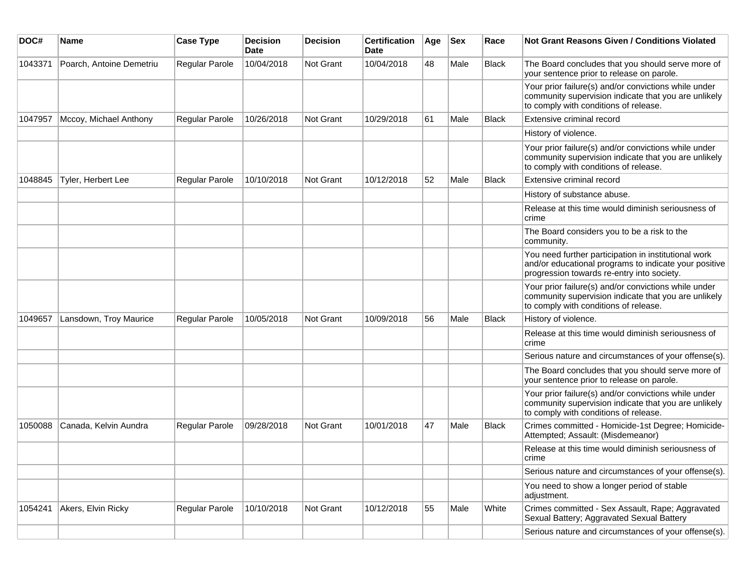| DOC# | Name | Case Type | Decision Date | Decision | Certification Date | Age | Sex | Race | Not Grant Reasons Given / Conditions Violated |
|---|---|---|---|---|---|---|---|---|---|
| 1043371 | Poarch, Antoine Demetriu | Regular Parole | 10/04/2018 | Not Grant | 10/04/2018 | 48 | Male | Black | The Board concludes that you should serve more of your sentence prior to release on parole. |
| | | | | | | | | | Your prior failure(s) and/or convictions while under community supervision indicate that you are unlikely to comply with conditions of release. |
| 1047957 | Mccoy, Michael Anthony | Regular Parole | 10/26/2018 | Not Grant | 10/29/2018 | 61 | Male | Black | Extensive criminal record |
| | | | | | | | | | History of violence. |
| | | | | | | | | | Your prior failure(s) and/or convictions while under community supervision indicate that you are unlikely to comply with conditions of release. |
| 1048845 | Tyler, Herbert Lee | Regular Parole | 10/10/2018 | Not Grant | 10/12/2018 | 52 | Male | Black | Extensive criminal record |
| | | | | | | | | | History of substance abuse. |
| | | | | | | | | | Release at this time would diminish seriousness of crime |
| | | | | | | | | | The Board considers you to be a risk to the community. |
| | | | | | | | | | You need further participation in institutional work and/or educational programs to indicate your positive progression towards re-entry into society. |
| | | | | | | | | | Your prior failure(s) and/or convictions while under community supervision indicate that you are unlikely to comply with conditions of release. |
| 1049657 | Lansdown, Troy Maurice | Regular Parole | 10/05/2018 | Not Grant | 10/09/2018 | 56 | Male | Black | History of violence. |
| | | | | | | | | | Release at this time would diminish seriousness of crime |
| | | | | | | | | | Serious nature and circumstances of your offense(s). |
| | | | | | | | | | The Board concludes that you should serve more of your sentence prior to release on parole. |
| | | | | | | | | | Your prior failure(s) and/or convictions while under community supervision indicate that you are unlikely to comply with conditions of release. |
| 1050088 | Canada, Kelvin Aundra | Regular Parole | 09/28/2018 | Not Grant | 10/01/2018 | 47 | Male | Black | Crimes committed - Homicide-1st Degree; Homicide-Attempted; Assault: (Misdemeanor) |
| | | | | | | | | | Release at this time would diminish seriousness of crime |
| | | | | | | | | | Serious nature and circumstances of your offense(s). |
| | | | | | | | | | You need to show a longer period of stable adjustment. |
| 1054241 | Akers, Elvin Ricky | Regular Parole | 10/10/2018 | Not Grant | 10/12/2018 | 55 | Male | White | Crimes committed - Sex Assault, Rape; Aggravated Sexual Battery; Aggravated Sexual Battery |
| | | | | | | | | | Serious nature and circumstances of your offense(s). |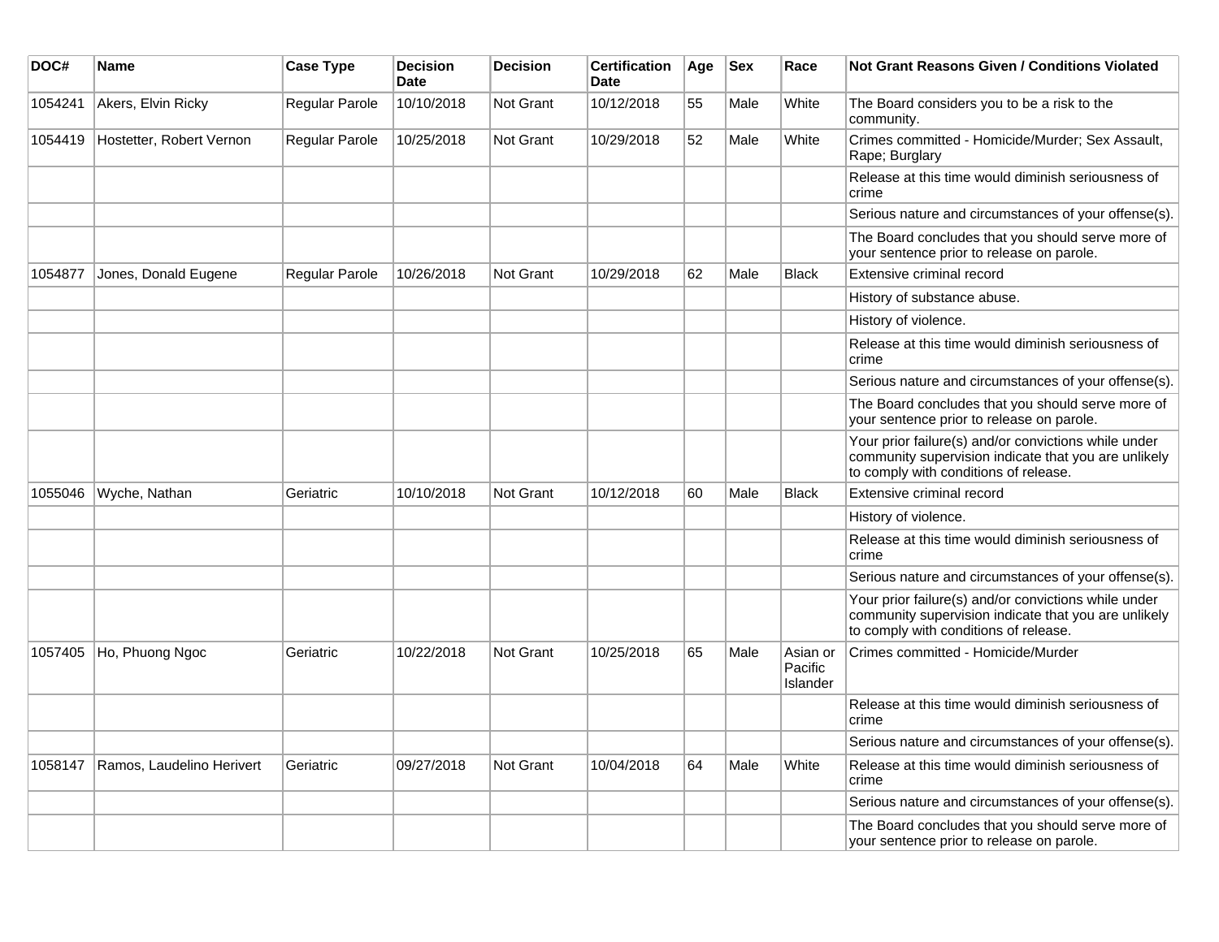| DOC# | Name | Case Type | Decision Date | Decision | Certification Date | Age | Sex | Race | Not Grant Reasons Given / Conditions Violated |
|---|---|---|---|---|---|---|---|---|---|
| 1054241 | Akers, Elvin Ricky | Regular Parole | 10/10/2018 | Not Grant | 10/12/2018 | 55 | Male | White | The Board considers you to be a risk to the community. |
| 1054419 | Hostetter, Robert Vernon | Regular Parole | 10/25/2018 | Not Grant | 10/29/2018 | 52 | Male | White | Crimes committed - Homicide/Murder; Sex Assault, Rape; Burglary |
| | | | | | | | | | Release at this time would diminish seriousness of crime |
| | | | | | | | | | Serious nature and circumstances of your offense(s). |
| | | | | | | | | | The Board concludes that you should serve more of your sentence prior to release on parole. |
| 1054877 | Jones, Donald Eugene | Regular Parole | 10/26/2018 | Not Grant | 10/29/2018 | 62 | Male | Black | Extensive criminal record |
| | | | | | | | | | History of substance abuse. |
| | | | | | | | | | History of violence. |
| | | | | | | | | | Release at this time would diminish seriousness of crime |
| | | | | | | | | | Serious nature and circumstances of your offense(s). |
| | | | | | | | | | The Board concludes that you should serve more of your sentence prior to release on parole. |
| | | | | | | | | | Your prior failure(s) and/or convictions while under community supervision indicate that you are unlikely to comply with conditions of release. |
| 1055046 | Wyche, Nathan | Geriatric | 10/10/2018 | Not Grant | 10/12/2018 | 60 | Male | Black | Extensive criminal record |
| | | | | | | | | | History of violence. |
| | | | | | | | | | Release at this time would diminish seriousness of crime |
| | | | | | | | | | Serious nature and circumstances of your offense(s). |
| | | | | | | | | | Your prior failure(s) and/or convictions while under community supervision indicate that you are unlikely to comply with conditions of release. |
| 1057405 | Ho, Phuong Ngoc | Geriatric | 10/22/2018 | Not Grant | 10/25/2018 | 65 | Male | Asian or Pacific Islander | Crimes committed - Homicide/Murder |
| | | | | | | | | | Release at this time would diminish seriousness of crime |
| | | | | | | | | | Serious nature and circumstances of your offense(s). |
| 1058147 | Ramos, Laudelino Herivert | Geriatric | 09/27/2018 | Not Grant | 10/04/2018 | 64 | Male | White | Release at this time would diminish seriousness of crime |
| | | | | | | | | | Serious nature and circumstances of your offense(s). |
| | | | | | | | | | The Board concludes that you should serve more of your sentence prior to release on parole. |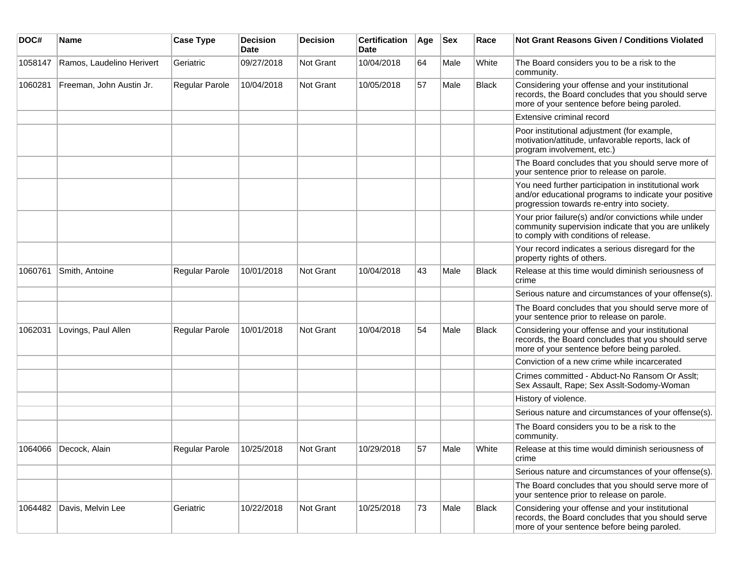| DOC# | Name | Case Type | Decision Date | Decision | Certification Date | Age | Sex | Race | Not Grant Reasons Given / Conditions Violated |
|---|---|---|---|---|---|---|---|---|---|
| 1058147 | Ramos, Laudelino Herivert | Geriatric | 09/27/2018 | Not Grant | 10/04/2018 | 64 | Male | White | The Board considers you to be a risk to the community. |
| 1060281 | Freeman, John Austin Jr. | Regular Parole | 10/04/2018 | Not Grant | 10/05/2018 | 57 | Male | Black | Considering your offense and your institutional records, the Board concludes that you should serve more of your sentence before being paroled. |
| | | | | | | | | | Extensive criminal record |
| | | | | | | | | | Poor institutional adjustment (for example, motivation/attitude, unfavorable reports, lack of program involvement, etc.) |
| | | | | | | | | | The Board concludes that you should serve more of your sentence prior to release on parole. |
| | | | | | | | | | You need further participation in institutional work and/or educational programs to indicate your positive progression towards re-entry into society. |
| | | | | | | | | | Your prior failure(s) and/or convictions while under community supervision indicate that you are unlikely to comply with conditions of release. |
| | | | | | | | | | Your record indicates a serious disregard for the property rights of others. |
| 1060761 | Smith, Antoine | Regular Parole | 10/01/2018 | Not Grant | 10/04/2018 | 43 | Male | Black | Release at this time would diminish seriousness of crime |
| | | | | | | | | | Serious nature and circumstances of your offense(s). |
| | | | | | | | | | The Board concludes that you should serve more of your sentence prior to release on parole. |
| 1062031 | Lovings, Paul Allen | Regular Parole | 10/01/2018 | Not Grant | 10/04/2018 | 54 | Male | Black | Considering your offense and your institutional records, the Board concludes that you should serve more of your sentence before being paroled. |
| | | | | | | | | | Conviction of a new crime while incarcerated |
| | | | | | | | | | Crimes committed - Abduct-No Ransom Or Asslt; Sex Assault, Rape; Sex Asslt-Sodomy-Woman |
| | | | | | | | | | History of violence. |
| | | | | | | | | | Serious nature and circumstances of your offense(s). |
| | | | | | | | | | The Board considers you to be a risk to the community. |
| 1064066 | Decock, Alain | Regular Parole | 10/25/2018 | Not Grant | 10/29/2018 | 57 | Male | White | Release at this time would diminish seriousness of crime |
| | | | | | | | | | Serious nature and circumstances of your offense(s). |
| | | | | | | | | | The Board concludes that you should serve more of your sentence prior to release on parole. |
| 1064482 | Davis, Melvin Lee | Geriatric | 10/22/2018 | Not Grant | 10/25/2018 | 73 | Male | Black | Considering your offense and your institutional records, the Board concludes that you should serve more of your sentence before being paroled. |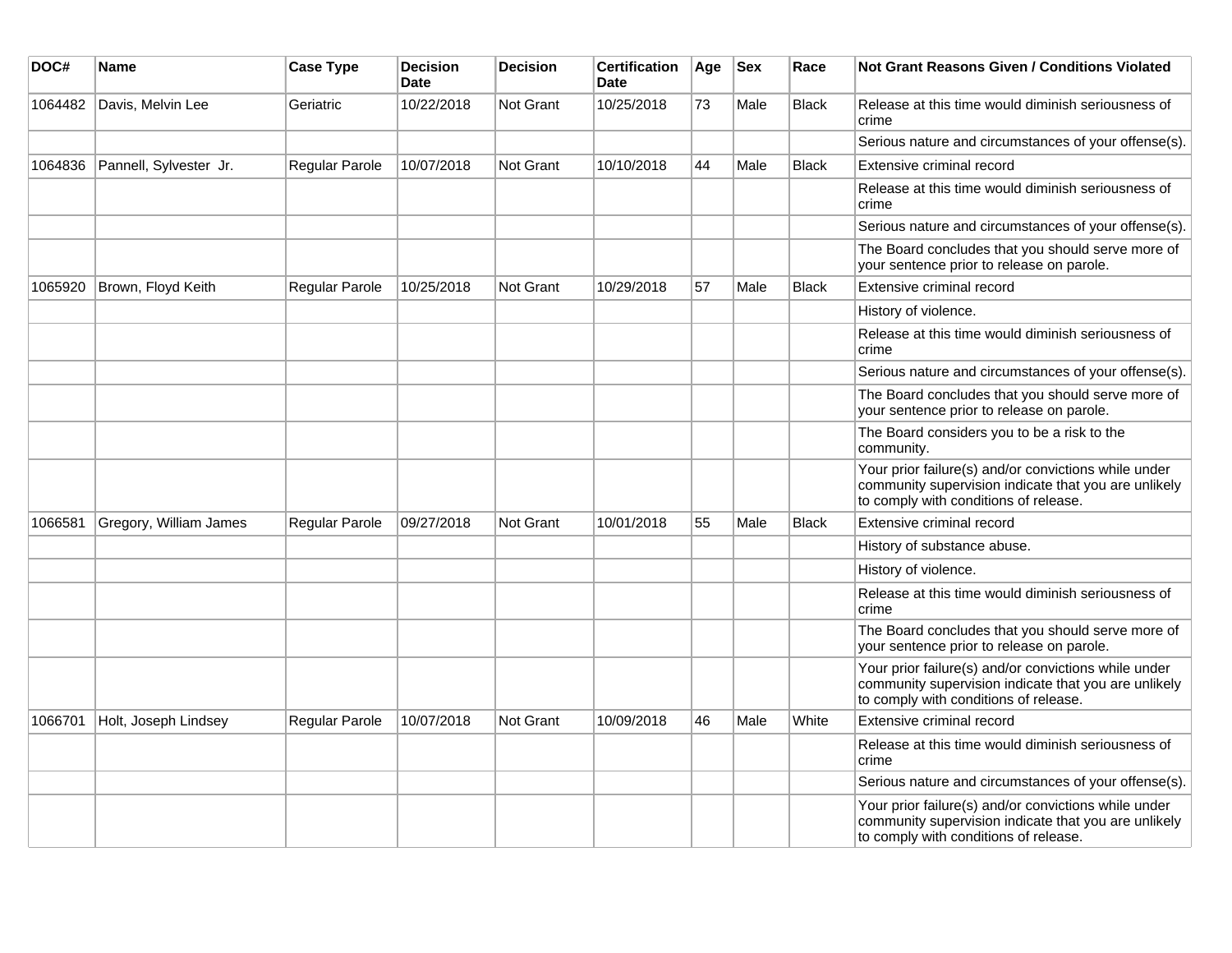| DOC# | Name | Case Type | Decision Date | Decision | Certification Date | Age | Sex | Race | Not Grant Reasons Given / Conditions Violated |
|---|---|---|---|---|---|---|---|---|---|
| 1064482 | Davis, Melvin Lee | Geriatric | 10/22/2018 | Not Grant | 10/25/2018 | 73 | Male | Black | Release at this time would diminish seriousness of crime |
| | | | | | | | | | Serious nature and circumstances of your offense(s). |
| 1064836 | Pannell, Sylvester Jr. | Regular Parole | 10/07/2018 | Not Grant | 10/10/2018 | 44 | Male | Black | Extensive criminal record |
| | | | | | | | | | Release at this time would diminish seriousness of crime |
| | | | | | | | | | Serious nature and circumstances of your offense(s). |
| | | | | | | | | | The Board concludes that you should serve more of your sentence prior to release on parole. |
| 1065920 | Brown, Floyd Keith | Regular Parole | 10/25/2018 | Not Grant | 10/29/2018 | 57 | Male | Black | Extensive criminal record |
| | | | | | | | | | History of violence. |
| | | | | | | | | | Release at this time would diminish seriousness of crime |
| | | | | | | | | | Serious nature and circumstances of your offense(s). |
| | | | | | | | | | The Board concludes that you should serve more of your sentence prior to release on parole. |
| | | | | | | | | | The Board considers you to be a risk to the community. |
| | | | | | | | | | Your prior failure(s) and/or convictions while under community supervision indicate that you are unlikely to comply with conditions of release. |
| 1066581 | Gregory, William James | Regular Parole | 09/27/2018 | Not Grant | 10/01/2018 | 55 | Male | Black | Extensive criminal record |
| | | | | | | | | | History of substance abuse. |
| | | | | | | | | | History of violence. |
| | | | | | | | | | Release at this time would diminish seriousness of crime |
| | | | | | | | | | The Board concludes that you should serve more of your sentence prior to release on parole. |
| | | | | | | | | | Your prior failure(s) and/or convictions while under community supervision indicate that you are unlikely to comply with conditions of release. |
| 1066701 | Holt, Joseph Lindsey | Regular Parole | 10/07/2018 | Not Grant | 10/09/2018 | 46 | Male | White | Extensive criminal record |
| | | | | | | | | | Release at this time would diminish seriousness of crime |
| | | | | | | | | | Serious nature and circumstances of your offense(s). |
| | | | | | | | | | Your prior failure(s) and/or convictions while under community supervision indicate that you are unlikely to comply with conditions of release. |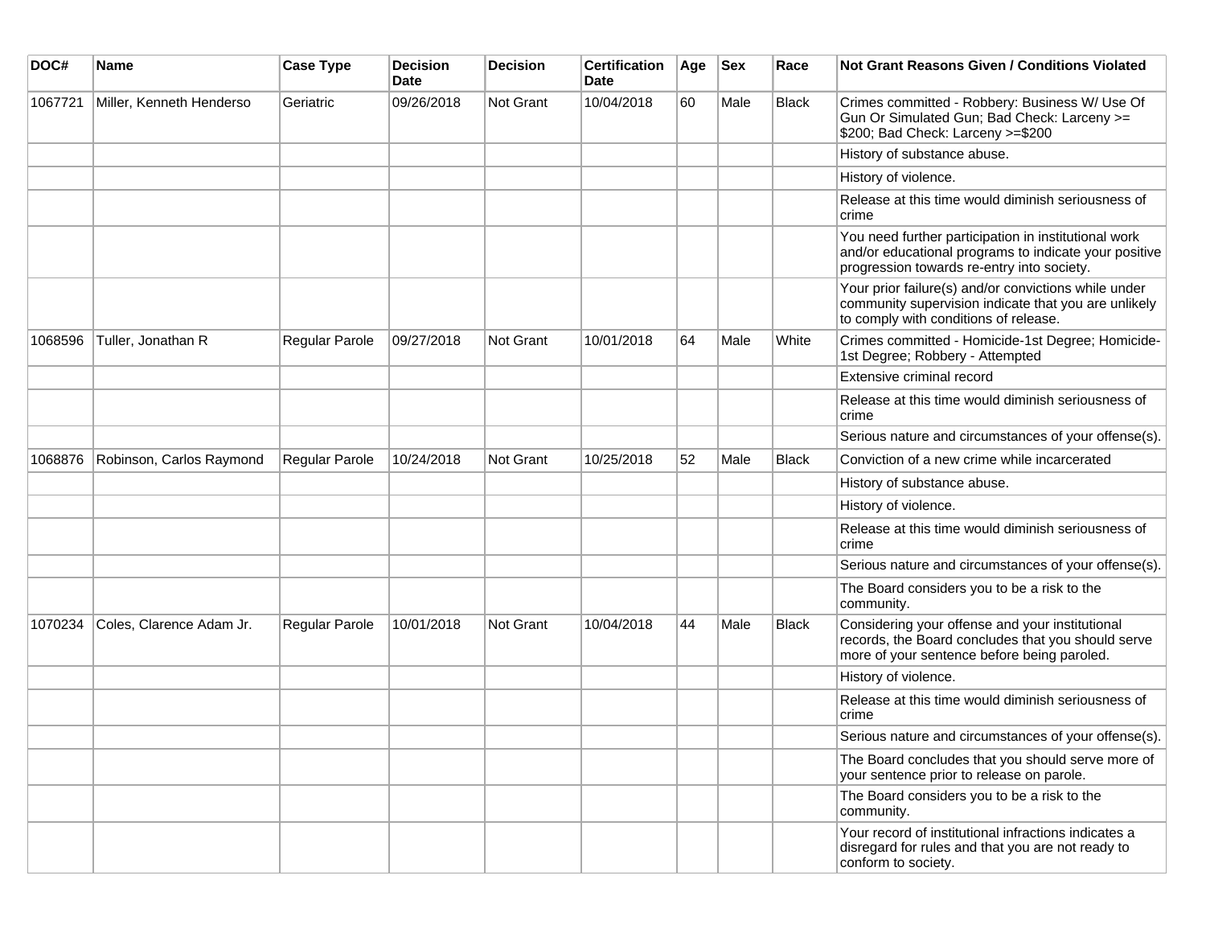| DOC# | Name | Case Type | Decision Date | Decision | Certification Date | Age | Sex | Race | Not Grant Reasons Given / Conditions Violated |
|---|---|---|---|---|---|---|---|---|---|
| 1067721 | Miller, Kenneth Henderso | Geriatric | 09/26/2018 | Not Grant | 10/04/2018 | 60 | Male | Black | Crimes committed - Robbery: Business W/ Use Of Gun Or Simulated Gun; Bad Check: Larceny >= $200; Bad Check: Larceny >=$200 |
| | | | | | | | | | History of substance abuse. |
| | | | | | | | | | History of violence. |
| | | | | | | | | | Release at this time would diminish seriousness of crime |
| | | | | | | | | | You need further participation in institutional work and/or educational programs to indicate your positive progression towards re-entry into society. |
| | | | | | | | | | Your prior failure(s) and/or convictions while under community supervision indicate that you are unlikely to comply with conditions of release. |
| 1068596 | Tuller, Jonathan R | Regular Parole | 09/27/2018 | Not Grant | 10/01/2018 | 64 | Male | White | Crimes committed - Homicide-1st Degree; Homicide-1st Degree; Robbery - Attempted |
| | | | | | | | | | Extensive criminal record |
| | | | | | | | | | Release at this time would diminish seriousness of crime |
| | | | | | | | | | Serious nature and circumstances of your offense(s). |
| 1068876 | Robinson, Carlos Raymond | Regular Parole | 10/24/2018 | Not Grant | 10/25/2018 | 52 | Male | Black | Conviction of a new crime while incarcerated |
| | | | | | | | | | History of substance abuse. |
| | | | | | | | | | History of violence. |
| | | | | | | | | | Release at this time would diminish seriousness of crime |
| | | | | | | | | | Serious nature and circumstances of your offense(s). |
| | | | | | | | | | The Board considers you to be a risk to the community. |
| 1070234 | Coles, Clarence Adam Jr. | Regular Parole | 10/01/2018 | Not Grant | 10/04/2018 | 44 | Male | Black | Considering your offense and your institutional records, the Board concludes that you should serve more of your sentence before being paroled. |
| | | | | | | | | | History of violence. |
| | | | | | | | | | Release at this time would diminish seriousness of crime |
| | | | | | | | | | Serious nature and circumstances of your offense(s). |
| | | | | | | | | | The Board concludes that you should serve more of your sentence prior to release on parole. |
| | | | | | | | | | The Board considers you to be a risk to the community. |
| | | | | | | | | | Your record of institutional infractions indicates a disregard for rules and that you are not ready to conform to society. |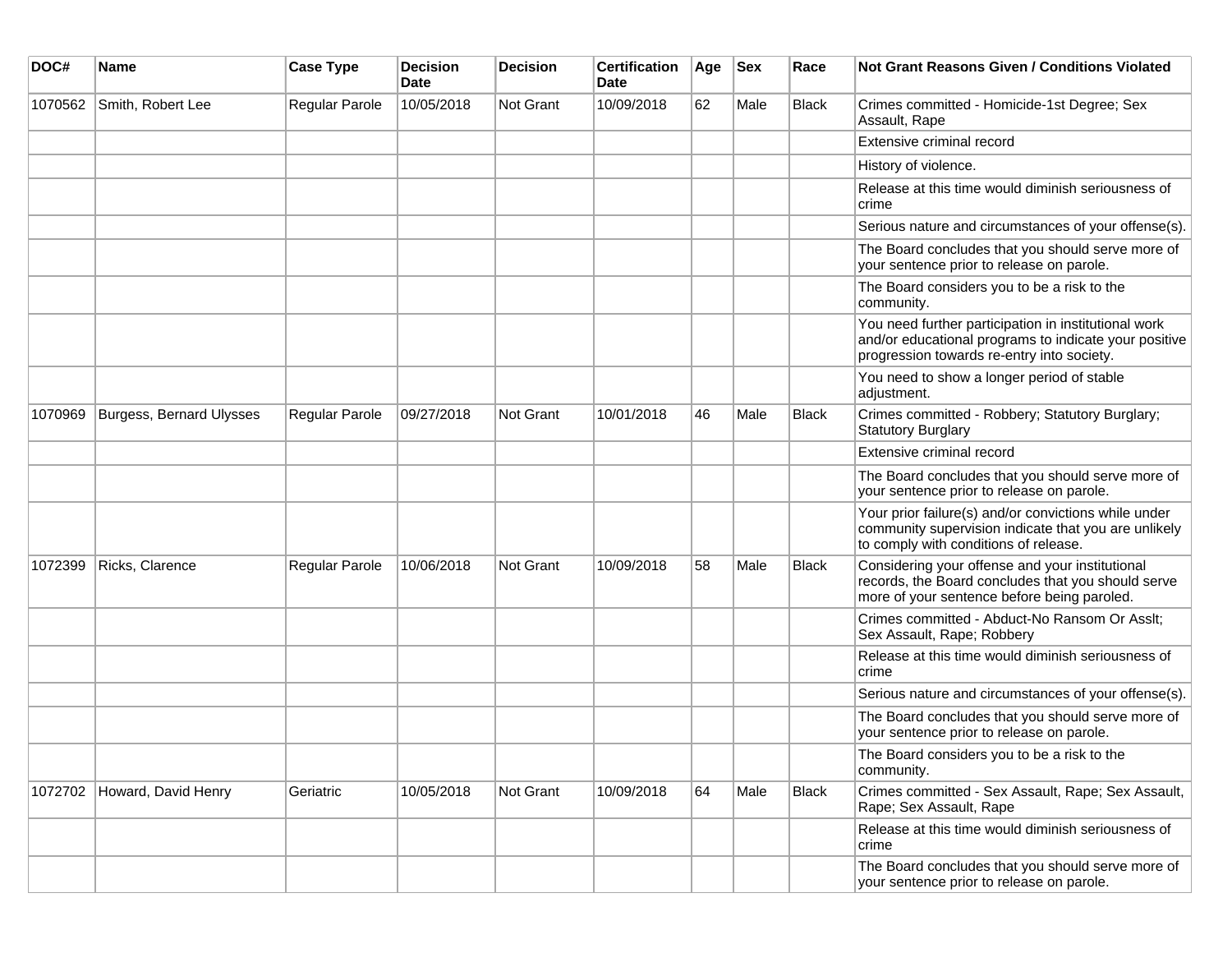| DOC# | Name | Case Type | Decision Date | Decision | Certification Date | Age | Sex | Race | Not Grant Reasons Given / Conditions Violated |
|---|---|---|---|---|---|---|---|---|---|
| 1070562 | Smith, Robert Lee | Regular Parole | 10/05/2018 | Not Grant | 10/09/2018 | 62 | Male | Black | Crimes committed - Homicide-1st Degree; Sex Assault, Rape |
| | | | | | | | | | Extensive criminal record |
| | | | | | | | | | History of violence. |
| | | | | | | | | | Release at this time would diminish seriousness of crime |
| | | | | | | | | | Serious nature and circumstances of your offense(s). |
| | | | | | | | | | The Board concludes that you should serve more of your sentence prior to release on parole. |
| | | | | | | | | | The Board considers you to be a risk to the community. |
| | | | | | | | | | You need further participation in institutional work and/or educational programs to indicate your positive progression towards re-entry into society. |
| | | | | | | | | | You need to show a longer period of stable adjustment. |
| 1070969 | Burgess, Bernard Ulysses | Regular Parole | 09/27/2018 | Not Grant | 10/01/2018 | 46 | Male | Black | Crimes committed - Robbery; Statutory Burglary; Statutory Burglary |
| | | | | | | | | | Extensive criminal record |
| | | | | | | | | | The Board concludes that you should serve more of your sentence prior to release on parole. |
| | | | | | | | | | Your prior failure(s) and/or convictions while under community supervision indicate that you are unlikely to comply with conditions of release. |
| 1072399 | Ricks, Clarence | Regular Parole | 10/06/2018 | Not Grant | 10/09/2018 | 58 | Male | Black | Considering your offense and your institutional records, the Board concludes that you should serve more of your sentence before being paroled. |
| | | | | | | | | | Crimes committed - Abduct-No Ransom Or Asslt; Sex Assault, Rape; Robbery |
| | | | | | | | | | Release at this time would diminish seriousness of crime |
| | | | | | | | | | Serious nature and circumstances of your offense(s). |
| | | | | | | | | | The Board concludes that you should serve more of your sentence prior to release on parole. |
| | | | | | | | | | The Board considers you to be a risk to the community. |
| 1072702 | Howard, David Henry | Geriatric | 10/05/2018 | Not Grant | 10/09/2018 | 64 | Male | Black | Crimes committed - Sex Assault, Rape; Sex Assault, Rape; Sex Assault, Rape |
| | | | | | | | | | Release at this time would diminish seriousness of crime |
| | | | | | | | | | The Board concludes that you should serve more of your sentence prior to release on parole. |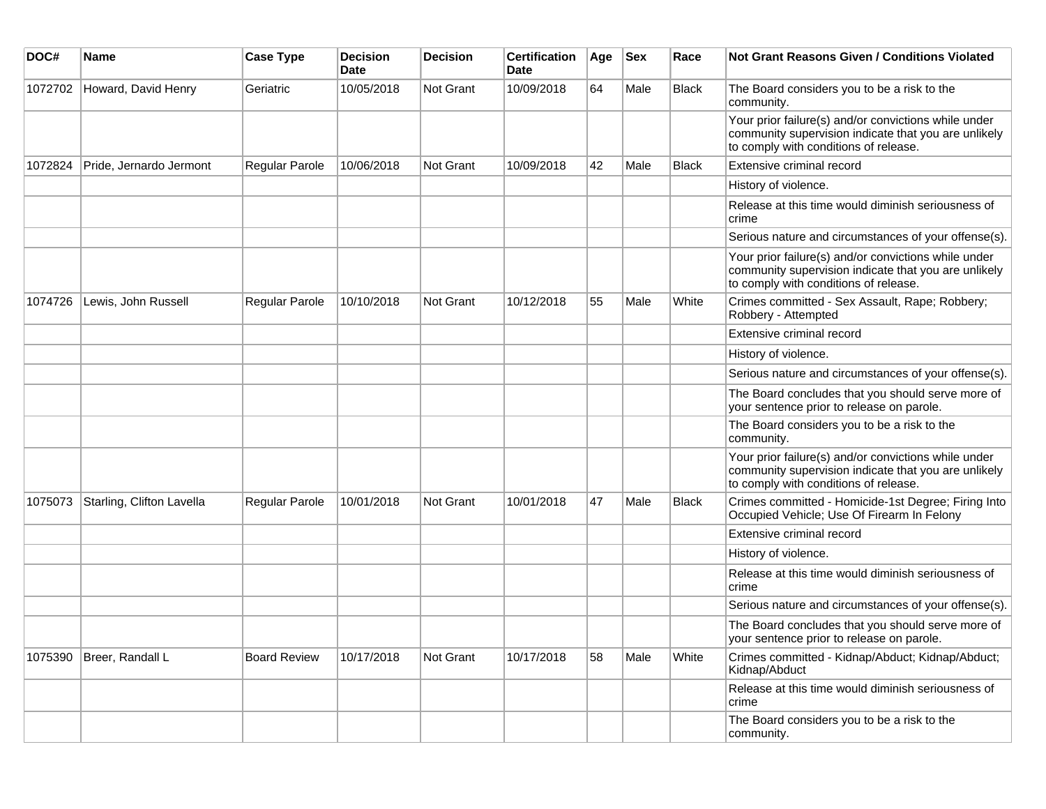| DOC# | Name | Case Type | Decision Date | Decision | Certification Date | Age | Sex | Race | Not Grant Reasons Given / Conditions Violated |
|---|---|---|---|---|---|---|---|---|---|
| 1072702 | Howard, David Henry | Geriatric | 10/05/2018 | Not Grant | 10/09/2018 | 64 | Male | Black | The Board considers you to be a risk to the community. |
| | | | | | | | | | Your prior failure(s) and/or convictions while under community supervision indicate that you are unlikely to comply with conditions of release. |
| 1072824 | Pride, Jernardo Jermont | Regular Parole | 10/06/2018 | Not Grant | 10/09/2018 | 42 | Male | Black | Extensive criminal record |
| | | | | | | | | | History of violence. |
| | | | | | | | | | Release at this time would diminish seriousness of crime |
| | | | | | | | | | Serious nature and circumstances of your offense(s). |
| | | | | | | | | | Your prior failure(s) and/or convictions while under community supervision indicate that you are unlikely to comply with conditions of release. |
| 1074726 | Lewis, John Russell | Regular Parole | 10/10/2018 | Not Grant | 10/12/2018 | 55 | Male | White | Crimes committed - Sex Assault, Rape; Robbery; Robbery - Attempted |
| | | | | | | | | | Extensive criminal record |
| | | | | | | | | | History of violence. |
| | | | | | | | | | Serious nature and circumstances of your offense(s). |
| | | | | | | | | | The Board concludes that you should serve more of your sentence prior to release on parole. |
| | | | | | | | | | The Board considers you to be a risk to the community. |
| | | | | | | | | | Your prior failure(s) and/or convictions while under community supervision indicate that you are unlikely to comply with conditions of release. |
| 1075073 | Starling, Clifton Lavella | Regular Parole | 10/01/2018 | Not Grant | 10/01/2018 | 47 | Male | Black | Crimes committed - Homicide-1st Degree; Firing Into Occupied Vehicle; Use Of Firearm In Felony |
| | | | | | | | | | Extensive criminal record |
| | | | | | | | | | History of violence. |
| | | | | | | | | | Release at this time would diminish seriousness of crime |
| | | | | | | | | | Serious nature and circumstances of your offense(s). |
| | | | | | | | | | The Board concludes that you should serve more of your sentence prior to release on parole. |
| 1075390 | Breer, Randall L | Board Review | 10/17/2018 | Not Grant | 10/17/2018 | 58 | Male | White | Crimes committed - Kidnap/Abduct; Kidnap/Abduct; Kidnap/Abduct |
| | | | | | | | | | Release at this time would diminish seriousness of crime |
| | | | | | | | | | The Board considers you to be a risk to the community. |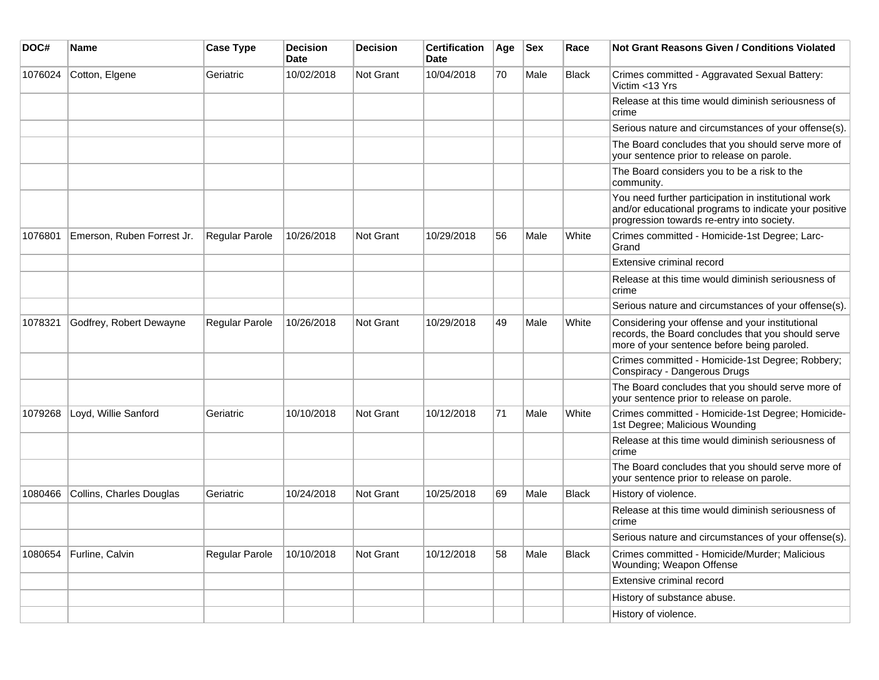| DOC# | Name | Case Type | Decision Date | Decision | Certification Date | Age | Sex | Race | Not Grant Reasons Given / Conditions Violated |
|---|---|---|---|---|---|---|---|---|---|
| 1076024 | Cotton, Elgene | Geriatric | 10/02/2018 | Not Grant | 10/04/2018 | 70 | Male | Black | Crimes committed - Aggravated Sexual Battery: Victim <13 Yrs |
| | | | | | | | | | Release at this time would diminish seriousness of crime |
| | | | | | | | | | Serious nature and circumstances of your offense(s). |
| | | | | | | | | | The Board concludes that you should serve more of your sentence prior to release on parole. |
| | | | | | | | | | The Board considers you to be a risk to the community. |
| | | | | | | | | | You need further participation in institutional work and/or educational programs to indicate your positive progression towards re-entry into society. |
| 1076801 | Emerson, Ruben Forrest Jr. | Regular Parole | 10/26/2018 | Not Grant | 10/29/2018 | 56 | Male | White | Crimes committed - Homicide-1st Degree; Larc-Grand |
| | | | | | | | | | Extensive criminal record |
| | | | | | | | | | Release at this time would diminish seriousness of crime |
| | | | | | | | | | Serious nature and circumstances of your offense(s). |
| 1078321 | Godfrey, Robert Dewayne | Regular Parole | 10/26/2018 | Not Grant | 10/29/2018 | 49 | Male | White | Considering your offense and your institutional records, the Board concludes that you should serve more of your sentence before being paroled. |
| | | | | | | | | | Crimes committed - Homicide-1st Degree; Robbery; Conspiracy - Dangerous Drugs |
| | | | | | | | | | The Board concludes that you should serve more of your sentence prior to release on parole. |
| 1079268 | Loyd, Willie Sanford | Geriatric | 10/10/2018 | Not Grant | 10/12/2018 | 71 | Male | White | Crimes committed - Homicide-1st Degree; Homicide-1st Degree; Malicious Wounding |
| | | | | | | | | | Release at this time would diminish seriousness of crime |
| | | | | | | | | | The Board concludes that you should serve more of your sentence prior to release on parole. |
| 1080466 | Collins, Charles Douglas | Geriatric | 10/24/2018 | Not Grant | 10/25/2018 | 69 | Male | Black | History of violence. |
| | | | | | | | | | Release at this time would diminish seriousness of crime |
| | | | | | | | | | Serious nature and circumstances of your offense(s). |
| 1080654 | Furline, Calvin | Regular Parole | 10/10/2018 | Not Grant | 10/12/2018 | 58 | Male | Black | Crimes committed - Homicide/Murder; Malicious Wounding; Weapon Offense |
| | | | | | | | | | Extensive criminal record |
| | | | | | | | | | History of substance abuse. |
| | | | | | | | | | History of violence. |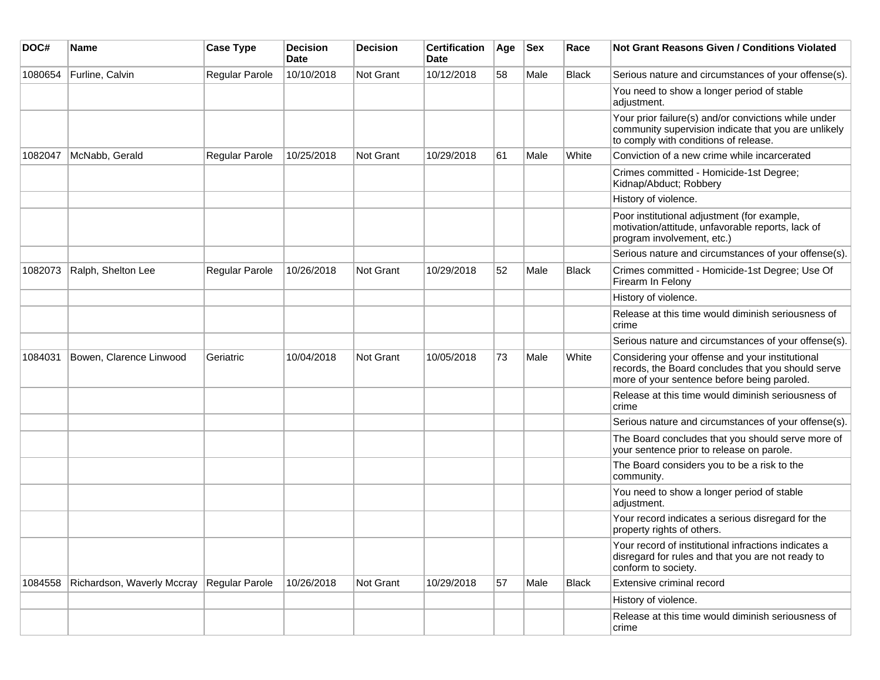| DOC# | Name | Case Type | Decision Date | Decision | Certification Date | Age | Sex | Race | Not Grant Reasons Given / Conditions Violated |
|---|---|---|---|---|---|---|---|---|---|
| 1080654 | Furline, Calvin | Regular Parole | 10/10/2018 | Not Grant | 10/12/2018 | 58 | Male | Black | Serious nature and circumstances of your offense(s). |
| | | | | | | | | | You need to show a longer period of stable adjustment. |
| | | | | | | | | | Your prior failure(s) and/or convictions while under community supervision indicate that you are unlikely to comply with conditions of release. |
| 1082047 | McNabb, Gerald | Regular Parole | 10/25/2018 | Not Grant | 10/29/2018 | 61 | Male | White | Conviction of a new crime while incarcerated |
| | | | | | | | | | Crimes committed - Homicide-1st Degree; Kidnap/Abduct; Robbery |
| | | | | | | | | | History of violence. |
| | | | | | | | | | Poor institutional adjustment (for example, motivation/attitude, unfavorable reports, lack of program involvement, etc.) |
| | | | | | | | | | Serious nature and circumstances of your offense(s). |
| 1082073 | Ralph, Shelton Lee | Regular Parole | 10/26/2018 | Not Grant | 10/29/2018 | 52 | Male | Black | Crimes committed - Homicide-1st Degree; Use Of Firearm In Felony |
| | | | | | | | | | History of violence. |
| | | | | | | | | | Release at this time would diminish seriousness of crime |
| | | | | | | | | | Serious nature and circumstances of your offense(s). |
| 1084031 | Bowen, Clarence Linwood | Geriatric | 10/04/2018 | Not Grant | 10/05/2018 | 73 | Male | White | Considering your offense and your institutional records, the Board concludes that you should serve more of your sentence before being paroled. |
| | | | | | | | | | Release at this time would diminish seriousness of crime |
| | | | | | | | | | Serious nature and circumstances of your offense(s). |
| | | | | | | | | | The Board concludes that you should serve more of your sentence prior to release on parole. |
| | | | | | | | | | The Board considers you to be a risk to the community. |
| | | | | | | | | | You need to show a longer period of stable adjustment. |
| | | | | | | | | | Your record indicates a serious disregard for the property rights of others. |
| | | | | | | | | | Your record of institutional infractions indicates a disregard for rules and that you are not ready to conform to society. |
| 1084558 | Richardson, Waverly Mccray | Regular Parole | 10/26/2018 | Not Grant | 10/29/2018 | 57 | Male | Black | Extensive criminal record |
| | | | | | | | | | History of violence. |
| | | | | | | | | | Release at this time would diminish seriousness of crime |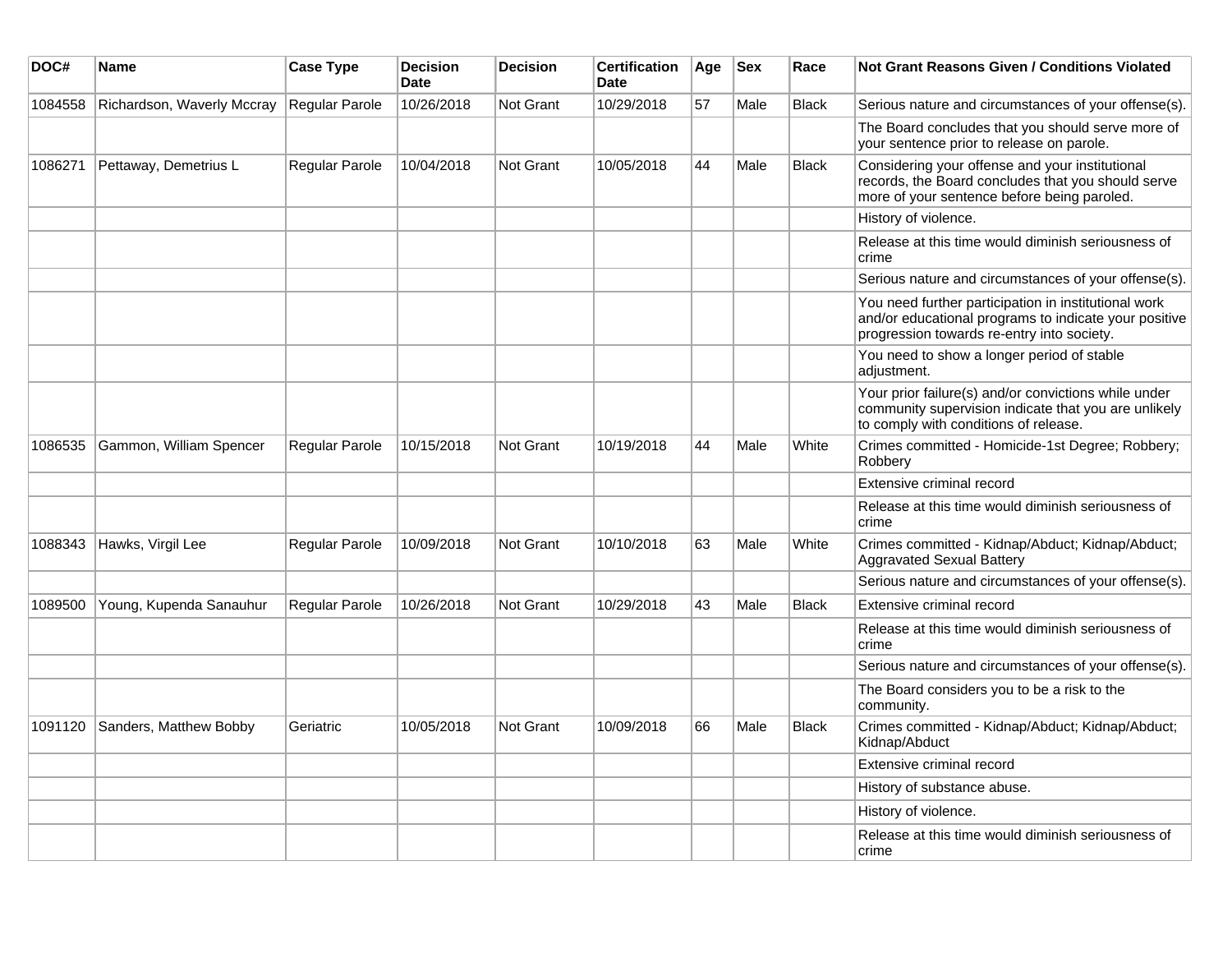| DOC# | Name | Case Type | Decision Date | Decision | Certification Date | Age | Sex | Race | Not Grant Reasons Given / Conditions Violated |
|---|---|---|---|---|---|---|---|---|---|
| 1084558 | Richardson, Waverly Mccray | Regular Parole | 10/26/2018 | Not Grant | 10/29/2018 | 57 | Male | Black | Serious nature and circumstances of your offense(s). |
| | | | | | | | | | The Board concludes that you should serve more of your sentence prior to release on parole. |
| 1086271 | Pettaway, Demetrius L | Regular Parole | 10/04/2018 | Not Grant | 10/05/2018 | 44 | Male | Black | Considering your offense and your institutional records, the Board concludes that you should serve more of your sentence before being paroled. |
| | | | | | | | | | History of violence. |
| | | | | | | | | | Release at this time would diminish seriousness of crime |
| | | | | | | | | | Serious nature and circumstances of your offense(s). |
| | | | | | | | | | You need further participation in institutional work and/or educational programs to indicate your positive progression towards re-entry into society. |
| | | | | | | | | | You need to show a longer period of stable adjustment. |
| | | | | | | | | | Your prior failure(s) and/or convictions while under community supervision indicate that you are unlikely to comply with conditions of release. |
| 1086535 | Gammon, William Spencer | Regular Parole | 10/15/2018 | Not Grant | 10/19/2018 | 44 | Male | White | Crimes committed - Homicide-1st Degree; Robbery; Robbery |
| | | | | | | | | | Extensive criminal record |
| | | | | | | | | | Release at this time would diminish seriousness of crime |
| 1088343 | Hawks, Virgil Lee | Regular Parole | 10/09/2018 | Not Grant | 10/10/2018 | 63 | Male | White | Crimes committed - Kidnap/Abduct; Kidnap/Abduct; Aggravated Sexual Battery |
| | | | | | | | | | Serious nature and circumstances of your offense(s). |
| 1089500 | Young, Kupenda Sanauhur | Regular Parole | 10/26/2018 | Not Grant | 10/29/2018 | 43 | Male | Black | Extensive criminal record |
| | | | | | | | | | Release at this time would diminish seriousness of crime |
| | | | | | | | | | Serious nature and circumstances of your offense(s). |
| | | | | | | | | | The Board considers you to be a risk to the community. |
| 1091120 | Sanders, Matthew Bobby | Geriatric | 10/05/2018 | Not Grant | 10/09/2018 | 66 | Male | Black | Crimes committed - Kidnap/Abduct; Kidnap/Abduct; Kidnap/Abduct |
| | | | | | | | | | Extensive criminal record |
| | | | | | | | | | History of substance abuse. |
| | | | | | | | | | History of violence. |
| | | | | | | | | | Release at this time would diminish seriousness of crime |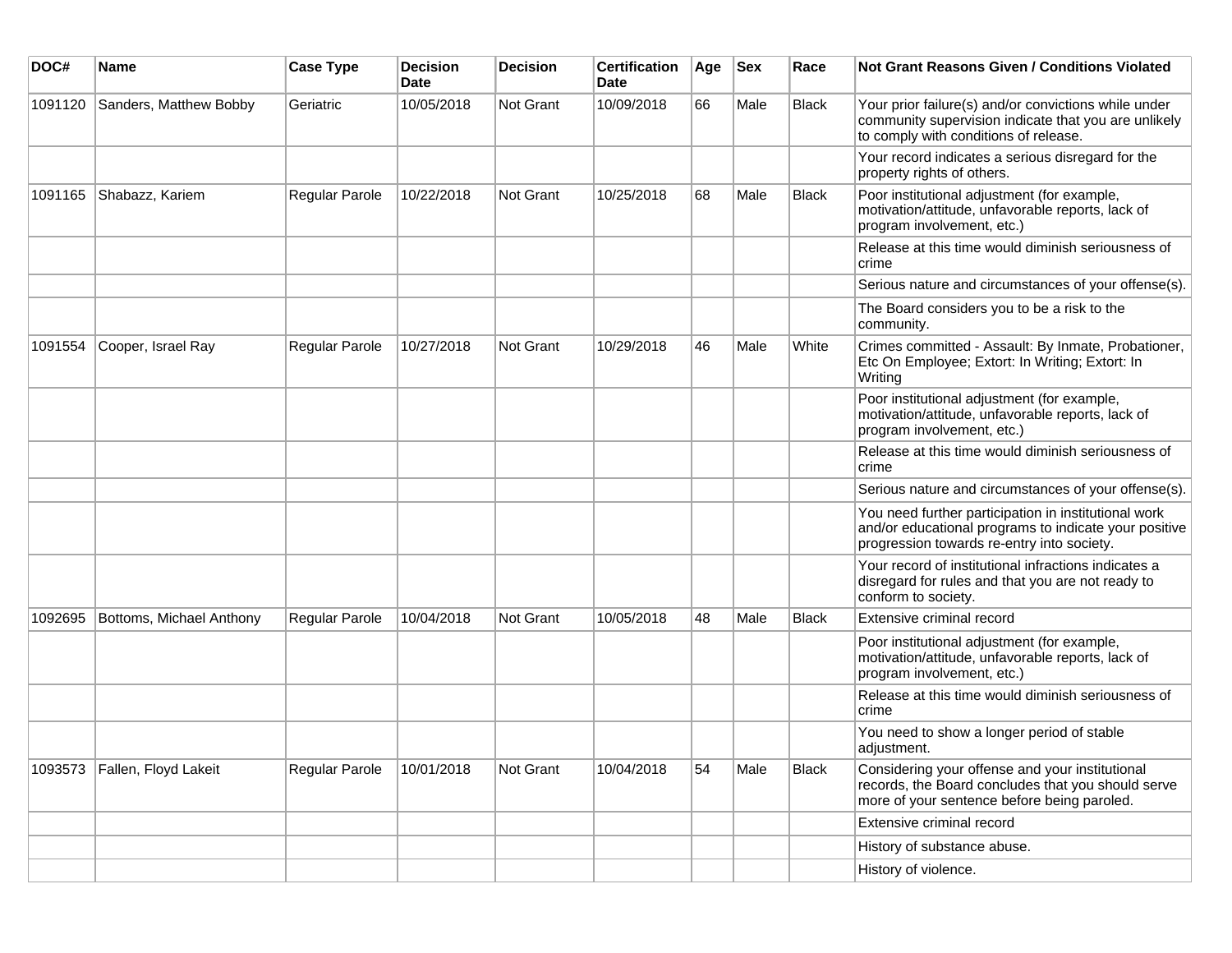| DOC# | Name | Case Type | Decision Date | Decision | Certification Date | Age | Sex | Race | Not Grant Reasons Given / Conditions Violated |
|---|---|---|---|---|---|---|---|---|---|
| 1091120 | Sanders, Matthew Bobby | Geriatric | 10/05/2018 | Not Grant | 10/09/2018 | 66 | Male | Black | Your prior failure(s) and/or convictions while under community supervision indicate that you are unlikely to comply with conditions of release. |
| | | | | | | | | | Your record indicates a serious disregard for the property rights of others. |
| 1091165 | Shabazz, Kariem | Regular Parole | 10/22/2018 | Not Grant | 10/25/2018 | 68 | Male | Black | Poor institutional adjustment (for example, motivation/attitude, unfavorable reports, lack of program involvement, etc.) |
| | | | | | | | | | Release at this time would diminish seriousness of crime |
| | | | | | | | | | Serious nature and circumstances of your offense(s). |
| | | | | | | | | | The Board considers you to be a risk to the community. |
| 1091554 | Cooper, Israel Ray | Regular Parole | 10/27/2018 | Not Grant | 10/29/2018 | 46 | Male | White | Crimes committed - Assault: By Inmate, Probationer, Etc On Employee; Extort: In Writing; Extort: In Writing |
| | | | | | | | | | Poor institutional adjustment (for example, motivation/attitude, unfavorable reports, lack of program involvement, etc.) |
| | | | | | | | | | Release at this time would diminish seriousness of crime |
| | | | | | | | | | Serious nature and circumstances of your offense(s). |
| | | | | | | | | | You need further participation in institutional work and/or educational programs to indicate your positive progression towards re-entry into society. |
| | | | | | | | | | Your record of institutional infractions indicates a disregard for rules and that you are not ready to conform to society. |
| 1092695 | Bottoms, Michael Anthony | Regular Parole | 10/04/2018 | Not Grant | 10/05/2018 | 48 | Male | Black | Extensive criminal record |
| | | | | | | | | | Poor institutional adjustment (for example, motivation/attitude, unfavorable reports, lack of program involvement, etc.) |
| | | | | | | | | | Release at this time would diminish seriousness of crime |
| | | | | | | | | | You need to show a longer period of stable adjustment. |
| 1093573 | Fallen, Floyd Lakeit | Regular Parole | 10/01/2018 | Not Grant | 10/04/2018 | 54 | Male | Black | Considering your offense and your institutional records, the Board concludes that you should serve more of your sentence before being paroled. |
| | | | | | | | | | Extensive criminal record |
| | | | | | | | | | History of substance abuse. |
| | | | | | | | | | History of violence. |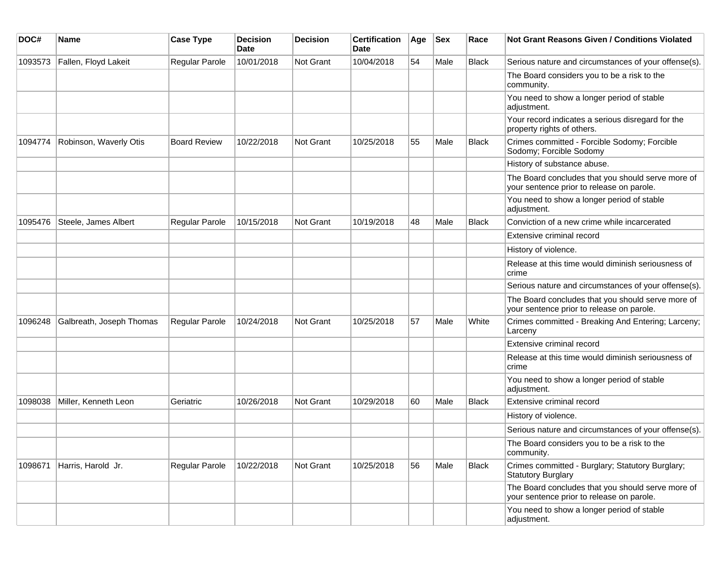| DOC# | Name | Case Type | Decision Date | Decision | Certification Date | Age | Sex | Race | Not Grant Reasons Given / Conditions Violated |
| --- | --- | --- | --- | --- | --- | --- | --- | --- | --- |
| 1093573 | Fallen, Floyd Lakeit | Regular Parole | 10/01/2018 | Not Grant | 10/04/2018 | 54 | Male | Black | Serious nature and circumstances of your offense(s). |
| | | | | | | | | | The Board considers you to be a risk to the community. |
| | | | | | | | | | You need to show a longer period of stable adjustment. |
| | | | | | | | | | Your record indicates a serious disregard for the property rights of others. |
| 1094774 | Robinson, Waverly Otis | Board Review | 10/22/2018 | Not Grant | 10/25/2018 | 55 | Male | Black | Crimes committed - Forcible Sodomy; Forcible Sodomy; Forcible Sodomy |
| | | | | | | | | | History of substance abuse. |
| | | | | | | | | | The Board concludes that you should serve more of your sentence prior to release on parole. |
| | | | | | | | | | You need to show a longer period of stable adjustment. |
| 1095476 | Steele, James Albert | Regular Parole | 10/15/2018 | Not Grant | 10/19/2018 | 48 | Male | Black | Conviction of a new crime while incarcerated |
| | | | | | | | | | Extensive criminal record |
| | | | | | | | | | History of violence. |
| | | | | | | | | | Release at this time would diminish seriousness of crime |
| | | | | | | | | | Serious nature and circumstances of your offense(s). |
| | | | | | | | | | The Board concludes that you should serve more of your sentence prior to release on parole. |
| 1096248 | Galbreath, Joseph Thomas | Regular Parole | 10/24/2018 | Not Grant | 10/25/2018 | 57 | Male | White | Crimes committed - Breaking And Entering; Larceny; Larceny |
| | | | | | | | | | Extensive criminal record |
| | | | | | | | | | Release at this time would diminish seriousness of crime |
| | | | | | | | | | You need to show a longer period of stable adjustment. |
| 1098038 | Miller, Kenneth Leon | Geriatric | 10/26/2018 | Not Grant | 10/29/2018 | 60 | Male | Black | Extensive criminal record |
| | | | | | | | | | History of violence. |
| | | | | | | | | | Serious nature and circumstances of your offense(s). |
| | | | | | | | | | The Board considers you to be a risk to the community. |
| 1098671 | Harris, Harold Jr. | Regular Parole | 10/22/2018 | Not Grant | 10/25/2018 | 56 | Male | Black | Crimes committed - Burglary; Statutory Burglary; Statutory Burglary |
| | | | | | | | | | The Board concludes that you should serve more of your sentence prior to release on parole. |
| | | | | | | | | | You need to show a longer period of stable adjustment. |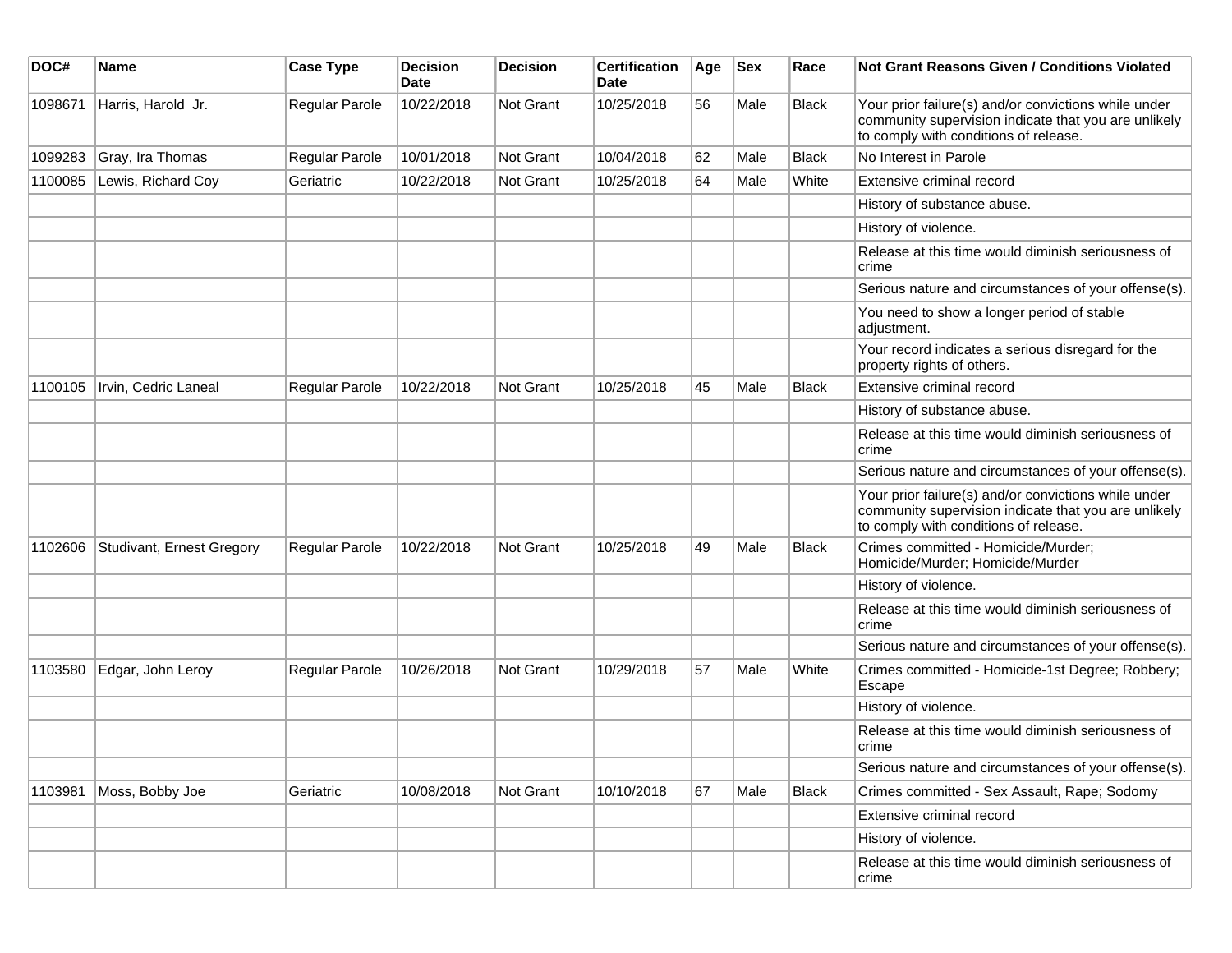| DOC# | Name | Case Type | Decision Date | Decision | Certification Date | Age | Sex | Race | Not Grant Reasons Given / Conditions Violated |
|---|---|---|---|---|---|---|---|---|---|
| 1098671 | Harris, Harold Jr. | Regular Parole | 10/22/2018 | Not Grant | 10/25/2018 | 56 | Male | Black | Your prior failure(s) and/or convictions while under community supervision indicate that you are unlikely to comply with conditions of release. |
| 1099283 | Gray, Ira Thomas | Regular Parole | 10/01/2018 | Not Grant | 10/04/2018 | 62 | Male | Black | No Interest in Parole |
| 1100085 | Lewis, Richard Coy | Geriatric | 10/22/2018 | Not Grant | 10/25/2018 | 64 | Male | White | Extensive criminal record |
| | | | | | | | | | History of substance abuse. |
| | | | | | | | | | History of violence. |
| | | | | | | | | | Release at this time would diminish seriousness of crime |
| | | | | | | | | | Serious nature and circumstances of your offense(s). |
| | | | | | | | | | You need to show a longer period of stable adjustment. |
| | | | | | | | | | Your record indicates a serious disregard for the property rights of others. |
| 1100105 | Irvin, Cedric Laneal | Regular Parole | 10/22/2018 | Not Grant | 10/25/2018 | 45 | Male | Black | Extensive criminal record |
| | | | | | | | | | History of substance abuse. |
| | | | | | | | | | Release at this time would diminish seriousness of crime |
| | | | | | | | | | Serious nature and circumstances of your offense(s). |
| | | | | | | | | | Your prior failure(s) and/or convictions while under community supervision indicate that you are unlikely to comply with conditions of release. |
| 1102606 | Studivant, Ernest Gregory | Regular Parole | 10/22/2018 | Not Grant | 10/25/2018 | 49 | Male | Black | Crimes committed - Homicide/Murder; Homicide/Murder; Homicide/Murder |
| | | | | | | | | | History of violence. |
| | | | | | | | | | Release at this time would diminish seriousness of crime |
| | | | | | | | | | Serious nature and circumstances of your offense(s). |
| 1103580 | Edgar, John Leroy | Regular Parole | 10/26/2018 | Not Grant | 10/29/2018 | 57 | Male | White | Crimes committed - Homicide-1st Degree; Robbery; Escape |
| | | | | | | | | | History of violence. |
| | | | | | | | | | Release at this time would diminish seriousness of crime |
| | | | | | | | | | Serious nature and circumstances of your offense(s). |
| 1103981 | Moss, Bobby Joe | Geriatric | 10/08/2018 | Not Grant | 10/10/2018 | 67 | Male | Black | Crimes committed - Sex Assault, Rape; Sodomy |
| | | | | | | | | | Extensive criminal record |
| | | | | | | | | | History of violence. |
| | | | | | | | | | Release at this time would diminish seriousness of crime |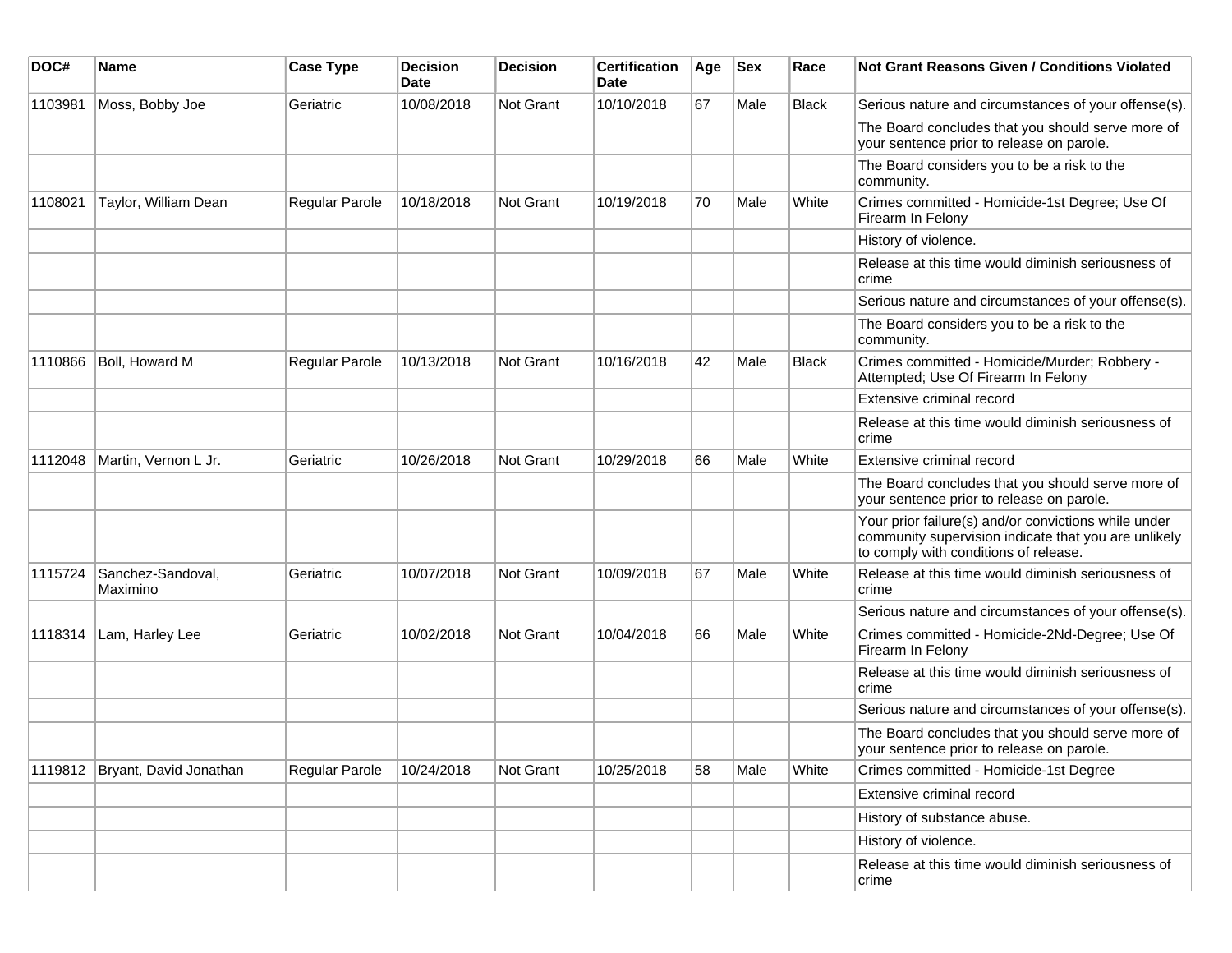| DOC# | Name | Case Type | Decision Date | Decision | Certification Date | Age | Sex | Race | Not Grant Reasons Given / Conditions Violated |
|---|---|---|---|---|---|---|---|---|---|
| 1103981 | Moss, Bobby Joe | Geriatric | 10/08/2018 | Not Grant | 10/10/2018 | 67 | Male | Black | Serious nature and circumstances of your offense(s). |
| | | | | | | | | | The Board concludes that you should serve more of your sentence prior to release on parole. |
| | | | | | | | | | The Board considers you to be a risk to the community. |
| 1108021 | Taylor, William Dean | Regular Parole | 10/18/2018 | Not Grant | 10/19/2018 | 70 | Male | White | Crimes committed - Homicide-1st Degree; Use Of Firearm In Felony |
| | | | | | | | | | History of violence. |
| | | | | | | | | | Release at this time would diminish seriousness of crime |
| | | | | | | | | | Serious nature and circumstances of your offense(s). |
| | | | | | | | | | The Board considers you to be a risk to the community. |
| 1110866 | Boll, Howard M | Regular Parole | 10/13/2018 | Not Grant | 10/16/2018 | 42 | Male | Black | Crimes committed - Homicide/Murder; Robbery - Attempted; Use Of Firearm In Felony |
| | | | | | | | | | Extensive criminal record |
| | | | | | | | | | Release at this time would diminish seriousness of crime |
| 1112048 | Martin, Vernon L Jr. | Geriatric | 10/26/2018 | Not Grant | 10/29/2018 | 66 | Male | White | Extensive criminal record |
| | | | | | | | | | The Board concludes that you should serve more of your sentence prior to release on parole. |
| | | | | | | | | | Your prior failure(s) and/or convictions while under community supervision indicate that you are unlikely to comply with conditions of release. |
| 1115724 | Sanchez-Sandoval, Maximino | Geriatric | 10/07/2018 | Not Grant | 10/09/2018 | 67 | Male | White | Release at this time would diminish seriousness of crime |
| | | | | | | | | | Serious nature and circumstances of your offense(s). |
| 1118314 | Lam, Harley Lee | Geriatric | 10/02/2018 | Not Grant | 10/04/2018 | 66 | Male | White | Crimes committed - Homicide-2Nd-Degree; Use Of Firearm In Felony |
| | | | | | | | | | Release at this time would diminish seriousness of crime |
| | | | | | | | | | Serious nature and circumstances of your offense(s). |
| | | | | | | | | | The Board concludes that you should serve more of your sentence prior to release on parole. |
| 1119812 | Bryant, David Jonathan | Regular Parole | 10/24/2018 | Not Grant | 10/25/2018 | 58 | Male | White | Crimes committed - Homicide-1st Degree |
| | | | | | | | | | Extensive criminal record |
| | | | | | | | | | History of substance abuse. |
| | | | | | | | | | History of violence. |
| | | | | | | | | | Release at this time would diminish seriousness of crime |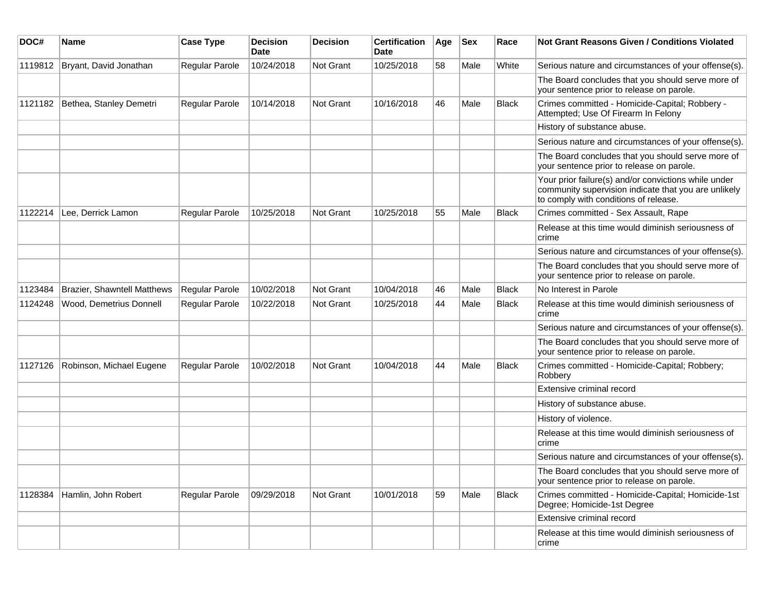| DOC# | Name | Case Type | Decision Date | Decision | Certification Date | Age | Sex | Race | Not Grant Reasons Given / Conditions Violated |
|---|---|---|---|---|---|---|---|---|---|
| 1119812 | Bryant, David Jonathan | Regular Parole | 10/24/2018 | Not Grant | 10/25/2018 | 58 | Male | White | Serious nature and circumstances of your offense(s). |
| | | | | | | | | | The Board concludes that you should serve more of your sentence prior to release on parole. |
| 1121182 | Bethea, Stanley Demetri | Regular Parole | 10/14/2018 | Not Grant | 10/16/2018 | 46 | Male | Black | Crimes committed - Homicide-Capital; Robbery - Attempted; Use Of Firearm In Felony |
| | | | | | | | | | History of substance abuse. |
| | | | | | | | | | Serious nature and circumstances of your offense(s). |
| | | | | | | | | | The Board concludes that you should serve more of your sentence prior to release on parole. |
| | | | | | | | | | Your prior failure(s) and/or convictions while under community supervision indicate that you are unlikely to comply with conditions of release. |
| 1122214 | Lee, Derrick Lamon | Regular Parole | 10/25/2018 | Not Grant | 10/25/2018 | 55 | Male | Black | Crimes committed - Sex Assault, Rape |
| | | | | | | | | | Release at this time would diminish seriousness of crime |
| | | | | | | | | | Serious nature and circumstances of your offense(s). |
| | | | | | | | | | The Board concludes that you should serve more of your sentence prior to release on parole. |
| 1123484 | Brazier, Shawntell Matthews | Regular Parole | 10/02/2018 | Not Grant | 10/04/2018 | 46 | Male | Black | No Interest in Parole |
| 1124248 | Wood, Demetrius Donnell | Regular Parole | 10/22/2018 | Not Grant | 10/25/2018 | 44 | Male | Black | Release at this time would diminish seriousness of crime |
| | | | | | | | | | Serious nature and circumstances of your offense(s). |
| | | | | | | | | | The Board concludes that you should serve more of your sentence prior to release on parole. |
| 1127126 | Robinson, Michael Eugene | Regular Parole | 10/02/2018 | Not Grant | 10/04/2018 | 44 | Male | Black | Crimes committed - Homicide-Capital; Robbery; Robbery |
| | | | | | | | | | Extensive criminal record |
| | | | | | | | | | History of substance abuse. |
| | | | | | | | | | History of violence. |
| | | | | | | | | | Release at this time would diminish seriousness of crime |
| | | | | | | | | | Serious nature and circumstances of your offense(s). |
| | | | | | | | | | The Board concludes that you should serve more of your sentence prior to release on parole. |
| 1128384 | Hamlin, John Robert | Regular Parole | 09/29/2018 | Not Grant | 10/01/2018 | 59 | Male | Black | Crimes committed - Homicide-Capital; Homicide-1st Degree; Homicide-1st Degree |
| | | | | | | | | | Extensive criminal record |
| | | | | | | | | | Release at this time would diminish seriousness of crime |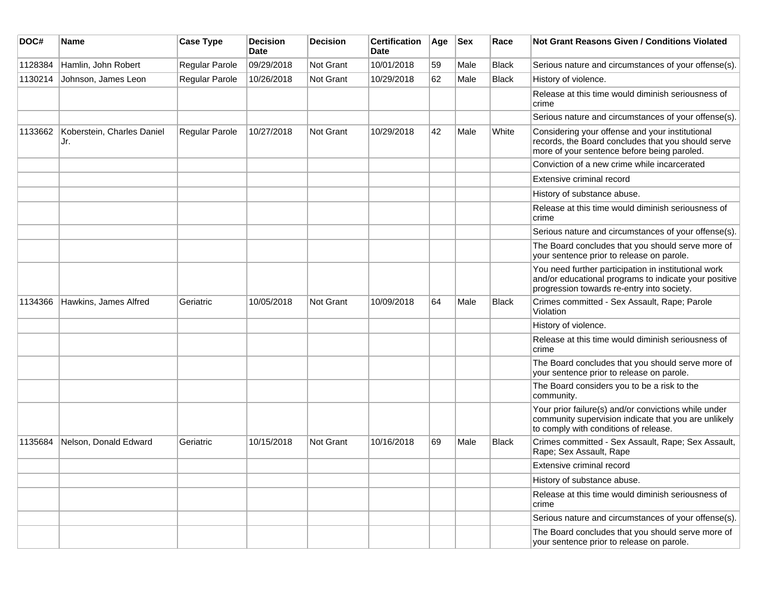| DOC# | Name | Case Type | Decision Date | Decision | Certification Date | Age | Sex | Race | Not Grant Reasons Given / Conditions Violated |
|---|---|---|---|---|---|---|---|---|---|
| 1128384 | Hamlin, John Robert | Regular Parole | 09/29/2018 | Not Grant | 10/01/2018 | 59 | Male | Black | Serious nature and circumstances of your offense(s). |
| 1130214 | Johnson, James Leon | Regular Parole | 10/26/2018 | Not Grant | 10/29/2018 | 62 | Male | Black | History of violence. |
| | | | | | | | | | Release at this time would diminish seriousness of crime |
| | | | | | | | | | Serious nature and circumstances of your offense(s). |
| 1133662 | Koberstein, Charles Daniel Jr. | Regular Parole | 10/27/2018 | Not Grant | 10/29/2018 | 42 | Male | White | Considering your offense and your institutional records, the Board concludes that you should serve more of your sentence before being paroled. |
| | | | | | | | | | Conviction of a new crime while incarcerated |
| | | | | | | | | | Extensive criminal record |
| | | | | | | | | | History of substance abuse. |
| | | | | | | | | | Release at this time would diminish seriousness of crime |
| | | | | | | | | | Serious nature and circumstances of your offense(s). |
| | | | | | | | | | The Board concludes that you should serve more of your sentence prior to release on parole. |
| | | | | | | | | | You need further participation in institutional work and/or educational programs to indicate your positive progression towards re-entry into society. |
| 1134366 | Hawkins, James Alfred | Geriatric | 10/05/2018 | Not Grant | 10/09/2018 | 64 | Male | Black | Crimes committed - Sex Assault, Rape; Parole Violation |
| | | | | | | | | | History of violence. |
| | | | | | | | | | Release at this time would diminish seriousness of crime |
| | | | | | | | | | The Board concludes that you should serve more of your sentence prior to release on parole. |
| | | | | | | | | | The Board considers you to be a risk to the community. |
| | | | | | | | | | Your prior failure(s) and/or convictions while under community supervision indicate that you are unlikely to comply with conditions of release. |
| 1135684 | Nelson, Donald Edward | Geriatric | 10/15/2018 | Not Grant | 10/16/2018 | 69 | Male | Black | Crimes committed - Sex Assault, Rape; Sex Assault, Rape; Sex Assault, Rape |
| | | | | | | | | | Extensive criminal record |
| | | | | | | | | | History of substance abuse. |
| | | | | | | | | | Release at this time would diminish seriousness of crime |
| | | | | | | | | | Serious nature and circumstances of your offense(s). |
| | | | | | | | | | The Board concludes that you should serve more of your sentence prior to release on parole. |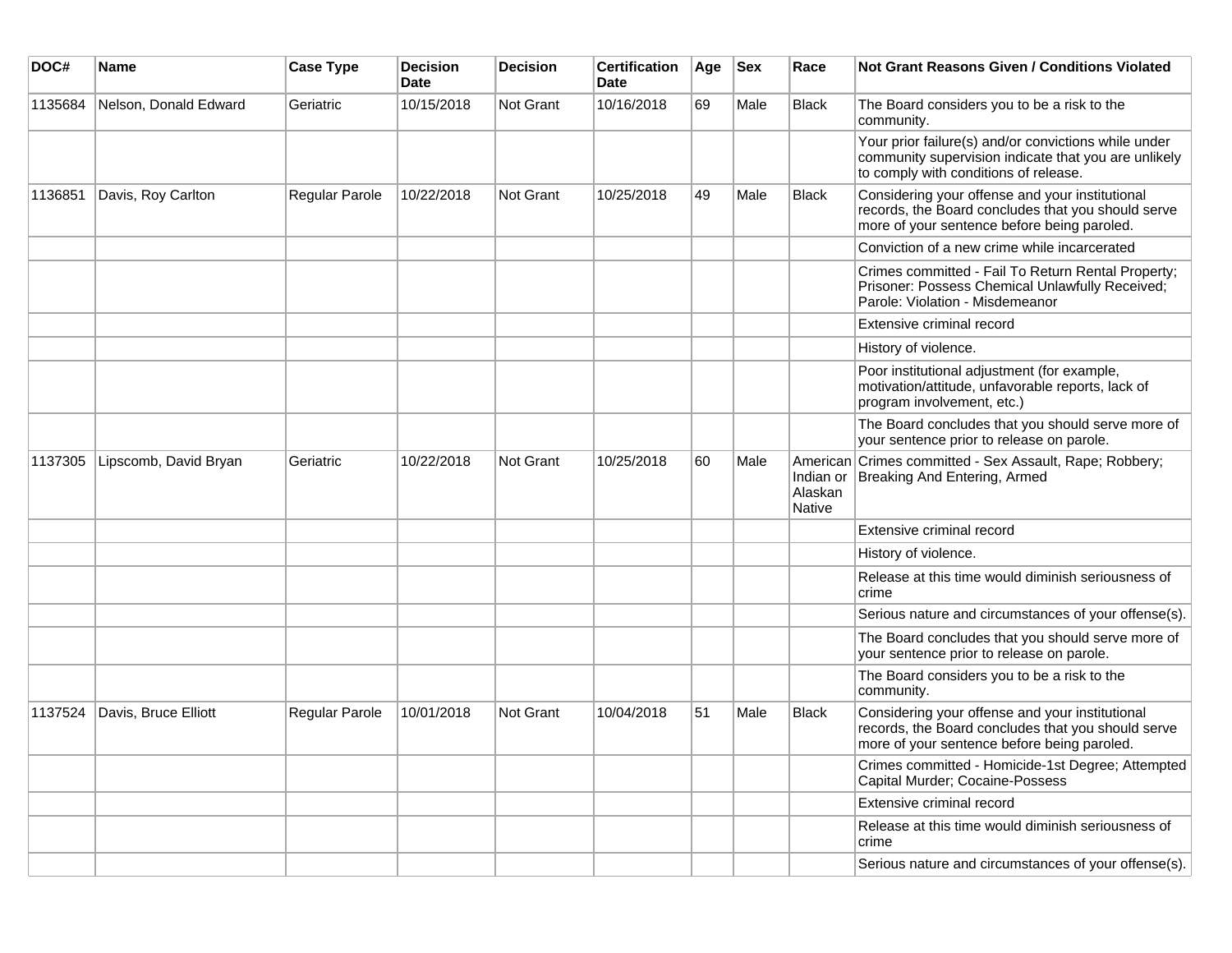| DOC# | Name | Case Type | Decision Date | Decision | Certification Date | Age | Sex | Race | Not Grant Reasons Given / Conditions Violated |
| --- | --- | --- | --- | --- | --- | --- | --- | --- | --- |
| 1135684 | Nelson, Donald Edward | Geriatric | 10/15/2018 | Not Grant | 10/16/2018 | 69 | Male | Black | The Board considers you to be a risk to the community. |
| | | | | | | | | | Your prior failure(s) and/or convictions while under community supervision indicate that you are unlikely to comply with conditions of release. |
| 1136851 | Davis, Roy Carlton | Regular Parole | 10/22/2018 | Not Grant | 10/25/2018 | 49 | Male | Black | Considering your offense and your institutional records, the Board concludes that you should serve more of your sentence before being paroled. |
| | | | | | | | | | Conviction of a new crime while incarcerated |
| | | | | | | | | | Crimes committed - Fail To Return Rental Property; Prisoner: Possess Chemical Unlawfully Received; Parole: Violation - Misdemeanor |
| | | | | | | | | | Extensive criminal record |
| | | | | | | | | | History of violence. |
| | | | | | | | | | Poor institutional adjustment (for example, motivation/attitude, unfavorable reports, lack of program involvement, etc.) |
| | | | | | | | | | The Board concludes that you should serve more of your sentence prior to release on parole. |
| 1137305 | Lipscomb, David Bryan | Geriatric | 10/22/2018 | Not Grant | 10/25/2018 | 60 | Male | American Indian or Alaskan Native | Crimes committed - Sex Assault, Rape; Robbery; Breaking And Entering, Armed |
| | | | | | | | | | Extensive criminal record |
| | | | | | | | | | History of violence. |
| | | | | | | | | | Release at this time would diminish seriousness of crime |
| | | | | | | | | | Serious nature and circumstances of your offense(s). |
| | | | | | | | | | The Board concludes that you should serve more of your sentence prior to release on parole. |
| | | | | | | | | | The Board considers you to be a risk to the community. |
| 1137524 | Davis, Bruce Elliott | Regular Parole | 10/01/2018 | Not Grant | 10/04/2018 | 51 | Male | Black | Considering your offense and your institutional records, the Board concludes that you should serve more of your sentence before being paroled. |
| | | | | | | | | | Crimes committed - Homicide-1st Degree; Attempted Capital Murder; Cocaine-Possess |
| | | | | | | | | | Extensive criminal record |
| | | | | | | | | | Release at this time would diminish seriousness of crime |
| | | | | | | | | | Serious nature and circumstances of your offense(s). |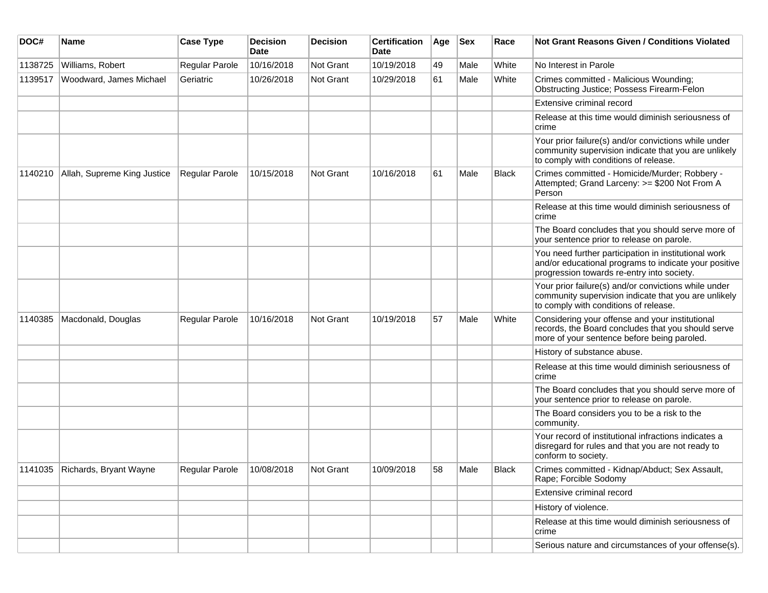| DOC# | Name | Case Type | Decision Date | Decision | Certification Date | Age | Sex | Race | Not Grant Reasons Given / Conditions Violated |
|---|---|---|---|---|---|---|---|---|---|
| 1138725 | Williams, Robert | Regular Parole | 10/16/2018 | Not Grant | 10/19/2018 | 49 | Male | White | No Interest in Parole |
| 1139517 | Woodward, James Michael | Geriatric | 10/26/2018 | Not Grant | 10/29/2018 | 61 | Male | White | Crimes committed - Malicious Wounding; Obstructing Justice; Possess Firearm-Felon |
| | | | | | | | | | Extensive criminal record |
| | | | | | | | | | Release at this time would diminish seriousness of crime |
| | | | | | | | | | Your prior failure(s) and/or convictions while under community supervision indicate that you are unlikely to comply with conditions of release. |
| 1140210 | Allah, Supreme King Justice | Regular Parole | 10/15/2018 | Not Grant | 10/16/2018 | 61 | Male | Black | Crimes committed - Homicide/Murder; Robbery - Attempted; Grand Larceny: >= $200 Not From A Person |
| | | | | | | | | | Release at this time would diminish seriousness of crime |
| | | | | | | | | | The Board concludes that you should serve more of your sentence prior to release on parole. |
| | | | | | | | | | You need further participation in institutional work and/or educational programs to indicate your positive progression towards re-entry into society. |
| | | | | | | | | | Your prior failure(s) and/or convictions while under community supervision indicate that you are unlikely to comply with conditions of release. |
| 1140385 | Macdonald, Douglas | Regular Parole | 10/16/2018 | Not Grant | 10/19/2018 | 57 | Male | White | Considering your offense and your institutional records, the Board concludes that you should serve more of your sentence before being paroled. |
| | | | | | | | | | History of substance abuse. |
| | | | | | | | | | Release at this time would diminish seriousness of crime |
| | | | | | | | | | The Board concludes that you should serve more of your sentence prior to release on parole. |
| | | | | | | | | | The Board considers you to be a risk to the community. |
| | | | | | | | | | Your record of institutional infractions indicates a disregard for rules and that you are not ready to conform to society. |
| 1141035 | Richards, Bryant Wayne | Regular Parole | 10/08/2018 | Not Grant | 10/09/2018 | 58 | Male | Black | Crimes committed - Kidnap/Abduct; Sex Assault, Rape; Forcible Sodomy |
| | | | | | | | | | Extensive criminal record |
| | | | | | | | | | History of violence. |
| | | | | | | | | | Release at this time would diminish seriousness of crime |
| | | | | | | | | | Serious nature and circumstances of your offense(s). |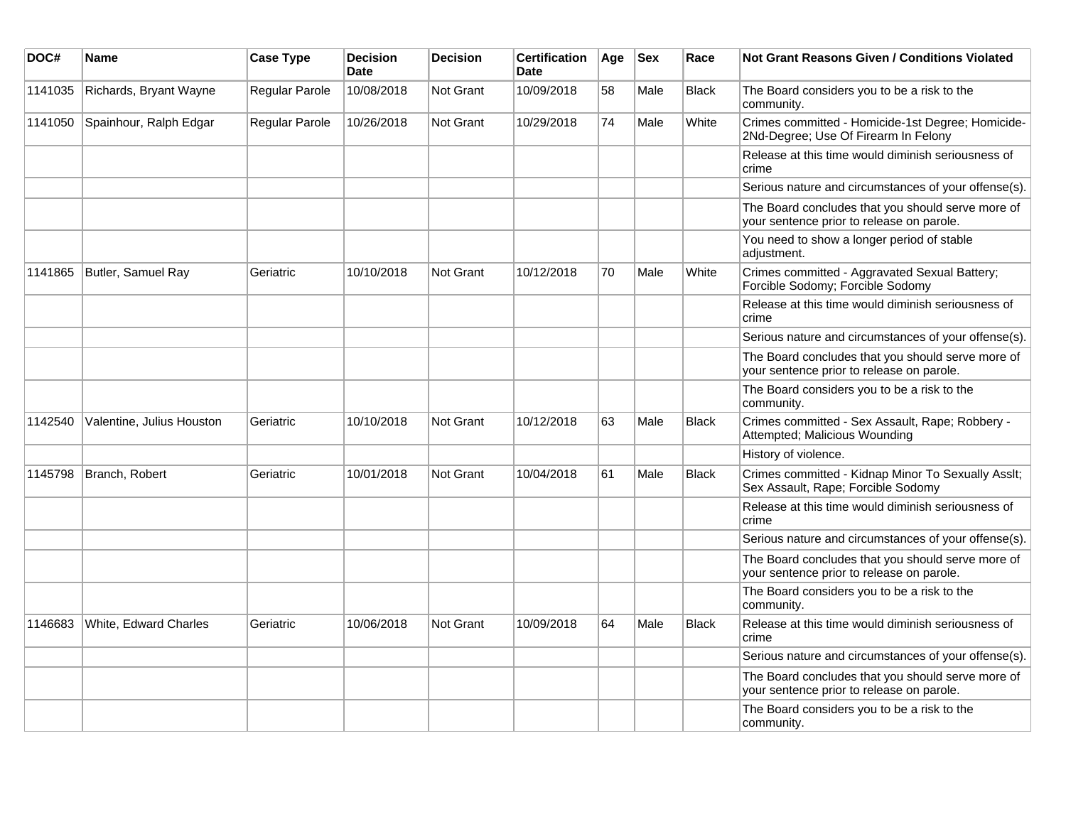| DOC# | Name | Case Type | Decision Date | Decision | Certification Date | Age | Sex | Race | Not Grant Reasons Given / Conditions Violated |
|---|---|---|---|---|---|---|---|---|---|
| 1141035 | Richards, Bryant Wayne | Regular Parole | 10/08/2018 | Not Grant | 10/09/2018 | 58 | Male | Black | The Board considers you to be a risk to the community. |
| 1141050 | Spainhour, Ralph Edgar | Regular Parole | 10/26/2018 | Not Grant | 10/29/2018 | 74 | Male | White | Crimes committed - Homicide-1st Degree; Homicide-2Nd-Degree; Use Of Firearm In Felony |
| | | | | | | | | | Release at this time would diminish seriousness of crime |
| | | | | | | | | | Serious nature and circumstances of your offense(s). |
| | | | | | | | | | The Board concludes that you should serve more of your sentence prior to release on parole. |
| | | | | | | | | | You need to show a longer period of stable adjustment. |
| 1141865 | Butler, Samuel Ray | Geriatric | 10/10/2018 | Not Grant | 10/12/2018 | 70 | Male | White | Crimes committed - Aggravated Sexual Battery; Forcible Sodomy; Forcible Sodomy |
| | | | | | | | | | Release at this time would diminish seriousness of crime |
| | | | | | | | | | Serious nature and circumstances of your offense(s). |
| | | | | | | | | | The Board concludes that you should serve more of your sentence prior to release on parole. |
| | | | | | | | | | The Board considers you to be a risk to the community. |
| 1142540 | Valentine, Julius Houston | Geriatric | 10/10/2018 | Not Grant | 10/12/2018 | 63 | Male | Black | Crimes committed - Sex Assault, Rape; Robbery - Attempted; Malicious Wounding |
| | | | | | | | | | History of violence. |
| 1145798 | Branch, Robert | Geriatric | 10/01/2018 | Not Grant | 10/04/2018 | 61 | Male | Black | Crimes committed - Kidnap Minor To Sexually Asslt; Sex Assault, Rape; Forcible Sodomy |
| | | | | | | | | | Release at this time would diminish seriousness of crime |
| | | | | | | | | | Serious nature and circumstances of your offense(s). |
| | | | | | | | | | The Board concludes that you should serve more of your sentence prior to release on parole. |
| | | | | | | | | | The Board considers you to be a risk to the community. |
| 1146683 | White, Edward Charles | Geriatric | 10/06/2018 | Not Grant | 10/09/2018 | 64 | Male | Black | Release at this time would diminish seriousness of crime |
| | | | | | | | | | Serious nature and circumstances of your offense(s). |
| | | | | | | | | | The Board concludes that you should serve more of your sentence prior to release on parole. |
| | | | | | | | | | The Board considers you to be a risk to the community. |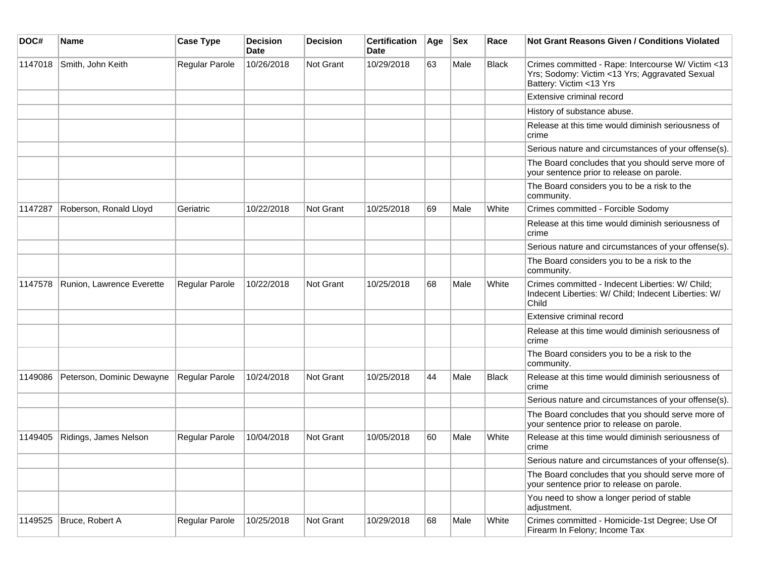| DOC# | Name | Case Type | Decision Date | Decision | Certification Date | Age | Sex | Race | Not Grant Reasons Given / Conditions Violated |
|---|---|---|---|---|---|---|---|---|---|
| 1147018 | Smith, John Keith | Regular Parole | 10/26/2018 | Not Grant | 10/29/2018 | 63 | Male | Black | Crimes committed - Rape: Intercourse W/ Victim <13 Yrs; Sodomy: Victim <13 Yrs; Aggravated Sexual Battery: Victim <13 Yrs |
| | | | | | | | | | Extensive criminal record |
| | | | | | | | | | History of substance abuse. |
| | | | | | | | | | Release at this time would diminish seriousness of crime |
| | | | | | | | | | Serious nature and circumstances of your offense(s). |
| | | | | | | | | | The Board concludes that you should serve more of your sentence prior to release on parole. |
| | | | | | | | | | The Board considers you to be a risk to the community. |
| 1147287 | Roberson, Ronald Lloyd | Geriatric | 10/22/2018 | Not Grant | 10/25/2018 | 69 | Male | White | Crimes committed - Forcible Sodomy |
| | | | | | | | | | Release at this time would diminish seriousness of crime |
| | | | | | | | | | Serious nature and circumstances of your offense(s). |
| | | | | | | | | | The Board considers you to be a risk to the community. |
| 1147578 | Runion, Lawrence Everette | Regular Parole | 10/22/2018 | Not Grant | 10/25/2018 | 68 | Male | White | Crimes committed - Indecent Liberties: W/ Child; Indecent Liberties: W/ Child; Indecent Liberties: W/ Child |
| | | | | | | | | | Extensive criminal record |
| | | | | | | | | | Release at this time would diminish seriousness of crime |
| | | | | | | | | | The Board considers you to be a risk to the community. |
| 1149086 | Peterson, Dominic Dewayne | Regular Parole | 10/24/2018 | Not Grant | 10/25/2018 | 44 | Male | Black | Release at this time would diminish seriousness of crime |
| | | | | | | | | | Serious nature and circumstances of your offense(s). |
| | | | | | | | | | The Board concludes that you should serve more of your sentence prior to release on parole. |
| 1149405 | Ridings, James Nelson | Regular Parole | 10/04/2018 | Not Grant | 10/05/2018 | 60 | Male | White | Release at this time would diminish seriousness of crime |
| | | | | | | | | | Serious nature and circumstances of your offense(s). |
| | | | | | | | | | The Board concludes that you should serve more of your sentence prior to release on parole. |
| | | | | | | | | | You need to show a longer period of stable adjustment. |
| 1149525 | Bruce, Robert A | Regular Parole | 10/25/2018 | Not Grant | 10/29/2018 | 68 | Male | White | Crimes committed - Homicide-1st Degree; Use Of Firearm In Felony; Income Tax |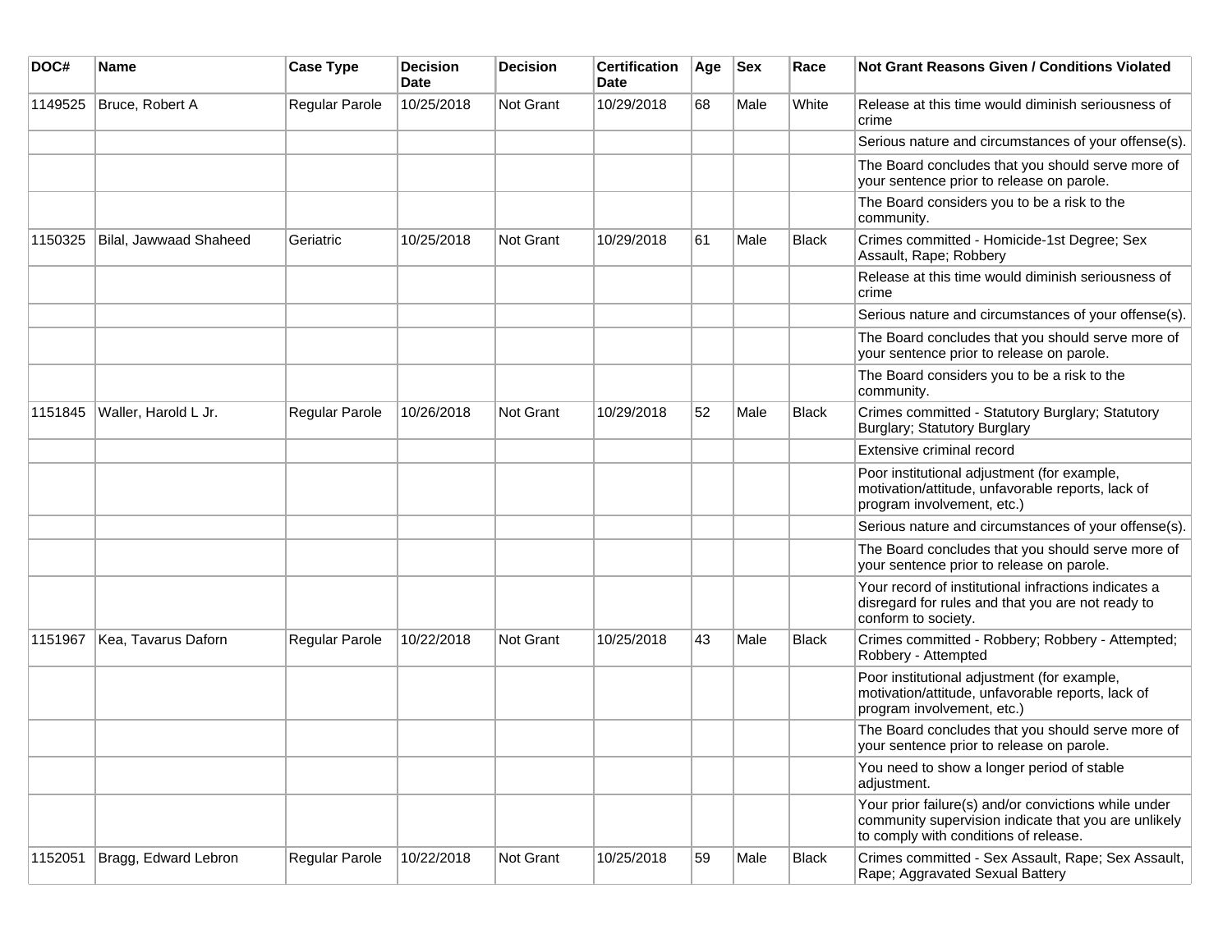| DOC# | Name | Case Type | Decision Date | Decision | Certification Date | Age | Sex | Race | Not Grant Reasons Given / Conditions Violated |
|---|---|---|---|---|---|---|---|---|---|
| 1149525 | Bruce, Robert A | Regular Parole | 10/25/2018 | Not Grant | 10/29/2018 | 68 | Male | White | Release at this time would diminish seriousness of crime |
| | | | | | | | | | Serious nature and circumstances of your offense(s). |
| | | | | | | | | | The Board concludes that you should serve more of your sentence prior to release on parole. |
| | | | | | | | | | The Board considers you to be a risk to the community. |
| 1150325 | Bilal, Jawwaad Shaheed | Geriatric | 10/25/2018 | Not Grant | 10/29/2018 | 61 | Male | Black | Crimes committed - Homicide-1st Degree; Sex Assault, Rape; Robbery |
| | | | | | | | | | Release at this time would diminish seriousness of crime |
| | | | | | | | | | Serious nature and circumstances of your offense(s). |
| | | | | | | | | | The Board concludes that you should serve more of your sentence prior to release on parole. |
| | | | | | | | | | The Board considers you to be a risk to the community. |
| 1151845 | Waller, Harold L Jr. | Regular Parole | 10/26/2018 | Not Grant | 10/29/2018 | 52 | Male | Black | Crimes committed - Statutory Burglary; Statutory Burglary; Statutory Burglary |
| | | | | | | | | | Extensive criminal record |
| | | | | | | | | | Poor institutional adjustment (for example, motivation/attitude, unfavorable reports, lack of program involvement, etc.) |
| | | | | | | | | | Serious nature and circumstances of your offense(s). |
| | | | | | | | | | The Board concludes that you should serve more of your sentence prior to release on parole. |
| | | | | | | | | | Your record of institutional infractions indicates a disregard for rules and that you are not ready to conform to society. |
| 1151967 | Kea, Tavarus Daforn | Regular Parole | 10/22/2018 | Not Grant | 10/25/2018 | 43 | Male | Black | Crimes committed - Robbery; Robbery - Attempted; Robbery - Attempted |
| | | | | | | | | | Poor institutional adjustment (for example, motivation/attitude, unfavorable reports, lack of program involvement, etc.) |
| | | | | | | | | | The Board concludes that you should serve more of your sentence prior to release on parole. |
| | | | | | | | | | You need to show a longer period of stable adjustment. |
| | | | | | | | | | Your prior failure(s) and/or convictions while under community supervision indicate that you are unlikely to comply with conditions of release. |
| 1152051 | Bragg, Edward Lebron | Regular Parole | 10/22/2018 | Not Grant | 10/25/2018 | 59 | Male | Black | Crimes committed - Sex Assault, Rape; Sex Assault, Rape; Aggravated Sexual Battery |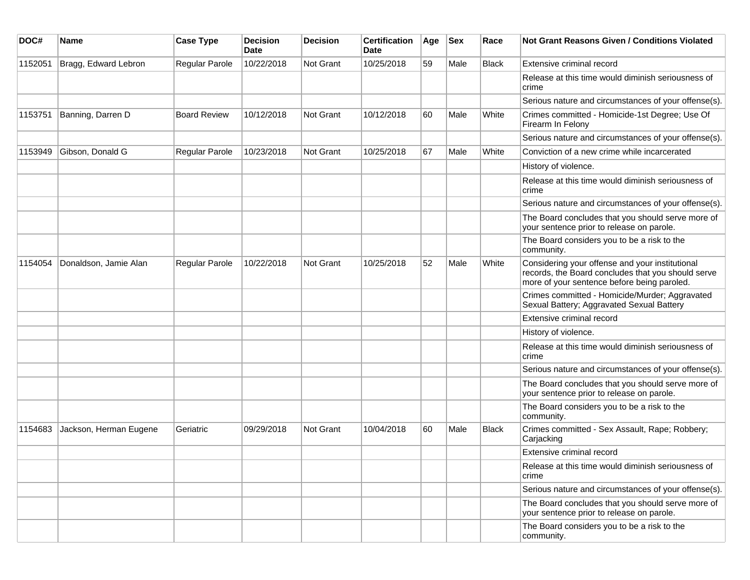| DOC# | Name | Case Type | Decision Date | Decision | Certification Date | Age | Sex | Race | Not Grant Reasons Given / Conditions Violated |
|---|---|---|---|---|---|---|---|---|---|
| 1152051 | Bragg, Edward Lebron | Regular Parole | 10/22/2018 | Not Grant | 10/25/2018 | 59 | Male | Black | Extensive criminal record |
| | | | | | | | | | Release at this time would diminish seriousness of crime |
| | | | | | | | | | Serious nature and circumstances of your offense(s). |
| 1153751 | Banning, Darren D | Board Review | 10/12/2018 | Not Grant | 10/12/2018 | 60 | Male | White | Crimes committed - Homicide-1st Degree; Use Of Firearm In Felony |
| | | | | | | | | | Serious nature and circumstances of your offense(s). |
| 1153949 | Gibson, Donald G | Regular Parole | 10/23/2018 | Not Grant | 10/25/2018 | 67 | Male | White | Conviction of a new crime while incarcerated |
| | | | | | | | | | History of violence. |
| | | | | | | | | | Release at this time would diminish seriousness of crime |
| | | | | | | | | | Serious nature and circumstances of your offense(s). |
| | | | | | | | | | The Board concludes that you should serve more of your sentence prior to release on parole. |
| | | | | | | | | | The Board considers you to be a risk to the community. |
| 1154054 | Donaldson, Jamie Alan | Regular Parole | 10/22/2018 | Not Grant | 10/25/2018 | 52 | Male | White | Considering your offense and your institutional records, the Board concludes that you should serve more of your sentence before being paroled. |
| | | | | | | | | | Crimes committed - Homicide/Murder; Aggravated Sexual Battery; Aggravated Sexual Battery |
| | | | | | | | | | Extensive criminal record |
| | | | | | | | | | History of violence. |
| | | | | | | | | | Release at this time would diminish seriousness of crime |
| | | | | | | | | | Serious nature and circumstances of your offense(s). |
| | | | | | | | | | The Board concludes that you should serve more of your sentence prior to release on parole. |
| | | | | | | | | | The Board considers you to be a risk to the community. |
| 1154683 | Jackson, Herman Eugene | Geriatric | 09/29/2018 | Not Grant | 10/04/2018 | 60 | Male | Black | Crimes committed - Sex Assault, Rape; Robbery; Carjacking |
| | | | | | | | | | Extensive criminal record |
| | | | | | | | | | Release at this time would diminish seriousness of crime |
| | | | | | | | | | Serious nature and circumstances of your offense(s). |
| | | | | | | | | | The Board concludes that you should serve more of your sentence prior to release on parole. |
| | | | | | | | | | The Board considers you to be a risk to the community. |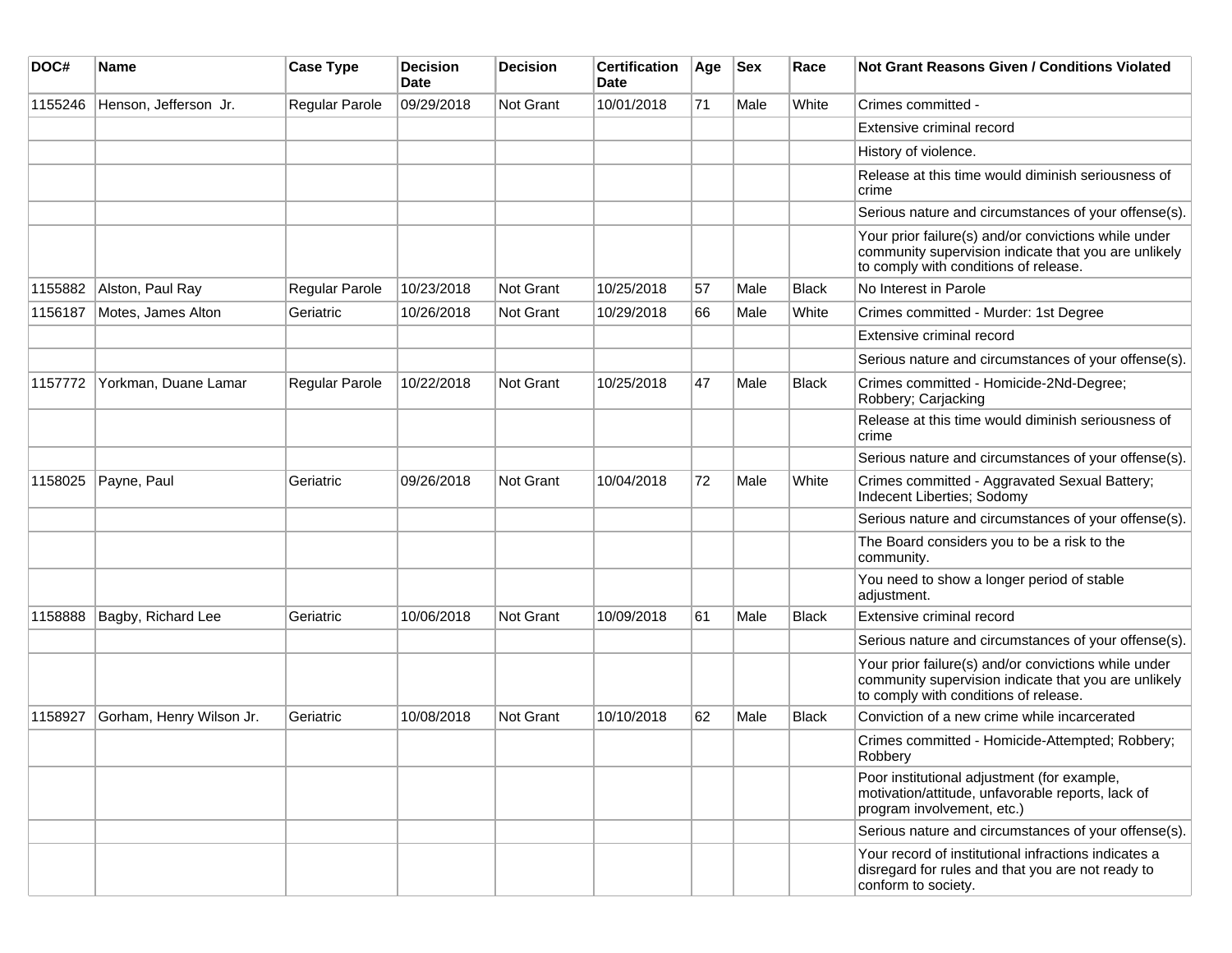| DOC# | Name | Case Type | Decision Date | Decision | Certification Date | Age | Sex | Race | Not Grant Reasons Given / Conditions Violated |
|---|---|---|---|---|---|---|---|---|---|
| 1155246 | Henson, Jefferson Jr. | Regular Parole | 09/29/2018 | Not Grant | 10/01/2018 | 71 | Male | White | Crimes committed - |
| | | | | | | | | | Extensive criminal record |
| | | | | | | | | | History of violence. |
| | | | | | | | | | Release at this time would diminish seriousness of crime |
| | | | | | | | | | Serious nature and circumstances of your offense(s). |
| | | | | | | | | | Your prior failure(s) and/or convictions while under community supervision indicate that you are unlikely to comply with conditions of release. |
| 1155882 | Alston, Paul Ray | Regular Parole | 10/23/2018 | Not Grant | 10/25/2018 | 57 | Male | Black | No Interest in Parole |
| 1156187 | Motes, James Alton | Geriatric | 10/26/2018 | Not Grant | 10/29/2018 | 66 | Male | White | Crimes committed - Murder: 1st Degree |
| | | | | | | | | | Extensive criminal record |
| | | | | | | | | | Serious nature and circumstances of your offense(s). |
| 1157772 | Yorkman, Duane Lamar | Regular Parole | 10/22/2018 | Not Grant | 10/25/2018 | 47 | Male | Black | Crimes committed - Homicide-2Nd-Degree; Robbery; Carjacking |
| | | | | | | | | | Release at this time would diminish seriousness of crime |
| | | | | | | | | | Serious nature and circumstances of your offense(s). |
| 1158025 | Payne, Paul | Geriatric | 09/26/2018 | Not Grant | 10/04/2018 | 72 | Male | White | Crimes committed - Aggravated Sexual Battery; Indecent Liberties; Sodomy |
| | | | | | | | | | Serious nature and circumstances of your offense(s). |
| | | | | | | | | | The Board considers you to be a risk to the community. |
| | | | | | | | | | You need to show a longer period of stable adjustment. |
| 1158888 | Bagby, Richard Lee | Geriatric | 10/06/2018 | Not Grant | 10/09/2018 | 61 | Male | Black | Extensive criminal record |
| | | | | | | | | | Serious nature and circumstances of your offense(s). |
| | | | | | | | | | Your prior failure(s) and/or convictions while under community supervision indicate that you are unlikely to comply with conditions of release. |
| 1158927 | Gorham, Henry Wilson Jr. | Geriatric | 10/08/2018 | Not Grant | 10/10/2018 | 62 | Male | Black | Conviction of a new crime while incarcerated |
| | | | | | | | | | Crimes committed - Homicide-Attempted; Robbery; Robbery |
| | | | | | | | | | Poor institutional adjustment (for example, motivation/attitude, unfavorable reports, lack of program involvement, etc.) |
| | | | | | | | | | Serious nature and circumstances of your offense(s). |
| | | | | | | | | | Your record of institutional infractions indicates a disregard for rules and that you are not ready to conform to society. |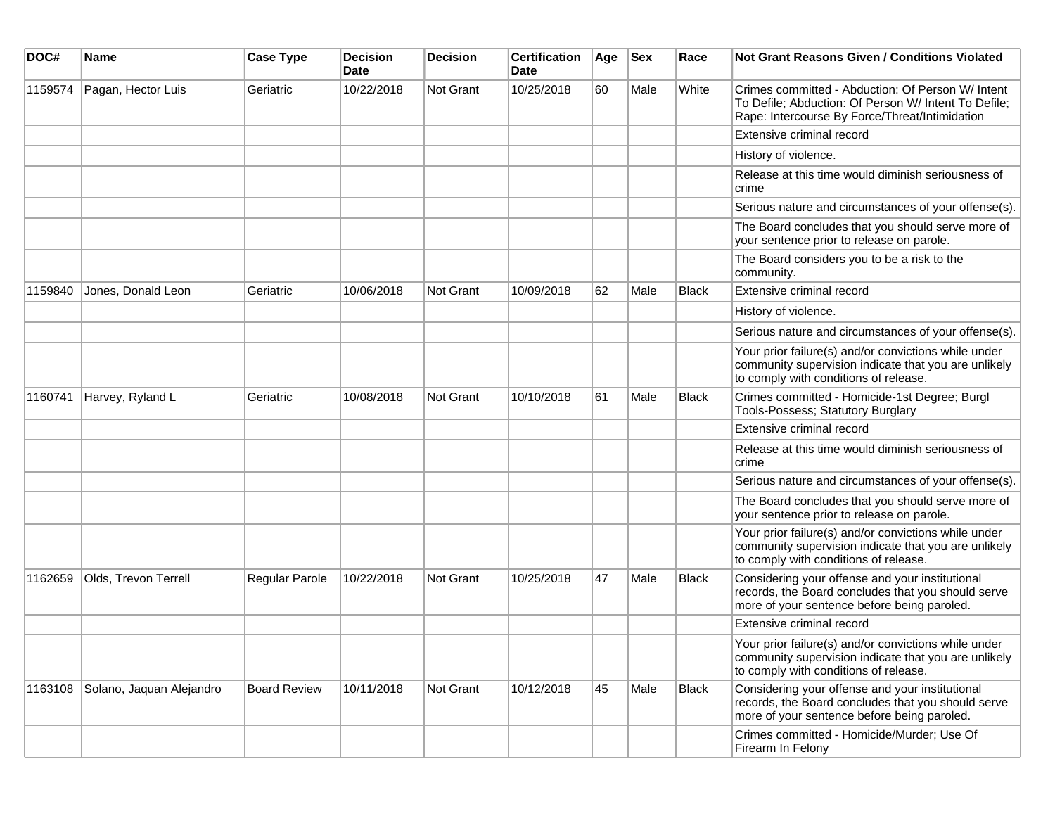| DOC# | Name | Case Type | Decision Date | Decision | Certification Date | Age | Sex | Race | Not Grant Reasons Given / Conditions Violated |
|---|---|---|---|---|---|---|---|---|---|
| 1159574 | Pagan, Hector Luis | Geriatric | 10/22/2018 | Not Grant | 10/25/2018 | 60 | Male | White | Crimes committed - Abduction: Of Person W/ Intent To Defile; Abduction: Of Person W/ Intent To Defile; Rape: Intercourse By Force/Threat/Intimidation |
| | | | | | | | | | Extensive criminal record |
| | | | | | | | | | History of violence. |
| | | | | | | | | | Release at this time would diminish seriousness of crime |
| | | | | | | | | | Serious nature and circumstances of your offense(s). |
| | | | | | | | | | The Board concludes that you should serve more of your sentence prior to release on parole. |
| | | | | | | | | | The Board considers you to be a risk to the community. |
| 1159840 | Jones, Donald Leon | Geriatric | 10/06/2018 | Not Grant | 10/09/2018 | 62 | Male | Black | Extensive criminal record |
| | | | | | | | | | History of violence. |
| | | | | | | | | | Serious nature and circumstances of your offense(s). |
| | | | | | | | | | Your prior failure(s) and/or convictions while under community supervision indicate that you are unlikely to comply with conditions of release. |
| 1160741 | Harvey, Ryland L | Geriatric | 10/08/2018 | Not Grant | 10/10/2018 | 61 | Male | Black | Crimes committed - Homicide-1st Degree; Burgl Tools-Possess; Statutory Burglary |
| | | | | | | | | | Extensive criminal record |
| | | | | | | | | | Release at this time would diminish seriousness of crime |
| | | | | | | | | | Serious nature and circumstances of your offense(s). |
| | | | | | | | | | The Board concludes that you should serve more of your sentence prior to release on parole. |
| | | | | | | | | | Your prior failure(s) and/or convictions while under community supervision indicate that you are unlikely to comply with conditions of release. |
| 1162659 | Olds, Trevon Terrell | Regular Parole | 10/22/2018 | Not Grant | 10/25/2018 | 47 | Male | Black | Considering your offense and your institutional records, the Board concludes that you should serve more of your sentence before being paroled. |
| | | | | | | | | | Extensive criminal record |
| | | | | | | | | | Your prior failure(s) and/or convictions while under community supervision indicate that you are unlikely to comply with conditions of release. |
| 1163108 | Solano, Jaquan Alejandro | Board Review | 10/11/2018 | Not Grant | 10/12/2018 | 45 | Male | Black | Considering your offense and your institutional records, the Board concludes that you should serve more of your sentence before being paroled. |
| | | | | | | | | | Crimes committed - Homicide/Murder; Use Of Firearm In Felony |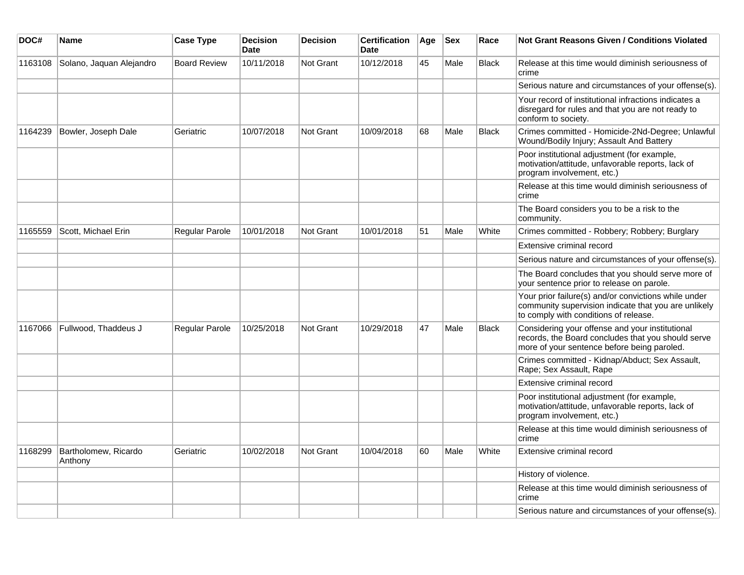| DOC# | Name | Case Type | Decision Date | Decision | Certification Date | Age | Sex | Race | Not Grant Reasons Given / Conditions Violated |
| --- | --- | --- | --- | --- | --- | --- | --- | --- | --- |
| 1163108 | Solano, Jaquan Alejandro | Board Review | 10/11/2018 | Not Grant | 10/12/2018 | 45 | Male | Black | Release at this time would diminish seriousness of crime |
| | | | | | | | | | Serious nature and circumstances of your offense(s). |
| | | | | | | | | | Your record of institutional infractions indicates a disregard for rules and that you are not ready to conform to society. |
| 1164239 | Bowler, Joseph Dale | Geriatric | 10/07/2018 | Not Grant | 10/09/2018 | 68 | Male | Black | Crimes committed - Homicide-2Nd-Degree; Unlawful Wound/Bodily Injury; Assault And Battery |
| | | | | | | | | | Poor institutional adjustment (for example, motivation/attitude, unfavorable reports, lack of program involvement, etc.) |
| | | | | | | | | | Release at this time would diminish seriousness of crime |
| | | | | | | | | | The Board considers you to be a risk to the community. |
| 1165559 | Scott, Michael Erin | Regular Parole | 10/01/2018 | Not Grant | 10/01/2018 | 51 | Male | White | Crimes committed - Robbery; Robbery; Burglary |
| | | | | | | | | | Extensive criminal record |
| | | | | | | | | | Serious nature and circumstances of your offense(s). |
| | | | | | | | | | The Board concludes that you should serve more of your sentence prior to release on parole. |
| | | | | | | | | | Your prior failure(s) and/or convictions while under community supervision indicate that you are unlikely to comply with conditions of release. |
| 1167066 | Fullwood, Thaddeus J | Regular Parole | 10/25/2018 | Not Grant | 10/29/2018 | 47 | Male | Black | Considering your offense and your institutional records, the Board concludes that you should serve more of your sentence before being paroled. |
| | | | | | | | | | Crimes committed - Kidnap/Abduct; Sex Assault, Rape; Sex Assault, Rape |
| | | | | | | | | | Extensive criminal record |
| | | | | | | | | | Poor institutional adjustment (for example, motivation/attitude, unfavorable reports, lack of program involvement, etc.) |
| | | | | | | | | | Release at this time would diminish seriousness of crime |
| 1168299 | Bartholomew, Ricardo Anthony | Geriatric | 10/02/2018 | Not Grant | 10/04/2018 | 60 | Male | White | Extensive criminal record |
| | | | | | | | | | History of violence. |
| | | | | | | | | | Release at this time would diminish seriousness of crime |
| | | | | | | | | | Serious nature and circumstances of your offense(s). |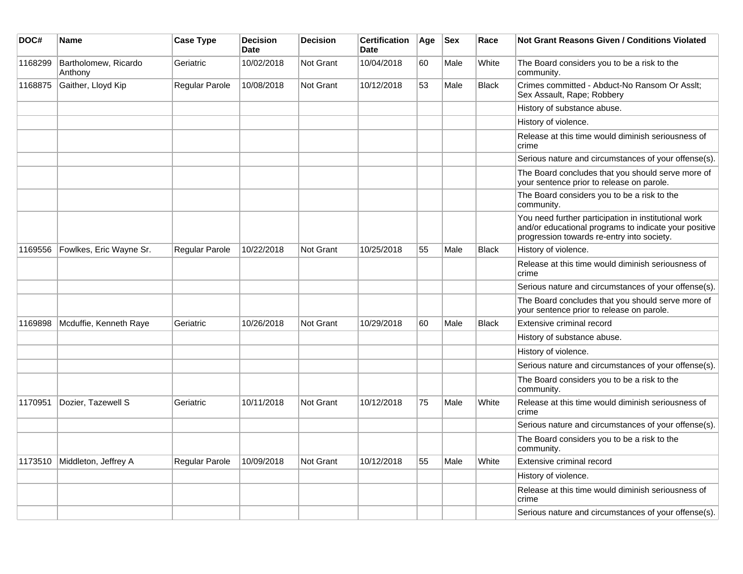| DOC# | Name | Case Type | Decision Date | Decision | Certification Date | Age | Sex | Race | Not Grant Reasons Given / Conditions Violated |
| --- | --- | --- | --- | --- | --- | --- | --- | --- | --- |
| 1168299 | Bartholomew, Ricardo Anthony | Geriatric | 10/02/2018 | Not Grant | 10/04/2018 | 60 | Male | White | The Board considers you to be a risk to the community. |
| 1168875 | Gaither, Lloyd Kip | Regular Parole | 10/08/2018 | Not Grant | 10/12/2018 | 53 | Male | Black | Crimes committed - Abduct-No Ransom Or Asslt; Sex Assault, Rape; Robbery |
| | | | | | | | | | History of substance abuse. |
| | | | | | | | | | History of violence. |
| | | | | | | | | | Release at this time would diminish seriousness of crime |
| | | | | | | | | | Serious nature and circumstances of your offense(s). |
| | | | | | | | | | The Board concludes that you should serve more of your sentence prior to release on parole. |
| | | | | | | | | | The Board considers you to be a risk to the community. |
| | | | | | | | | | You need further participation in institutional work and/or educational programs to indicate your positive progression towards re-entry into society. |
| 1169556 | Fowlkes, Eric Wayne Sr. | Regular Parole | 10/22/2018 | Not Grant | 10/25/2018 | 55 | Male | Black | History of violence. |
| | | | | | | | | | Release at this time would diminish seriousness of crime |
| | | | | | | | | | Serious nature and circumstances of your offense(s). |
| | | | | | | | | | The Board concludes that you should serve more of your sentence prior to release on parole. |
| 1169898 | Mcduffie, Kenneth Raye | Geriatric | 10/26/2018 | Not Grant | 10/29/2018 | 60 | Male | Black | Extensive criminal record |
| | | | | | | | | | History of substance abuse. |
| | | | | | | | | | History of violence. |
| | | | | | | | | | Serious nature and circumstances of your offense(s). |
| | | | | | | | | | The Board considers you to be a risk to the community. |
| 1170951 | Dozier, Tazewell S | Geriatric | 10/11/2018 | Not Grant | 10/12/2018 | 75 | Male | White | Release at this time would diminish seriousness of crime |
| | | | | | | | | | Serious nature and circumstances of your offense(s). |
| | | | | | | | | | The Board considers you to be a risk to the community. |
| 1173510 | Middleton, Jeffrey A | Regular Parole | 10/09/2018 | Not Grant | 10/12/2018 | 55 | Male | White | Extensive criminal record |
| | | | | | | | | | History of violence. |
| | | | | | | | | | Release at this time would diminish seriousness of crime |
| | | | | | | | | | Serious nature and circumstances of your offense(s). |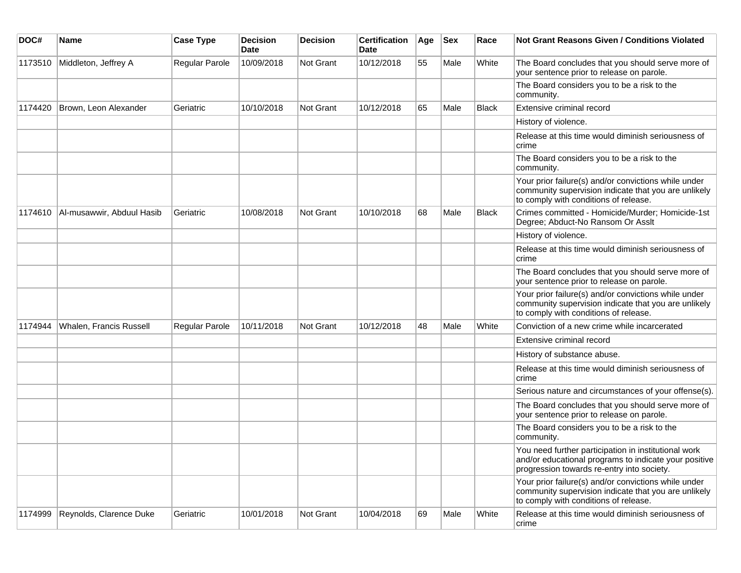| DOC# | Name | Case Type | Decision Date | Decision | Certification Date | Age | Sex | Race | Not Grant Reasons Given / Conditions Violated |
|---|---|---|---|---|---|---|---|---|---|
| 1173510 | Middleton, Jeffrey A | Regular Parole | 10/09/2018 | Not Grant | 10/12/2018 | 55 | Male | White | The Board concludes that you should serve more of your sentence prior to release on parole. |
| | | | | | | | | | The Board considers you to be a risk to the community. |
| 1174420 | Brown, Leon Alexander | Geriatric | 10/10/2018 | Not Grant | 10/12/2018 | 65 | Male | Black | Extensive criminal record |
| | | | | | | | | | History of violence. |
| | | | | | | | | | Release at this time would diminish seriousness of crime |
| | | | | | | | | | The Board considers you to be a risk to the community. |
| | | | | | | | | | Your prior failure(s) and/or convictions while under community supervision indicate that you are unlikely to comply with conditions of release. |
| 1174610 | Al-musawwir, Abduul Hasib | Geriatric | 10/08/2018 | Not Grant | 10/10/2018 | 68 | Male | Black | Crimes committed - Homicide/Murder; Homicide-1st Degree; Abduct-No Ransom Or Asslt |
| | | | | | | | | | History of violence. |
| | | | | | | | | | Release at this time would diminish seriousness of crime |
| | | | | | | | | | The Board concludes that you should serve more of your sentence prior to release on parole. |
| | | | | | | | | | Your prior failure(s) and/or convictions while under community supervision indicate that you are unlikely to comply with conditions of release. |
| 1174944 | Whalen, Francis Russell | Regular Parole | 10/11/2018 | Not Grant | 10/12/2018 | 48 | Male | White | Conviction of a new crime while incarcerated |
| | | | | | | | | | Extensive criminal record |
| | | | | | | | | | History of substance abuse. |
| | | | | | | | | | Release at this time would diminish seriousness of crime |
| | | | | | | | | | Serious nature and circumstances of your offense(s). |
| | | | | | | | | | The Board concludes that you should serve more of your sentence prior to release on parole. |
| | | | | | | | | | The Board considers you to be a risk to the community. |
| | | | | | | | | | You need further participation in institutional work and/or educational programs to indicate your positive progression towards re-entry into society. |
| | | | | | | | | | Your prior failure(s) and/or convictions while under community supervision indicate that you are unlikely to comply with conditions of release. |
| 1174999 | Reynolds, Clarence Duke | Geriatric | 10/01/2018 | Not Grant | 10/04/2018 | 69 | Male | White | Release at this time would diminish seriousness of crime |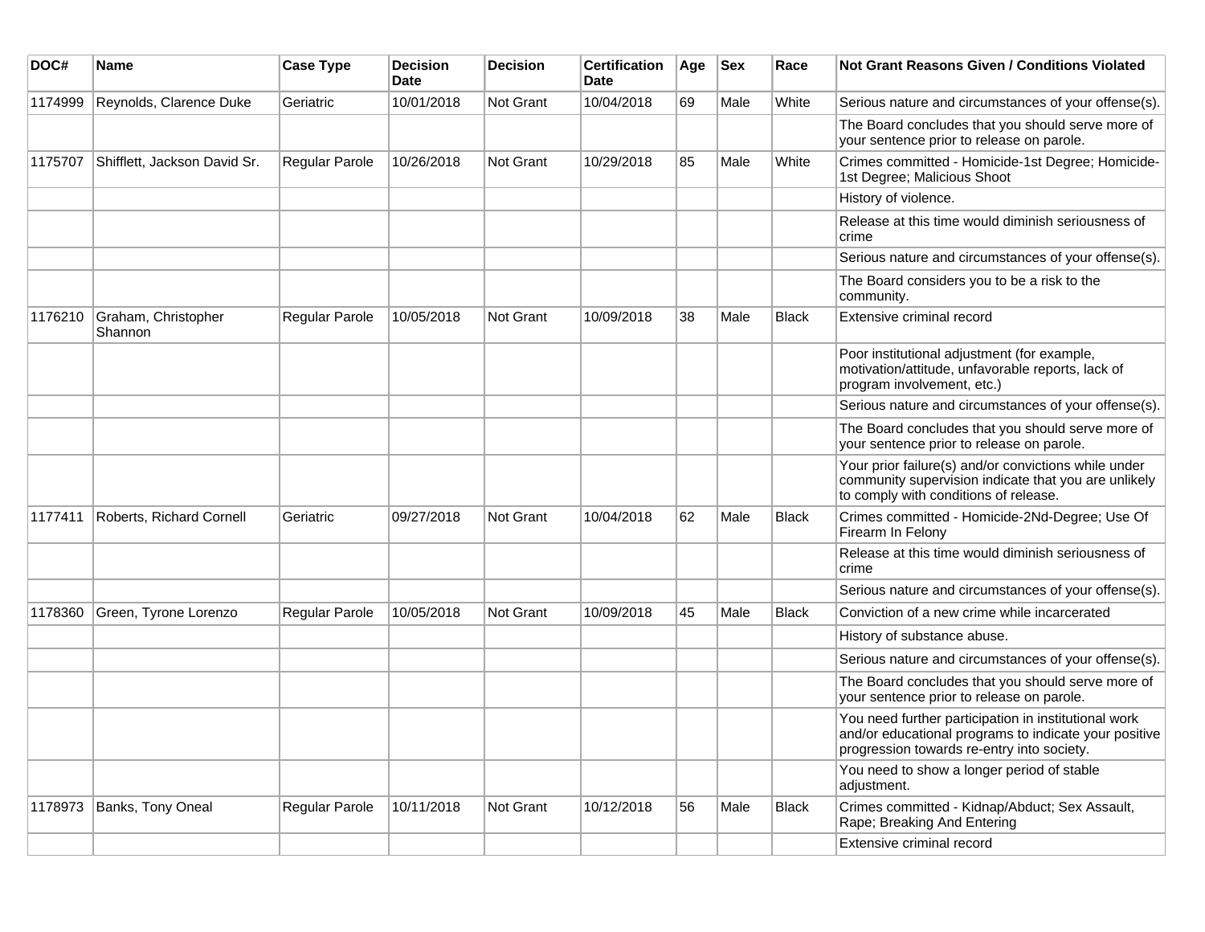| DOC# | Name | Case Type | Decision Date | Decision | Certification Date | Age | Sex | Race | Not Grant Reasons Given / Conditions Violated |
| --- | --- | --- | --- | --- | --- | --- | --- | --- | --- |
| 1174999 | Reynolds, Clarence Duke | Geriatric | 10/01/2018 | Not Grant | 10/04/2018 | 69 | Male | White | Serious nature and circumstances of your offense(s). |
| | | | | | | | | | The Board concludes that you should serve more of your sentence prior to release on parole. |
| 1175707 | Shifflett, Jackson David Sr. | Regular Parole | 10/26/2018 | Not Grant | 10/29/2018 | 85 | Male | White | Crimes committed - Homicide-1st Degree; Homicide-1st Degree; Malicious Shoot |
| | | | | | | | | | History of violence. |
| | | | | | | | | | Release at this time would diminish seriousness of crime |
| | | | | | | | | | Serious nature and circumstances of your offense(s). |
| | | | | | | | | | The Board considers you to be a risk to the community. |
| 1176210 | Graham, Christopher Shannon | Regular Parole | 10/05/2018 | Not Grant | 10/09/2018 | 38 | Male | Black | Extensive criminal record |
| | | | | | | | | | Poor institutional adjustment (for example, motivation/attitude, unfavorable reports, lack of program involvement, etc.) |
| | | | | | | | | | Serious nature and circumstances of your offense(s). |
| | | | | | | | | | The Board concludes that you should serve more of your sentence prior to release on parole. |
| | | | | | | | | | Your prior failure(s) and/or convictions while under community supervision indicate that you are unlikely to comply with conditions of release. |
| 1177411 | Roberts, Richard Cornell | Geriatric | 09/27/2018 | Not Grant | 10/04/2018 | 62 | Male | Black | Crimes committed - Homicide-2Nd-Degree; Use Of Firearm In Felony |
| | | | | | | | | | Release at this time would diminish seriousness of crime |
| | | | | | | | | | Serious nature and circumstances of your offense(s). |
| 1178360 | Green, Tyrone Lorenzo | Regular Parole | 10/05/2018 | Not Grant | 10/09/2018 | 45 | Male | Black | Conviction of a new crime while incarcerated |
| | | | | | | | | | History of substance abuse. |
| | | | | | | | | | Serious nature and circumstances of your offense(s). |
| | | | | | | | | | The Board concludes that you should serve more of your sentence prior to release on parole. |
| | | | | | | | | | You need further participation in institutional work and/or educational programs to indicate your positive progression towards re-entry into society. |
| | | | | | | | | | You need to show a longer period of stable adjustment. |
| 1178973 | Banks, Tony Oneal | Regular Parole | 10/11/2018 | Not Grant | 10/12/2018 | 56 | Male | Black | Crimes committed - Kidnap/Abduct; Sex Assault, Rape; Breaking And Entering |
| | | | | | | | | | Extensive criminal record |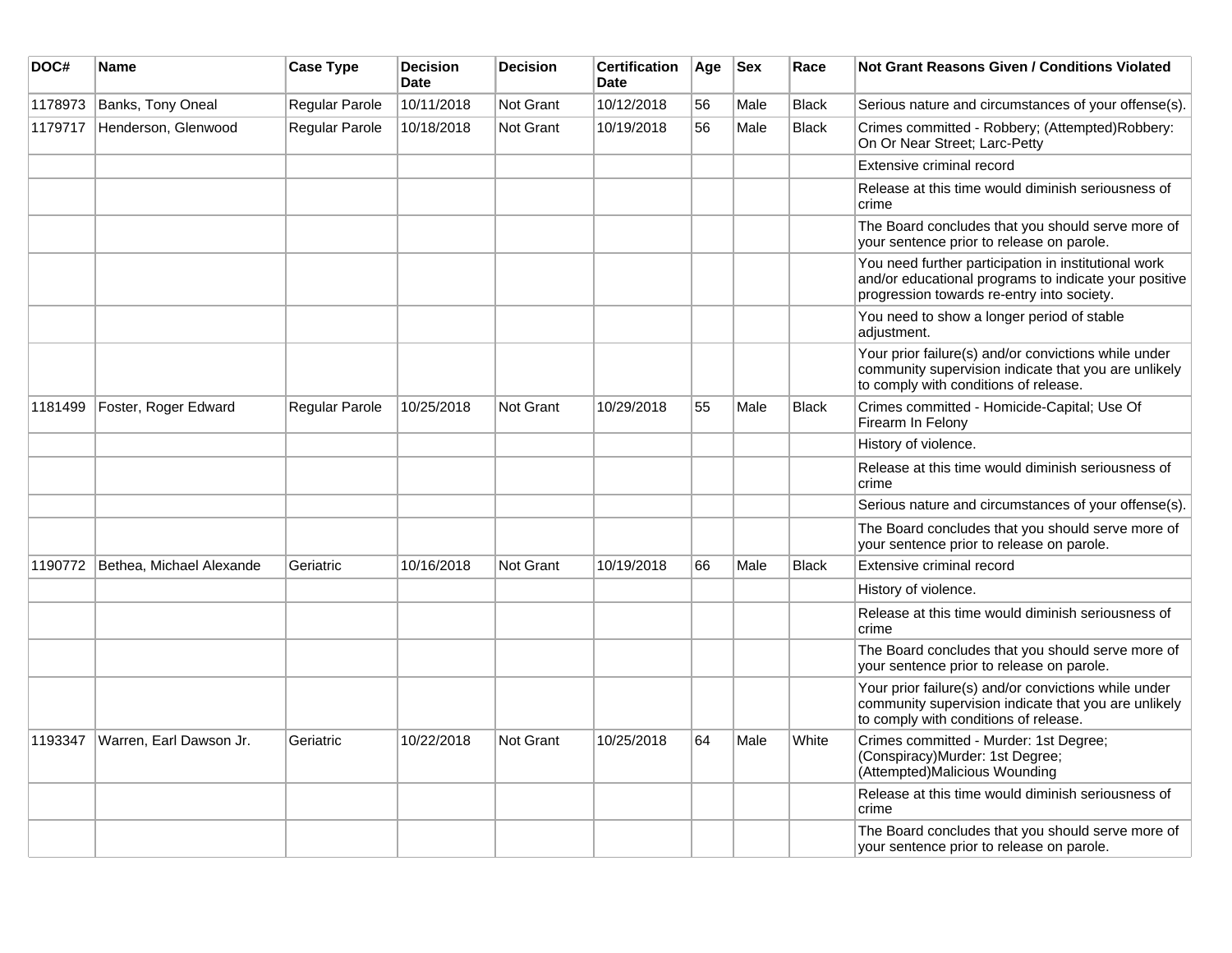| DOC# | Name | Case Type | Decision Date | Decision | Certification Date | Age | Sex | Race | Not Grant Reasons Given / Conditions Violated |
|---|---|---|---|---|---|---|---|---|---|
| 1178973 | Banks, Tony Oneal | Regular Parole | 10/11/2018 | Not Grant | 10/12/2018 | 56 | Male | Black | Serious nature and circumstances of your offense(s). |
| 1179717 | Henderson, Glenwood | Regular Parole | 10/18/2018 | Not Grant | 10/19/2018 | 56 | Male | Black | Crimes committed - Robbery; (Attempted)Robbery: On Or Near Street; Larc-Petty |
| | | | | | | | | | Extensive criminal record |
| | | | | | | | | | Release at this time would diminish seriousness of crime |
| | | | | | | | | | The Board concludes that you should serve more of your sentence prior to release on parole. |
| | | | | | | | | | You need further participation in institutional work and/or educational programs to indicate your positive progression towards re-entry into society. |
| | | | | | | | | | You need to show a longer period of stable adjustment. |
| | | | | | | | | | Your prior failure(s) and/or convictions while under community supervision indicate that you are unlikely to comply with conditions of release. |
| 1181499 | Foster, Roger Edward | Regular Parole | 10/25/2018 | Not Grant | 10/29/2018 | 55 | Male | Black | Crimes committed - Homicide-Capital; Use Of Firearm In Felony |
| | | | | | | | | | History of violence. |
| | | | | | | | | | Release at this time would diminish seriousness of crime |
| | | | | | | | | | Serious nature and circumstances of your offense(s). |
| | | | | | | | | | The Board concludes that you should serve more of your sentence prior to release on parole. |
| 1190772 | Bethea, Michael Alexande | Geriatric | 10/16/2018 | Not Grant | 10/19/2018 | 66 | Male | Black | Extensive criminal record |
| | | | | | | | | | History of violence. |
| | | | | | | | | | Release at this time would diminish seriousness of crime |
| | | | | | | | | | The Board concludes that you should serve more of your sentence prior to release on parole. |
| | | | | | | | | | Your prior failure(s) and/or convictions while under community supervision indicate that you are unlikely to comply with conditions of release. |
| 1193347 | Warren, Earl Dawson Jr. | Geriatric | 10/22/2018 | Not Grant | 10/25/2018 | 64 | Male | White | Crimes committed - Murder: 1st Degree; (Conspiracy)Murder: 1st Degree; (Attempted)Malicious Wounding |
| | | | | | | | | | Release at this time would diminish seriousness of crime |
| | | | | | | | | | The Board concludes that you should serve more of your sentence prior to release on parole. |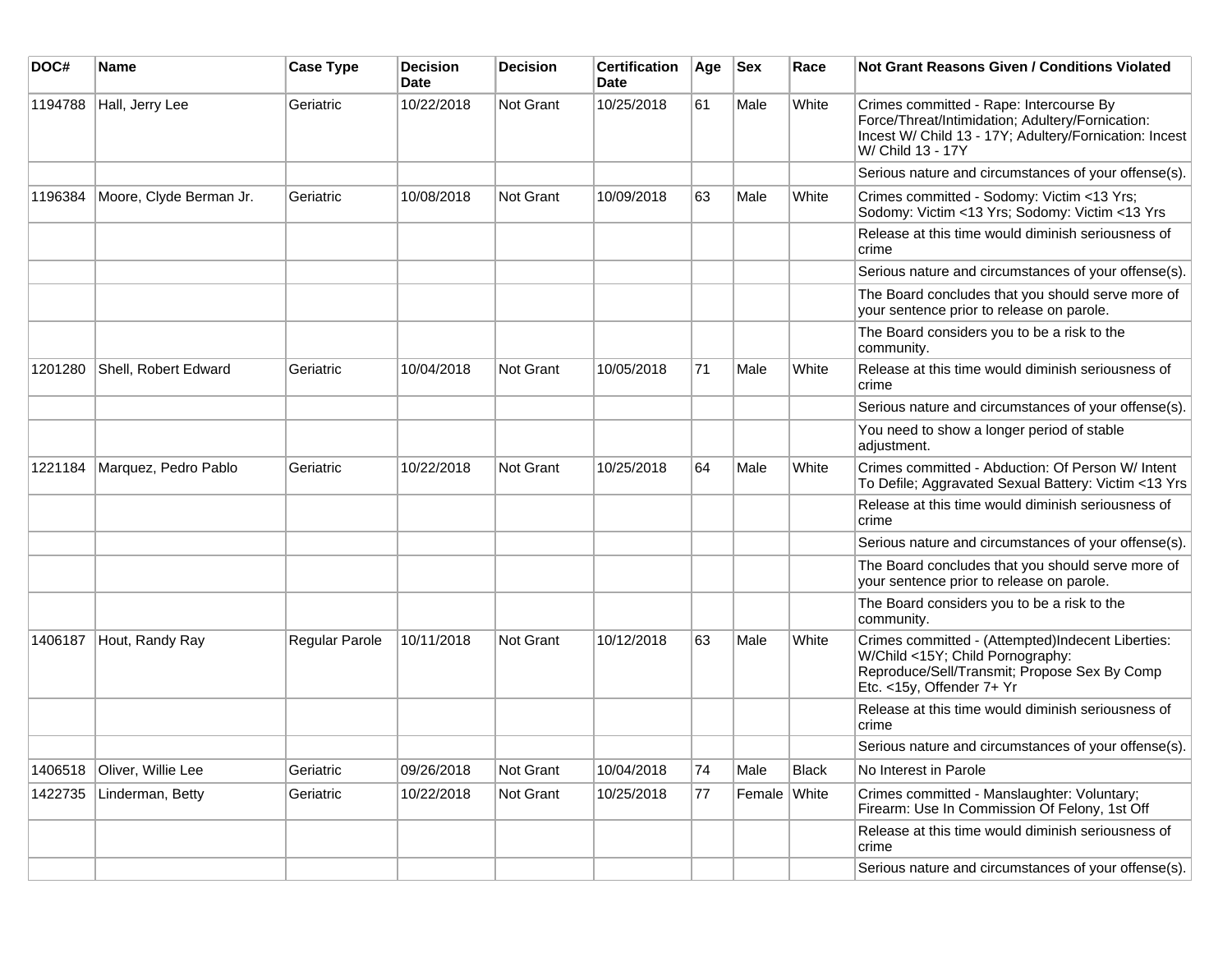| DOC# | Name | Case Type | Decision Date | Decision | Certification Date | Age | Sex | Race | Not Grant Reasons Given / Conditions Violated |
| --- | --- | --- | --- | --- | --- | --- | --- | --- | --- |
| 1194788 | Hall, Jerry Lee | Geriatric | 10/22/2018 | Not Grant | 10/25/2018 | 61 | Male | White | Crimes committed - Rape: Intercourse By Force/Threat/Intimidation; Adultery/Fornication: Incest W/ Child 13 - 17Y; Adultery/Fornication: Incest W/ Child 13 - 17Y |
| | | | | | | | | | Serious nature and circumstances of your offense(s). |
| 1196384 | Moore, Clyde Berman Jr. | Geriatric | 10/08/2018 | Not Grant | 10/09/2018 | 63 | Male | White | Crimes committed - Sodomy: Victim <13 Yrs; Sodomy: Victim <13 Yrs; Sodomy: Victim <13 Yrs |
| | | | | | | | | | Release at this time would diminish seriousness of crime |
| | | | | | | | | | Serious nature and circumstances of your offense(s). |
| | | | | | | | | | The Board concludes that you should serve more of your sentence prior to release on parole. |
| | | | | | | | | | The Board considers you to be a risk to the community. |
| 1201280 | Shell, Robert Edward | Geriatric | 10/04/2018 | Not Grant | 10/05/2018 | 71 | Male | White | Release at this time would diminish seriousness of crime |
| | | | | | | | | | Serious nature and circumstances of your offense(s). |
| | | | | | | | | | You need to show a longer period of stable adjustment. |
| 1221184 | Marquez, Pedro Pablo | Geriatric | 10/22/2018 | Not Grant | 10/25/2018 | 64 | Male | White | Crimes committed - Abduction: Of Person W/ Intent To Defile; Aggravated Sexual Battery: Victim <13 Yrs |
| | | | | | | | | | Release at this time would diminish seriousness of crime |
| | | | | | | | | | Serious nature and circumstances of your offense(s). |
| | | | | | | | | | The Board concludes that you should serve more of your sentence prior to release on parole. |
| | | | | | | | | | The Board considers you to be a risk to the community. |
| 1406187 | Hout, Randy Ray | Regular Parole | 10/11/2018 | Not Grant | 10/12/2018 | 63 | Male | White | Crimes committed - (Attempted)Indecent Liberties: W/Child <15Y; Child Pornography: Reproduce/Sell/Transmit; Propose Sex By Comp Etc. <15y, Offender 7+ Yr |
| | | | | | | | | | Release at this time would diminish seriousness of crime |
| | | | | | | | | | Serious nature and circumstances of your offense(s). |
| 1406518 | Oliver, Willie Lee | Geriatric | 09/26/2018 | Not Grant | 10/04/2018 | 74 | Male | Black | No Interest in Parole |
| 1422735 | Linderman, Betty | Geriatric | 10/22/2018 | Not Grant | 10/25/2018 | 77 | Female | White | Crimes committed - Manslaughter: Voluntary; Firearm: Use In Commission Of Felony, 1st Off |
| | | | | | | | | | Release at this time would diminish seriousness of crime |
| | | | | | | | | | Serious nature and circumstances of your offense(s). |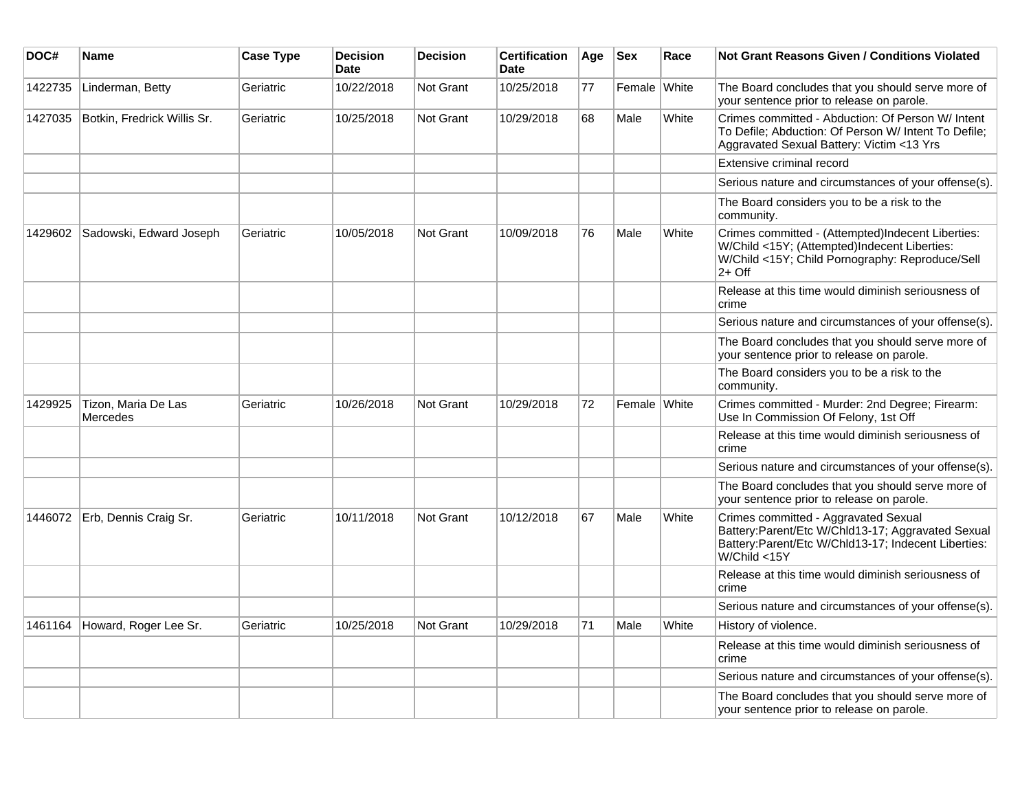| DOC# | Name | Case Type | Decision Date | Decision | Certification Date | Age | Sex | Race | Not Grant Reasons Given / Conditions Violated |
|---|---|---|---|---|---|---|---|---|---|
| 1422735 | Linderman, Betty | Geriatric | 10/22/2018 | Not Grant | 10/25/2018 | 77 | Female | White | The Board concludes that you should serve more of your sentence prior to release on parole. |
| 1427035 | Botkin, Fredrick Willis Sr. | Geriatric | 10/25/2018 | Not Grant | 10/29/2018 | 68 | Male | White | Crimes committed - Abduction: Of Person W/ Intent To Defile; Abduction: Of Person W/ Intent To Defile; Aggravated Sexual Battery: Victim <13 Yrs |
| | | | | | | | | | Extensive criminal record |
| | | | | | | | | | Serious nature and circumstances of your offense(s). |
| | | | | | | | | | The Board considers you to be a risk to the community. |
| 1429602 | Sadowski, Edward Joseph | Geriatric | 10/05/2018 | Not Grant | 10/09/2018 | 76 | Male | White | Crimes committed - (Attempted)Indecent Liberties: W/Child <15Y; (Attempted)Indecent Liberties: W/Child <15Y; Child Pornography: Reproduce/Sell 2+ Off |
| | | | | | | | | | Release at this time would diminish seriousness of crime |
| | | | | | | | | | Serious nature and circumstances of your offense(s). |
| | | | | | | | | | The Board concludes that you should serve more of your sentence prior to release on parole. |
| | | | | | | | | | The Board considers you to be a risk to the community. |
| 1429925 | Tizon, Maria De Las Mercedes | Geriatric | 10/26/2018 | Not Grant | 10/29/2018 | 72 | Female | White | Crimes committed - Murder: 2nd Degree; Firearm: Use In Commission Of Felony, 1st Off |
| | | | | | | | | | Release at this time would diminish seriousness of crime |
| | | | | | | | | | Serious nature and circumstances of your offense(s). |
| | | | | | | | | | The Board concludes that you should serve more of your sentence prior to release on parole. |
| 1446072 | Erb, Dennis Craig Sr. | Geriatric | 10/11/2018 | Not Grant | 10/12/2018 | 67 | Male | White | Crimes committed - Aggravated Sexual Battery:Parent/Etc W/Chld13-17; Aggravated Sexual Battery:Parent/Etc W/Chld13-17; Indecent Liberties: W/Child <15Y |
| | | | | | | | | | Release at this time would diminish seriousness of crime |
| | | | | | | | | | Serious nature and circumstances of your offense(s). |
| 1461164 | Howard, Roger Lee Sr. | Geriatric | 10/25/2018 | Not Grant | 10/29/2018 | 71 | Male | White | History of violence. |
| | | | | | | | | | Release at this time would diminish seriousness of crime |
| | | | | | | | | | Serious nature and circumstances of your offense(s). |
| | | | | | | | | | The Board concludes that you should serve more of your sentence prior to release on parole. |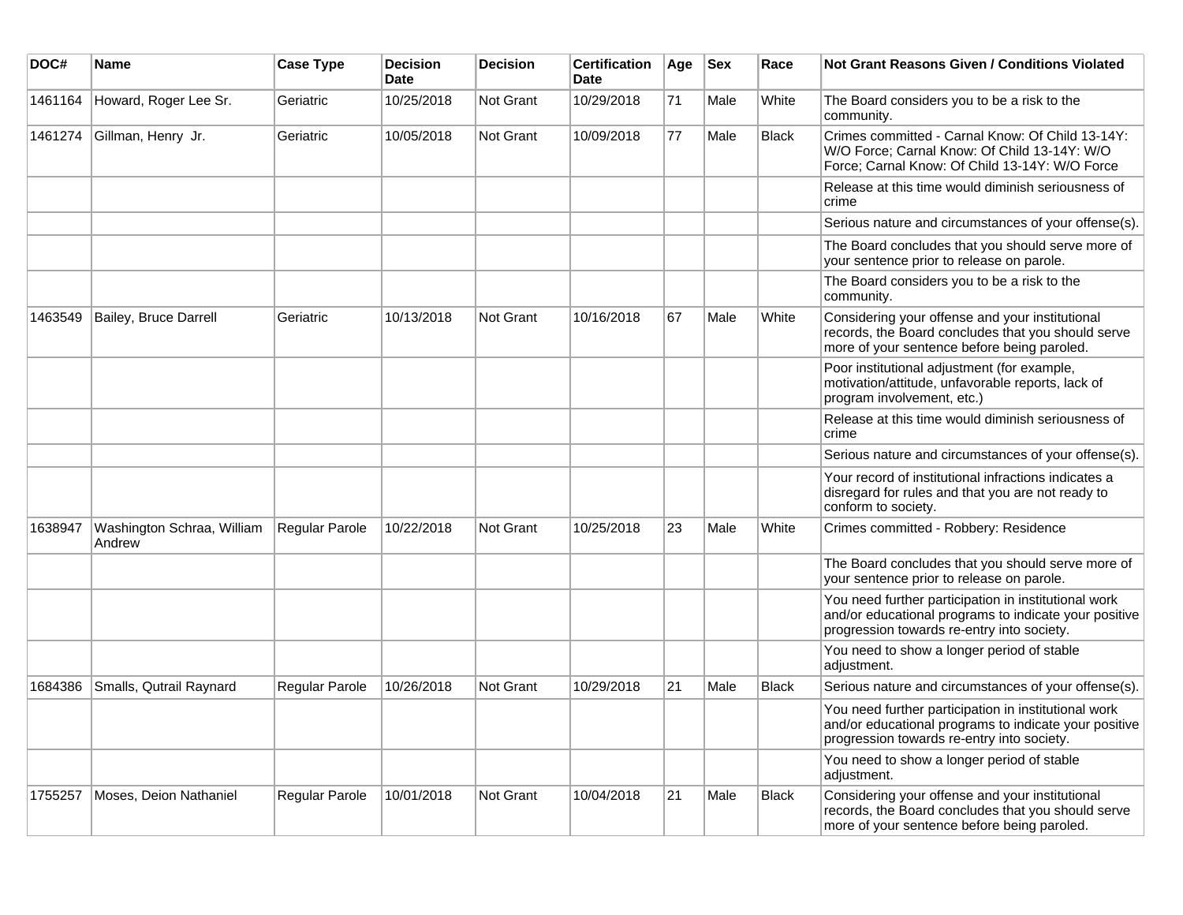| DOC# | Name | Case Type | Decision Date | Decision | Certification Date | Age | Sex | Race | Not Grant Reasons Given / Conditions Violated |
|---|---|---|---|---|---|---|---|---|---|
| 1461164 | Howard, Roger Lee Sr. | Geriatric | 10/25/2018 | Not Grant | 10/29/2018 | 71 | Male | White | The Board considers you to be a risk to the community. |
| 1461274 | Gillman, Henry Jr. | Geriatric | 10/05/2018 | Not Grant | 10/09/2018 | 77 | Male | Black | Crimes committed - Carnal Know: Of Child 13-14Y: W/O Force; Carnal Know: Of Child 13-14Y: W/O Force; Carnal Know: Of Child 13-14Y: W/O Force |
| | | | | | | | | | Release at this time would diminish seriousness of crime |
| | | | | | | | | | Serious nature and circumstances of your offense(s). |
| | | | | | | | | | The Board concludes that you should serve more of your sentence prior to release on parole. |
| | | | | | | | | | The Board considers you to be a risk to the community. |
| 1463549 | Bailey, Bruce Darrell | Geriatric | 10/13/2018 | Not Grant | 10/16/2018 | 67 | Male | White | Considering your offense and your institutional records, the Board concludes that you should serve more of your sentence before being paroled. |
| | | | | | | | | | Poor institutional adjustment (for example, motivation/attitude, unfavorable reports, lack of program involvement, etc.) |
| | | | | | | | | | Release at this time would diminish seriousness of crime |
| | | | | | | | | | Serious nature and circumstances of your offense(s). |
| | | | | | | | | | Your record of institutional infractions indicates a disregard for rules and that you are not ready to conform to society. |
| 1638947 | Washington Schraa, William Andrew | Regular Parole | 10/22/2018 | Not Grant | 10/25/2018 | 23 | Male | White | Crimes committed - Robbery: Residence |
| | | | | | | | | | The Board concludes that you should serve more of your sentence prior to release on parole. |
| | | | | | | | | | You need further participation in institutional work and/or educational programs to indicate your positive progression towards re-entry into society. |
| | | | | | | | | | You need to show a longer period of stable adjustment. |
| 1684386 | Smalls, Qutrail Raynard | Regular Parole | 10/26/2018 | Not Grant | 10/29/2018 | 21 | Male | Black | Serious nature and circumstances of your offense(s). |
| | | | | | | | | | You need further participation in institutional work and/or educational programs to indicate your positive progression towards re-entry into society. |
| | | | | | | | | | You need to show a longer period of stable adjustment. |
| 1755257 | Moses, Deion Nathaniel | Regular Parole | 10/01/2018 | Not Grant | 10/04/2018 | 21 | Male | Black | Considering your offense and your institutional records, the Board concludes that you should serve more of your sentence before being paroled. |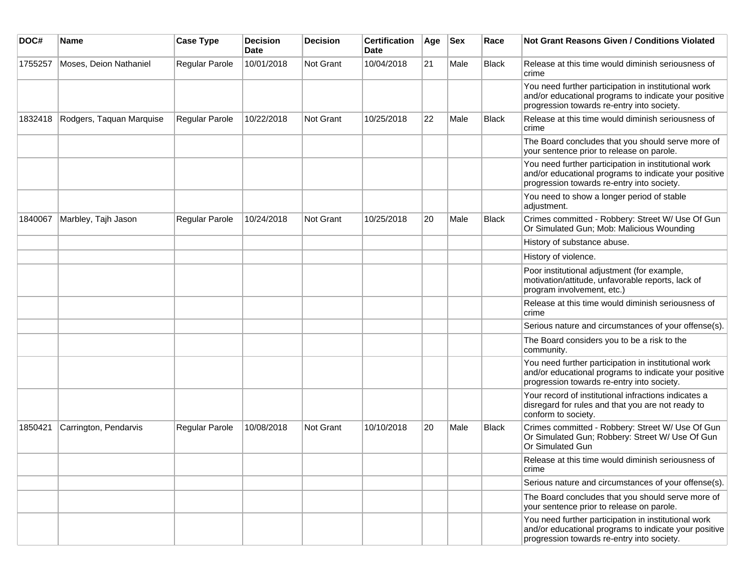| DOC# | Name | Case Type | Decision Date | Decision | Certification Date | Age | Sex | Race | Not Grant Reasons Given / Conditions Violated |
|---|---|---|---|---|---|---|---|---|---|
| 1755257 | Moses, Deion Nathaniel | Regular Parole | 10/01/2018 | Not Grant | 10/04/2018 | 21 | Male | Black | Release at this time would diminish seriousness of crime |
| | | | | | | | | | You need further participation in institutional work and/or educational programs to indicate your positive progression towards re-entry into society. |
| 1832418 | Rodgers, Taquan Marquise | Regular Parole | 10/22/2018 | Not Grant | 10/25/2018 | 22 | Male | Black | Release at this time would diminish seriousness of crime |
| | | | | | | | | | The Board concludes that you should serve more of your sentence prior to release on parole. |
| | | | | | | | | | You need further participation in institutional work and/or educational programs to indicate your positive progression towards re-entry into society. |
| | | | | | | | | | You need to show a longer period of stable adjustment. |
| 1840067 | Marbley, Tajh Jason | Regular Parole | 10/24/2018 | Not Grant | 10/25/2018 | 20 | Male | Black | Crimes committed - Robbery: Street W/ Use Of Gun Or Simulated Gun; Mob: Malicious Wounding |
| | | | | | | | | | History of substance abuse. |
| | | | | | | | | | History of violence. |
| | | | | | | | | | Poor institutional adjustment (for example, motivation/attitude, unfavorable reports, lack of program involvement, etc.) |
| | | | | | | | | | Release at this time would diminish seriousness of crime |
| | | | | | | | | | Serious nature and circumstances of your offense(s). |
| | | | | | | | | | The Board considers you to be a risk to the community. |
| | | | | | | | | | You need further participation in institutional work and/or educational programs to indicate your positive progression towards re-entry into society. |
| | | | | | | | | | Your record of institutional infractions indicates a disregard for rules and that you are not ready to conform to society. |
| 1850421 | Carrington, Pendarvis | Regular Parole | 10/08/2018 | Not Grant | 10/10/2018 | 20 | Male | Black | Crimes committed - Robbery: Street W/ Use Of Gun Or Simulated Gun; Robbery: Street W/ Use Of Gun Or Simulated Gun |
| | | | | | | | | | Release at this time would diminish seriousness of crime |
| | | | | | | | | | Serious nature and circumstances of your offense(s). |
| | | | | | | | | | The Board concludes that you should serve more of your sentence prior to release on parole. |
| | | | | | | | | | You need further participation in institutional work and/or educational programs to indicate your positive progression towards re-entry into society. |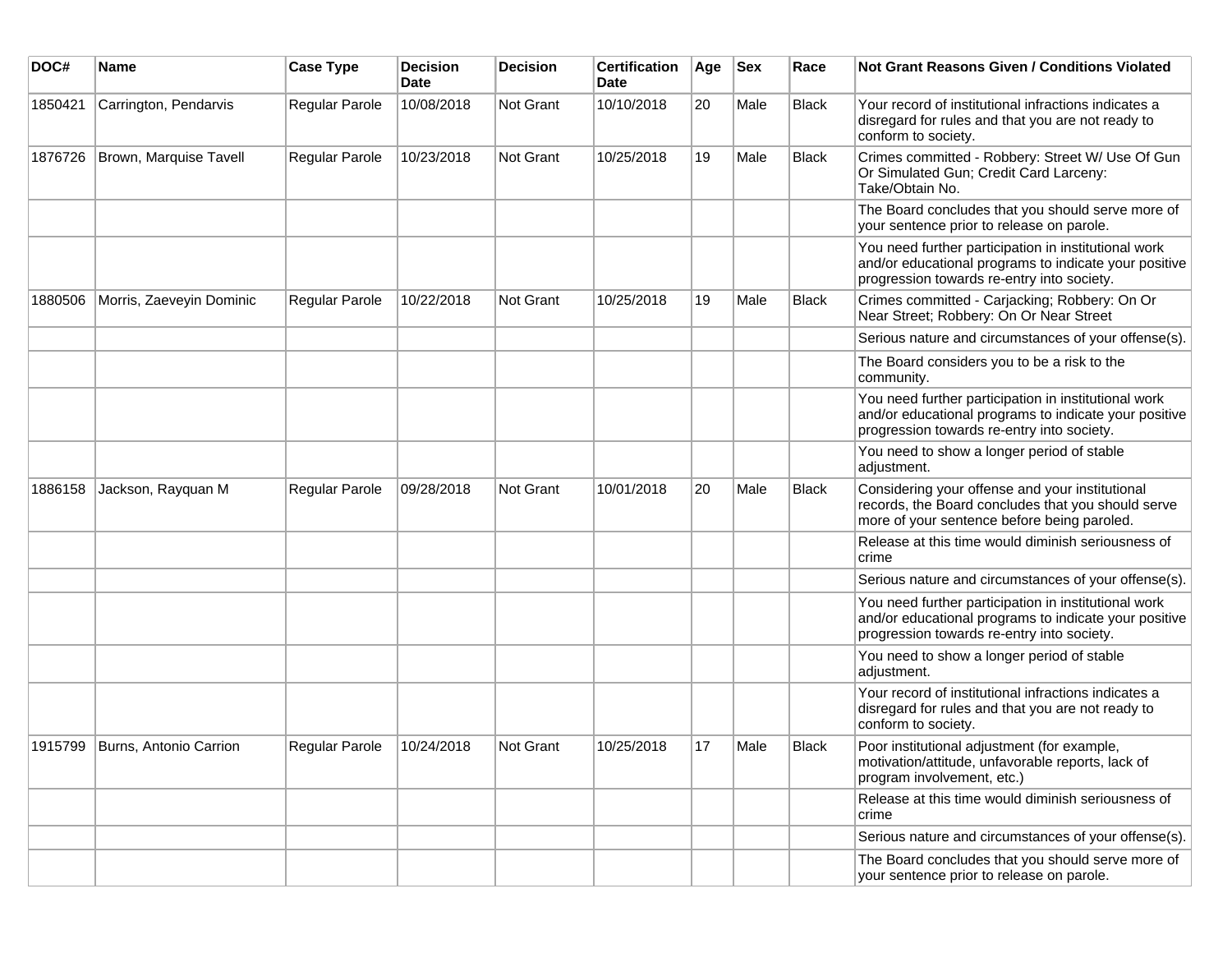| DOC# | Name | Case Type | Decision Date | Decision | Certification Date | Age | Sex | Race | Not Grant Reasons Given / Conditions Violated |
|---|---|---|---|---|---|---|---|---|---|
| 1850421 | Carrington, Pendarvis | Regular Parole | 10/08/2018 | Not Grant | 10/10/2018 | 20 | Male | Black | Your record of institutional infractions indicates a disregard for rules and that you are not ready to conform to society. |
| 1876726 | Brown, Marquise Tavell | Regular Parole | 10/23/2018 | Not Grant | 10/25/2018 | 19 | Male | Black | Crimes committed - Robbery: Street W/ Use Of Gun Or Simulated Gun; Credit Card Larceny: Take/Obtain No. |
| | | | | | | | | | The Board concludes that you should serve more of your sentence prior to release on parole. |
| | | | | | | | | | You need further participation in institutional work and/or educational programs to indicate your positive progression towards re-entry into society. |
| 1880506 | Morris, Zaeveyin Dominic | Regular Parole | 10/22/2018 | Not Grant | 10/25/2018 | 19 | Male | Black | Crimes committed - Carjacking; Robbery: On Or Near Street; Robbery: On Or Near Street |
| | | | | | | | | | Serious nature and circumstances of your offense(s). |
| | | | | | | | | | The Board considers you to be a risk to the community. |
| | | | | | | | | | You need further participation in institutional work and/or educational programs to indicate your positive progression towards re-entry into society. |
| | | | | | | | | | You need to show a longer period of stable adjustment. |
| 1886158 | Jackson, Rayquan M | Regular Parole | 09/28/2018 | Not Grant | 10/01/2018 | 20 | Male | Black | Considering your offense and your institutional records, the Board concludes that you should serve more of your sentence before being paroled. |
| | | | | | | | | | Release at this time would diminish seriousness of crime |
| | | | | | | | | | Serious nature and circumstances of your offense(s). |
| | | | | | | | | | You need further participation in institutional work and/or educational programs to indicate your positive progression towards re-entry into society. |
| | | | | | | | | | You need to show a longer period of stable adjustment. |
| | | | | | | | | | Your record of institutional infractions indicates a disregard for rules and that you are not ready to conform to society. |
| 1915799 | Burns, Antonio Carrion | Regular Parole | 10/24/2018 | Not Grant | 10/25/2018 | 17 | Male | Black | Poor institutional adjustment (for example, motivation/attitude, unfavorable reports, lack of program involvement, etc.) |
| | | | | | | | | | Release at this time would diminish seriousness of crime |
| | | | | | | | | | Serious nature and circumstances of your offense(s). |
| | | | | | | | | | The Board concludes that you should serve more of your sentence prior to release on parole. |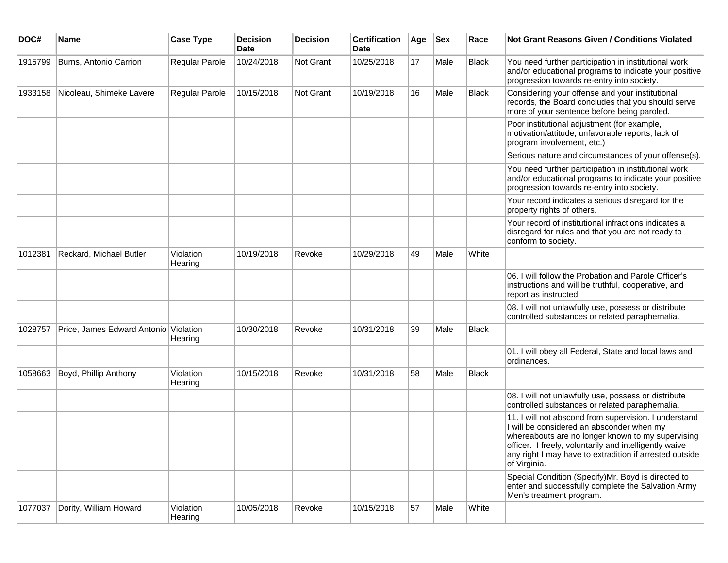| DOC# | Name | Case Type | Decision Date | Decision | Certification Date | Age | Sex | Race | Not Grant Reasons Given / Conditions Violated |
|---|---|---|---|---|---|---|---|---|---|
| 1915799 | Burns, Antonio Carrion | Regular Parole | 10/24/2018 | Not Grant | 10/25/2018 | 17 | Male | Black | You need further participation in institutional work and/or educational programs to indicate your positive progression towards re-entry into society. |
| 1933158 | Nicoleau, Shimeke Lavere | Regular Parole | 10/15/2018 | Not Grant | 10/19/2018 | 16 | Male | Black | Considering your offense and your institutional records, the Board concludes that you should serve more of your sentence before being paroled. |
| | | | | | | | | | Poor institutional adjustment (for example, motivation/attitude, unfavorable reports, lack of program involvement, etc.) |
| | | | | | | | | | Serious nature and circumstances of your offense(s). |
| | | | | | | | | | You need further participation in institutional work and/or educational programs to indicate your positive progression towards re-entry into society. |
| | | | | | | | | | Your record indicates a serious disregard for the property rights of others. |
| | | | | | | | | | Your record of institutional infractions indicates a disregard for rules and that you are not ready to conform to society. |
| 1012381 | Reckard, Michael Butler | Violation Hearing | 10/19/2018 | Revoke | 10/29/2018 | 49 | Male | White | |
| | | | | | | | | | 06. I will follow the Probation and Parole Officer's instructions and will be truthful, cooperative, and report as instructed. |
| | | | | | | | | | 08. I will not unlawfully use, possess or distribute controlled substances or related paraphernalia. |
| 1028757 | Price, James Edward Antonio | Violation Hearing | 10/30/2018 | Revoke | 10/31/2018 | 39 | Male | Black | |
| | | | | | | | | | 01. I will obey all Federal, State and local laws and ordinances. |
| 1058663 | Boyd, Phillip Anthony | Violation Hearing | 10/15/2018 | Revoke | 10/31/2018 | 58 | Male | Black | |
| | | | | | | | | | 08. I will not unlawfully use, possess or distribute controlled substances or related paraphernalia. |
| | | | | | | | | | 11. I will not abscond from supervision. I understand I will be considered an absconder when my whereabouts are no longer known to my supervising officer. I freely, voluntarily and intelligently waive any right I may have to extradition if arrested outside of Virginia. |
| | | | | | | | | | Special Condition (Specify)Mr. Boyd is directed to enter and successfully complete the Salvation Army Men's treatment program. |
| 1077037 | Dority, William Howard | Violation Hearing | 10/05/2018 | Revoke | 10/15/2018 | 57 | Male | White | |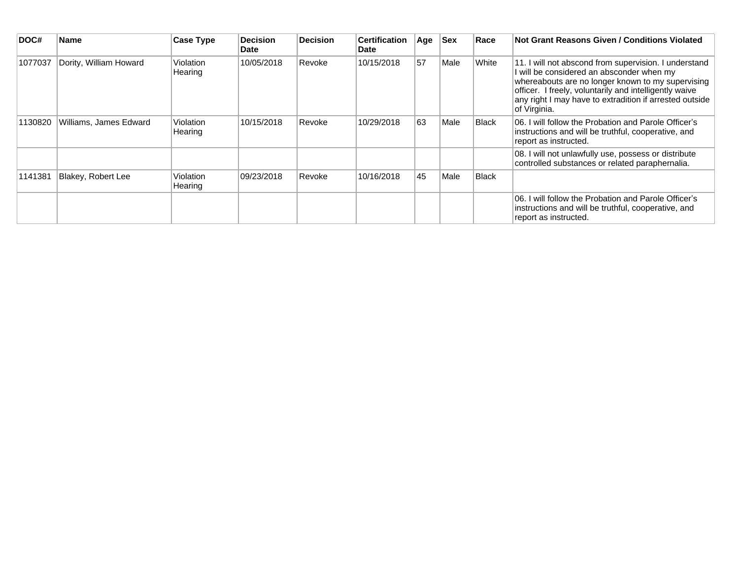| DOC# | Name | Case Type | Decision Date | Decision | Certification Date | Age | Sex | Race | Not Grant Reasons Given / Conditions Violated |
|---|---|---|---|---|---|---|---|---|---|
| 1077037 | Dority, William Howard | Violation Hearing | 10/05/2018 | Revoke | 10/15/2018 | 57 | Male | White | 11. I will not abscond from supervision. I understand I will be considered an absconder when my whereabouts are no longer known to my supervising officer. I freely, voluntarily and intelligently waive any right I may have to extradition if arrested outside of Virginia. |
| 1130820 | Williams, James Edward | Violation Hearing | 10/15/2018 | Revoke | 10/29/2018 | 63 | Male | Black | 06. I will follow the Probation and Parole Officer's instructions and will be truthful, cooperative, and report as instructed. |
| | | | | | | | | | 08. I will not unlawfully use, possess or distribute controlled substances or related paraphernalia. |
| 1141381 | Blakey, Robert Lee | Violation Hearing | 09/23/2018 | Revoke | 10/16/2018 | 45 | Male | Black | |
| | | | | | | | | | 06. I will follow the Probation and Parole Officer's instructions and will be truthful, cooperative, and report as instructed. |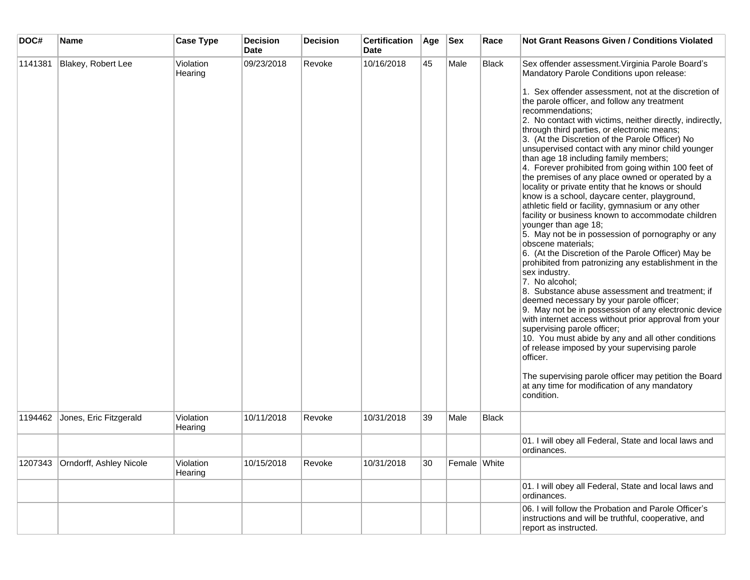| DOC# | Name | Case Type | Decision Date | Decision | Certification Date | Age | Sex | Race | Not Grant Reasons Given / Conditions Violated |
|---|---|---|---|---|---|---|---|---|---|
| 1141381 | Blakey, Robert Lee | Violation Hearing | 09/23/2018 | Revoke | 10/16/2018 | 45 | Male | Black | Sex offender assessment.Virginia Parole Board's Mandatory Parole Conditions upon release:<br><br>1. Sex offender assessment, not at the discretion of the parole officer, and follow any treatment recommendations;<br>2. No contact with victims, neither directly, indirectly, through third parties, or electronic means;<br>3. (At the Discretion of the Parole Officer) No unsupervised contact with any minor child younger than age 18 including family members;<br>4. Forever prohibited from going within 100 feet of the premises of any place owned or operated by a locality or private entity that he knows or should know is a school, daycare center, playground, athletic field or facility, gymnasium or any other facility or business known to accommodate children younger than age 18;<br>5. May not be in possession of pornography or any obscene materials;<br>6. (At the Discretion of the Parole Officer) May be prohibited from patronizing any establishment in the sex industry.<br>7. No alcohol;<br>8. Substance abuse assessment and treatment; if deemed necessary by your parole officer;<br>9. May not be in possession of any electronic device with internet access without prior approval from your supervising parole officer;<br>10. You must abide by any and all other conditions of release imposed by your supervising parole officer.<br><br>The supervising parole officer may petition the Board at any time for modification of any mandatory condition. |
| 1194462 | Jones, Eric Fitzgerald | Violation Hearing | 10/11/2018 | Revoke | 10/31/2018 | 39 | Male | Black | |
| | | | | | | | | | 01. I will obey all Federal, State and local laws and ordinances. |
| 1207343 | Orndorff, Ashley Nicole | Violation Hearing | 10/15/2018 | Revoke | 10/31/2018 | 30 | Female | White | |
| | | | | | | | | | 01. I will obey all Federal, State and local laws and ordinances. |
| | | | | | | | | | 06. I will follow the Probation and Parole Officer's instructions and will be truthful, cooperative, and report as instructed. |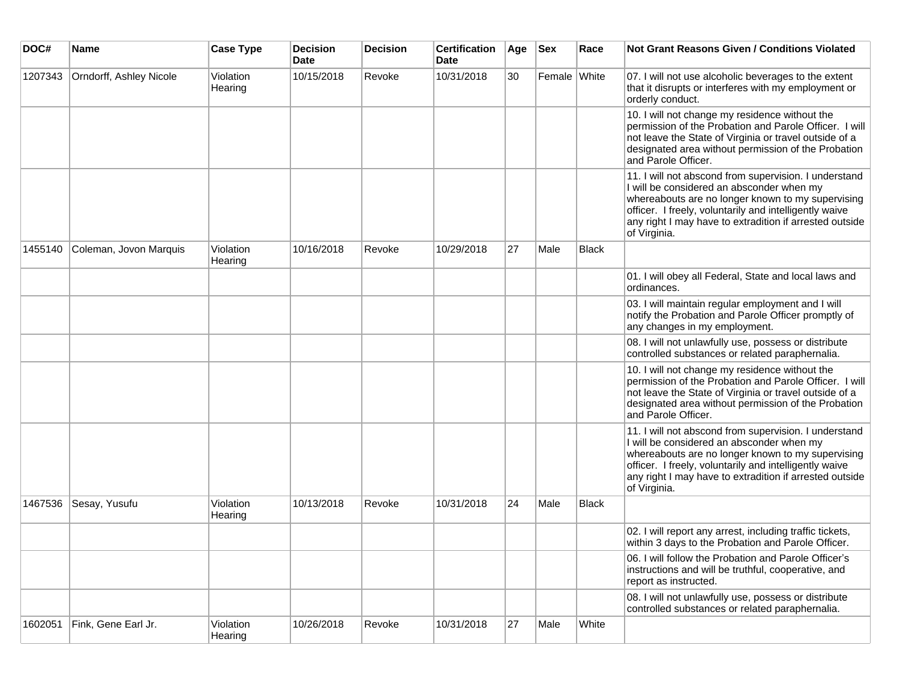| DOC# | Name | Case Type | Decision Date | Decision | Certification Date | Age | Sex | Race | Not Grant Reasons Given / Conditions Violated |
|---|---|---|---|---|---|---|---|---|---|
| 1207343 | Orndorff, Ashley Nicole | Violation Hearing | 10/15/2018 | Revoke | 10/31/2018 | 30 | Female | White | 07. I will not use alcoholic beverages to the extent that it disrupts or interferes with my employment or orderly conduct. |
| | | | | | | | | | 10. I will not change my residence without the permission of the Probation and Parole Officer. I will not leave the State of Virginia or travel outside of a designated area without permission of the Probation and Parole Officer. |
| | | | | | | | | | 11. I will not abscond from supervision. I understand I will be considered an absconder when my whereabouts are no longer known to my supervising officer. I freely, voluntarily and intelligently waive any right I may have to extradition if arrested outside of Virginia. |
| 1455140 | Coleman, Jovon Marquis | Violation Hearing | 10/16/2018 | Revoke | 10/29/2018 | 27 | Male | Black | |
| | | | | | | | | | 01. I will obey all Federal, State and local laws and ordinances. |
| | | | | | | | | | 03. I will maintain regular employment and I will notify the Probation and Parole Officer promptly of any changes in my employment. |
| | | | | | | | | | 08. I will not unlawfully use, possess or distribute controlled substances or related paraphernalia. |
| | | | | | | | | | 10. I will not change my residence without the permission of the Probation and Parole Officer. I will not leave the State of Virginia or travel outside of a designated area without permission of the Probation and Parole Officer. |
| | | | | | | | | | 11. I will not abscond from supervision. I understand I will be considered an absconder when my whereabouts are no longer known to my supervising officer. I freely, voluntarily and intelligently waive any right I may have to extradition if arrested outside of Virginia. |
| 1467536 | Sesay, Yusufu | Violation Hearing | 10/13/2018 | Revoke | 10/31/2018 | 24 | Male | Black | |
| | | | | | | | | | 02. I will report any arrest, including traffic tickets, within 3 days to the Probation and Parole Officer. |
| | | | | | | | | | 06. I will follow the Probation and Parole Officer's instructions and will be truthful, cooperative, and report as instructed. |
| | | | | | | | | | 08. I will not unlawfully use, possess or distribute controlled substances or related paraphernalia. |
| 1602051 | Fink, Gene Earl Jr. | Violation Hearing | 10/26/2018 | Revoke | 10/31/2018 | 27 | Male | White | |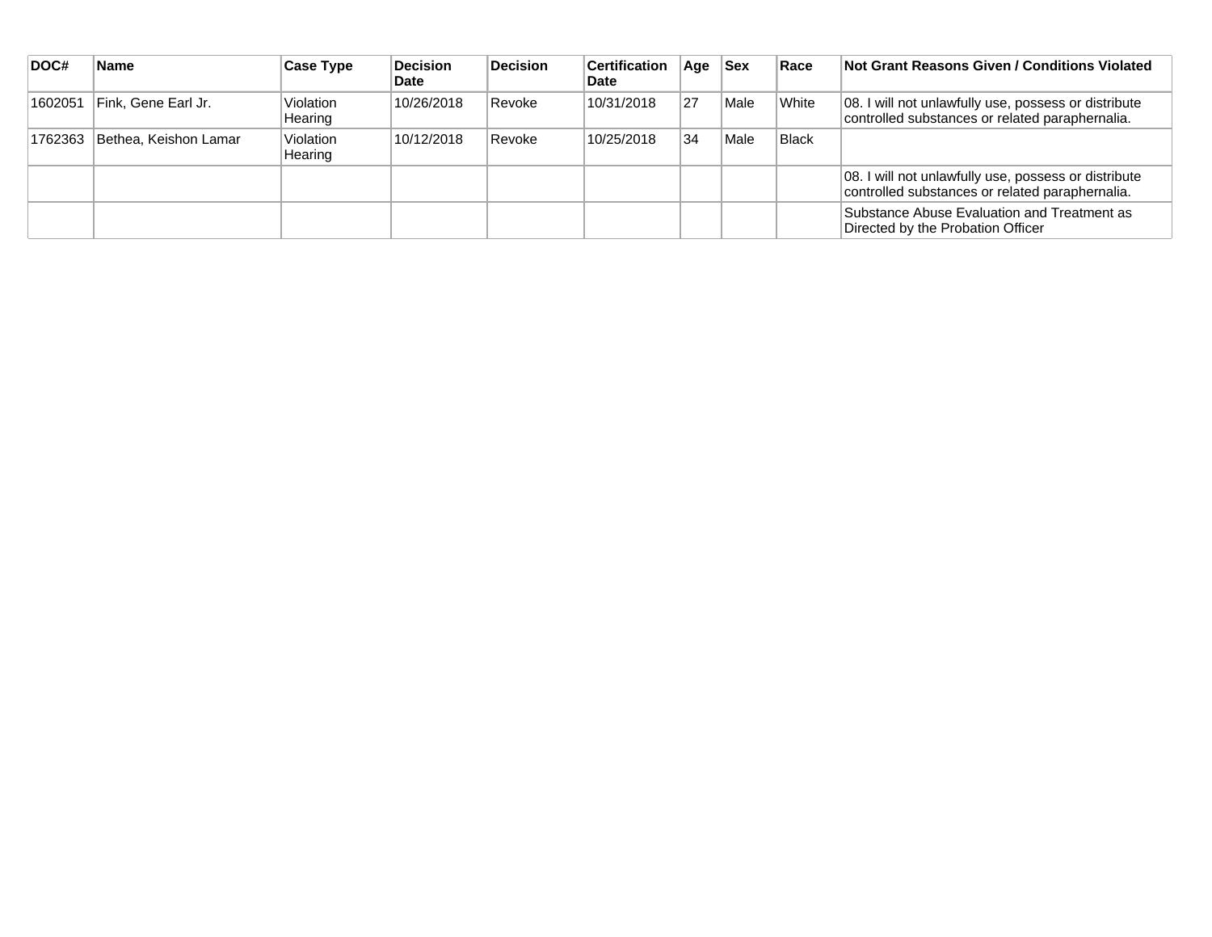| DOC# | Name | Case Type | Decision Date | Decision | Certification Date | Age | Sex | Race | Not Grant Reasons Given / Conditions Violated |
|---|---|---|---|---|---|---|---|---|---|
| 1602051 | Fink, Gene Earl Jr. | Violation Hearing | 10/26/2018 | Revoke | 10/31/2018 | 27 | Male | White | 08. I will not unlawfully use, possess or distribute controlled substances or related paraphernalia. |
| 1762363 | Bethea, Keishon Lamar | Violation Hearing | 10/12/2018 | Revoke | 10/25/2018 | 34 | Male | Black | |
| | | | | | | | | | 08. I will not unlawfully use, possess or distribute controlled substances or related paraphernalia. |
| | | | | | | | | | Substance Abuse Evaluation and Treatment as Directed by the Probation Officer |